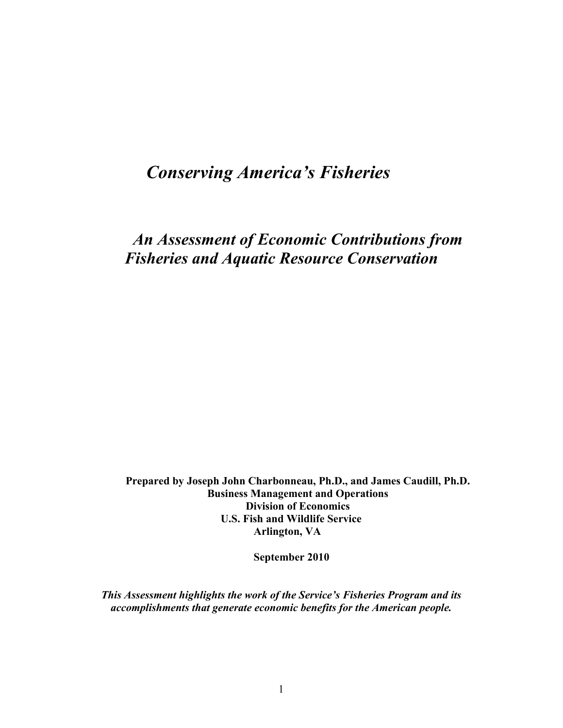# *Conserving America's Fisheries*

## *An Assessment of Economic Contributions from Fisheries and Aquatic Resource Conservation*

**Prepared by Joseph John Charbonneau, Ph.D., and James Caudill, Ph.D.**
**Business Management and Operations**
**Division of Economics**
**U.S. Fish and Wildlife Service**
**Arlington, VA**

**September 2010**

***This Assessment highlights the work of the Service's Fisheries Program and its accomplishments that generate economic benefits for the American people.***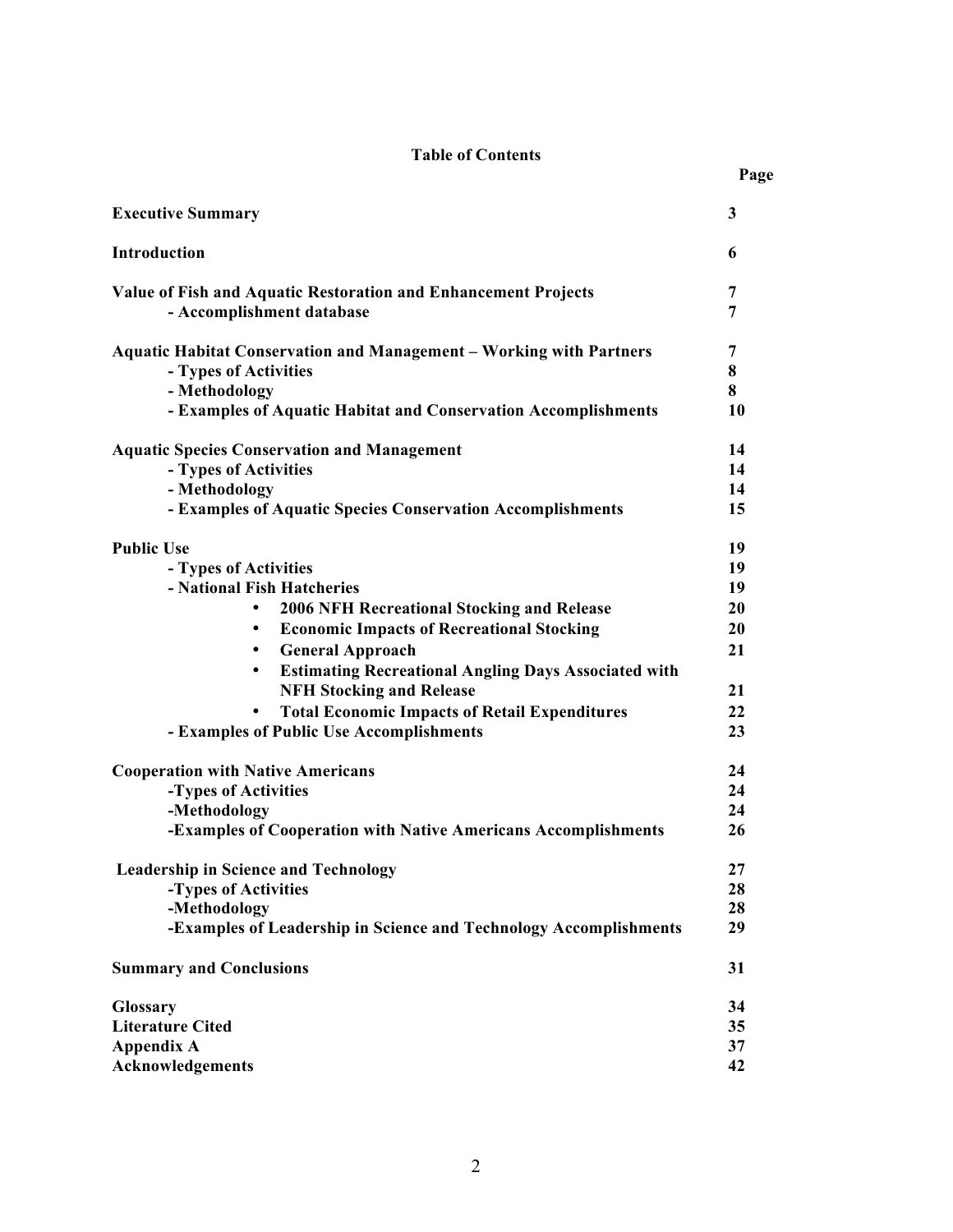## Table of Contents

| | Page |
|---|---|
| **Executive Summary** | **3** |
| **Introduction** | **6** |
| **Value of Fish and Aquatic Restoration and Enhancement Projects** | **7** |
| **- Accomplishment database** | **7** |
| **Aquatic Habitat Conservation and Management – Working with Partners** | **7** |
| **- Types of Activities** | **8** |
| **- Methodology** | **8** |
| **- Examples of Aquatic Habitat and Conservation Accomplishments** | **10** |
| **Aquatic Species Conservation and Management** | **14** |
| **- Types of Activities** | **14** |
| **- Methodology** | **14** |
| **- Examples of Aquatic Species Conservation Accomplishments** | **15** |
| **Public Use** | **19** |
| **- Types of Activities** | **19** |
| **- National Fish Hatcheries** | **19** |
| • **2006 NFH Recreational Stocking and Release** | **20** |
| • **Economic Impacts of Recreational Stocking** | **20** |
| • **General Approach** | **21** |
| • **Estimating Recreational Angling Days Associated with NFH Stocking and Release** | **21** |
| • **Total Economic Impacts of Retail Expenditures** | **22** |
| **- Examples of Public Use Accomplishments** | **23** |
| **Cooperation with Native Americans** | **24** |
| **-Types of Activities** | **24** |
| **-Methodology** | **24** |
| **-Examples of Cooperation with Native Americans Accomplishments** | **26** |
| **Leadership in Science and Technology** | **27** |
| **-Types of Activities** | **28** |
| **-Methodology** | **28** |
| **-Examples of Leadership in Science and Technology Accomplishments** | **29** |
| **Summary and Conclusions** | **31** |
| **Glossary** | **34** |
| **Literature Cited** | **35** |
| **Appendix A** | **37** |
| **Acknowledgements** | **42** |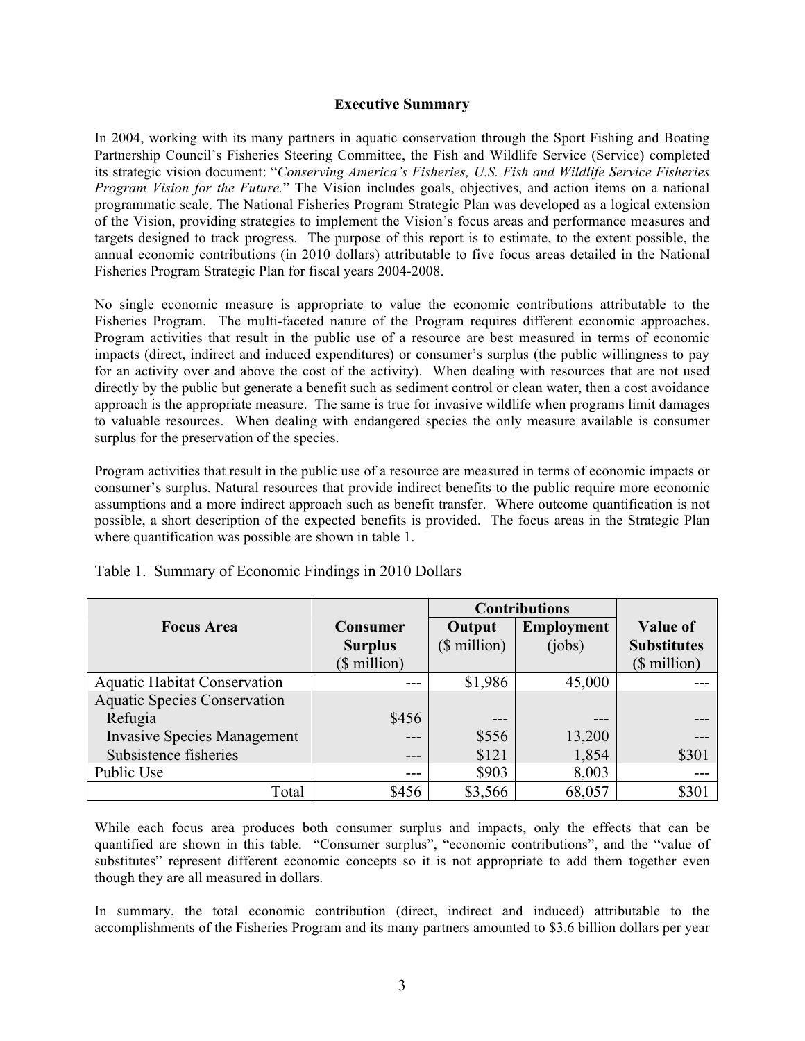## Executive Summary

In 2004, working with its many partners in aquatic conservation through the Sport Fishing and Boating Partnership Council's Fisheries Steering Committee, the Fish and Wildlife Service (Service) completed its strategic vision document: "*Conserving America's Fisheries, U.S. Fish and Wildlife Service Fisheries Program Vision for the Future.*" The Vision includes goals, objectives, and action items on a national programmatic scale. The National Fisheries Program Strategic Plan was developed as a logical extension of the Vision, providing strategies to implement the Vision's focus areas and performance measures and targets designed to track progress. The purpose of this report is to estimate, to the extent possible, the annual economic contributions (in 2010 dollars) attributable to five focus areas detailed in the National Fisheries Program Strategic Plan for fiscal years 2004-2008.

No single economic measure is appropriate to value the economic contributions attributable to the Fisheries Program. The multi-faceted nature of the Program requires different economic approaches. Program activities that result in the public use of a resource are best measured in terms of economic impacts (direct, indirect and induced expenditures) or consumer's surplus (the public willingness to pay for an activity over and above the cost of the activity). When dealing with resources that are not used directly by the public but generate a benefit such as sediment control or clean water, then a cost avoidance approach is the appropriate measure. The same is true for invasive wildlife when programs limit damages to valuable resources. When dealing with endangered species the only measure available is consumer surplus for the preservation of the species.

Program activities that result in the public use of a resource are measured in terms of economic impacts or consumer's surplus. Natural resources that provide indirect benefits to the public require more economic assumptions and a more indirect approach such as benefit transfer. Where outcome quantification is not possible, a short description of the expected benefits is provided. The focus areas in the Strategic Plan where quantification was possible are shown in table 1.

Table 1. Summary of Economic Findings in 2010 Dollars

| Focus Area | Consumer Surplus ($ million) | Contributions | | Value of Substitutes ($ million) |
|---|---|---|---|---|
| | | Output ($ million) | Employment (jobs) | |
| Aquatic Habitat Conservation | --- | $1,986 | 45,000 | --- |
| Aquatic Species Conservation | | | | |
| Refugia | $456 | --- | --- | --- |
| Invasive Species Management | --- | $556 | 13,200 | --- |
| Subsistence fisheries | --- | $121 | 1,854 | $301 |
| Public Use | --- | $903 | 8,003 | --- |
| Total | $456 | $3,566 | 68,057 | $301 |

While each focus area produces both consumer surplus and impacts, only the effects that can be quantified are shown in this table. "Consumer surplus", "economic contributions", and the "value of substitutes" represent different economic concepts so it is not appropriate to add them together even though they are all measured in dollars.

In summary, the total economic contribution (direct, indirect and induced) attributable to the accomplishments of the Fisheries Program and its many partners amounted to $3.6 billion dollars per year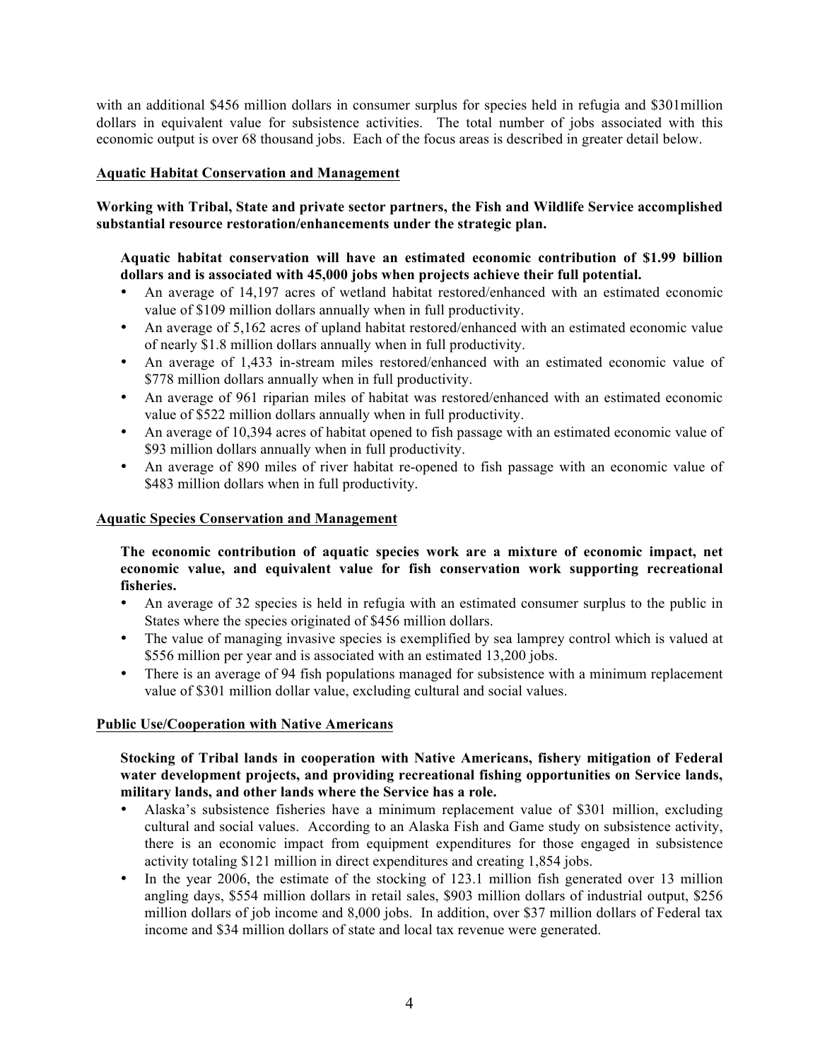with an additional $456 million dollars in consumer surplus for species held in refugia and $301million dollars in equivalent value for subsistence activities. The total number of jobs associated with this economic output is over 68 thousand jobs. Each of the focus areas is described in greater detail below.

## Aquatic Habitat Conservation and Management

**Working with Tribal, State and private sector partners, the Fish and Wildlife Service accomplished substantial resource restoration/enhancements under the strategic plan.**

**Aquatic habitat conservation will have an estimated economic contribution of $1.99 billion dollars and is associated with 45,000 jobs when projects achieve their full potential.**

- An average of 14,197 acres of wetland habitat restored/enhanced with an estimated economic value of $109 million dollars annually when in full productivity.
- An average of 5,162 acres of upland habitat restored/enhanced with an estimated economic value of nearly $1.8 million dollars annually when in full productivity.
- An average of 1,433 in-stream miles restored/enhanced with an estimated economic value of $778 million dollars annually when in full productivity.
- An average of 961 riparian miles of habitat was restored/enhanced with an estimated economic value of $522 million dollars annually when in full productivity.
- An average of 10,394 acres of habitat opened to fish passage with an estimated economic value of $93 million dollars annually when in full productivity.
- An average of 890 miles of river habitat re-opened to fish passage with an economic value of $483 million dollars when in full productivity.

## Aquatic Species Conservation and Management

**The economic contribution of aquatic species work are a mixture of economic impact, net economic value, and equivalent value for fish conservation work supporting recreational fisheries.**

- An average of 32 species is held in refugia with an estimated consumer surplus to the public in States where the species originated of $456 million dollars.
- The value of managing invasive species is exemplified by sea lamprey control which is valued at $556 million per year and is associated with an estimated 13,200 jobs.
- There is an average of 94 fish populations managed for subsistence with a minimum replacement value of $301 million dollar value, excluding cultural and social values.

## Public Use/Cooperation with Native Americans

**Stocking of Tribal lands in cooperation with Native Americans, fishery mitigation of Federal water development projects, and providing recreational fishing opportunities on Service lands, military lands, and other lands where the Service has a role.**

- Alaska's subsistence fisheries have a minimum replacement value of $301 million, excluding cultural and social values. According to an Alaska Fish and Game study on subsistence activity, there is an economic impact from equipment expenditures for those engaged in subsistence activity totaling $121 million in direct expenditures and creating 1,854 jobs.
- In the year 2006, the estimate of the stocking of 123.1 million fish generated over 13 million angling days, $554 million dollars in retail sales, $903 million dollars of industrial output, $256 million dollars of job income and 8,000 jobs. In addition, over $37 million dollars of Federal tax income and $34 million dollars of state and local tax revenue were generated.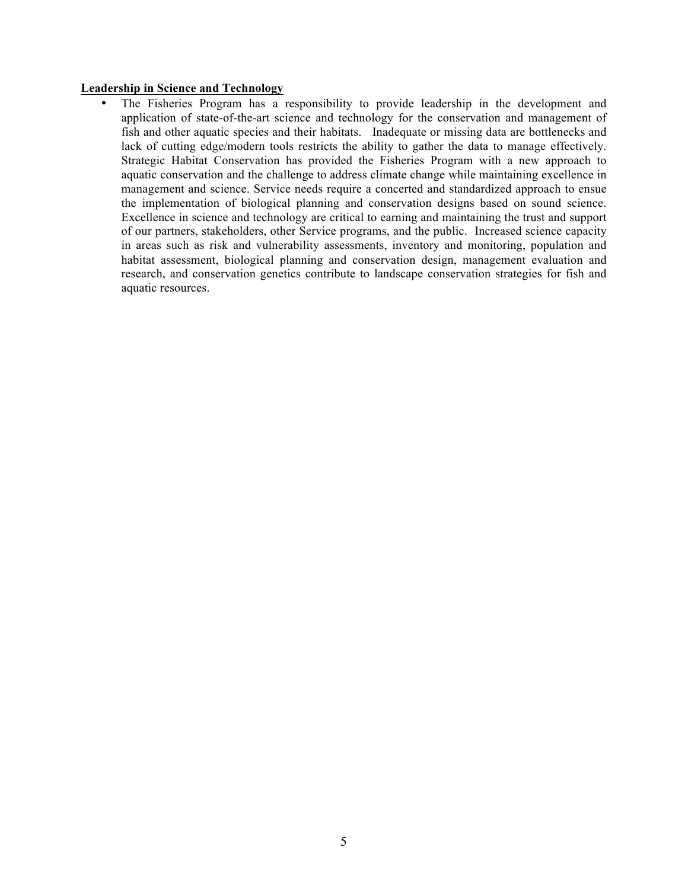**Leadership in Science and Technology**

- The Fisheries Program has a responsibility to provide leadership in the development and application of state-of-the-art science and technology for the conservation and management of fish and other aquatic species and their habitats. Inadequate or missing data are bottlenecks and lack of cutting edge/modern tools restricts the ability to gather the data to manage effectively. Strategic Habitat Conservation has provided the Fisheries Program with a new approach to aquatic conservation and the challenge to address climate change while maintaining excellence in management and science. Service needs require a concerted and standardized approach to ensue the implementation of biological planning and conservation designs based on sound science. Excellence in science and technology are critical to earning and maintaining the trust and support of our partners, stakeholders, other Service programs, and the public. Increased science capacity in areas such as risk and vulnerability assessments, inventory and monitoring, population and habitat assessment, biological planning and conservation design, management evaluation and research, and conservation genetics contribute to landscape conservation strategies for fish and aquatic resources.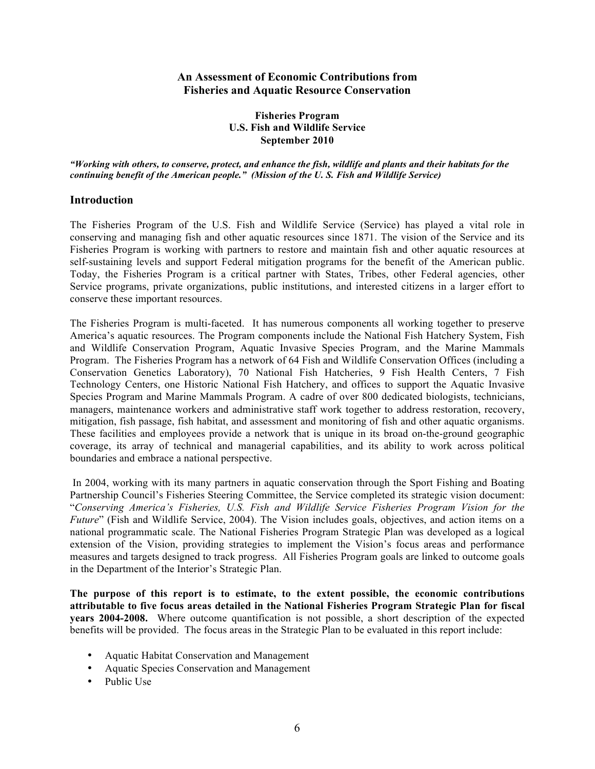**An Assessment of Economic Contributions from Fisheries and Aquatic Resource Conservation**

**Fisheries Program**
**U.S. Fish and Wildlife Service**
**September 2010**

***"Working with others, to conserve, protect, and enhance the fish, wildlife and plants and their habitats for the continuing benefit of the American people." (Mission of the U. S. Fish and Wildlife Service)***

## Introduction

The Fisheries Program of the U.S. Fish and Wildlife Service (Service) has played a vital role in conserving and managing fish and other aquatic resources since 1871. The vision of the Service and its Fisheries Program is working with partners to restore and maintain fish and other aquatic resources at self-sustaining levels and support Federal mitigation programs for the benefit of the American public. Today, the Fisheries Program is a critical partner with States, Tribes, other Federal agencies, other Service programs, private organizations, public institutions, and interested citizens in a larger effort to conserve these important resources.

The Fisheries Program is multi-faceted. It has numerous components all working together to preserve America's aquatic resources. The Program components include the National Fish Hatchery System, Fish and Wildlife Conservation Program, Aquatic Invasive Species Program, and the Marine Mammals Program. The Fisheries Program has a network of 64 Fish and Wildlife Conservation Offices (including a Conservation Genetics Laboratory), 70 National Fish Hatcheries, 9 Fish Health Centers, 7 Fish Technology Centers, one Historic National Fish Hatchery, and offices to support the Aquatic Invasive Species Program and Marine Mammals Program. A cadre of over 800 dedicated biologists, technicians, managers, maintenance workers and administrative staff work together to address restoration, recovery, mitigation, fish passage, fish habitat, and assessment and monitoring of fish and other aquatic organisms. These facilities and employees provide a network that is unique in its broad on-the-ground geographic coverage, its array of technical and managerial capabilities, and its ability to work across political boundaries and embrace a national perspective.

In 2004, working with its many partners in aquatic conservation through the Sport Fishing and Boating Partnership Council's Fisheries Steering Committee, the Service completed its strategic vision document: "*Conserving America's Fisheries, U.S. Fish and Wildlife Service Fisheries Program Vision for the Future*" (Fish and Wildlife Service, 2004). The Vision includes goals, objectives, and action items on a national programmatic scale. The National Fisheries Program Strategic Plan was developed as a logical extension of the Vision, providing strategies to implement the Vision's focus areas and performance measures and targets designed to track progress. All Fisheries Program goals are linked to outcome goals in the Department of the Interior's Strategic Plan.

**The purpose of this report is to estimate, to the extent possible, the economic contributions attributable to five focus areas detailed in the National Fisheries Program Strategic Plan for fiscal years 2004-2008.** Where outcome quantification is not possible, a short description of the expected benefits will be provided. The focus areas in the Strategic Plan to be evaluated in this report include:

- Aquatic Habitat Conservation and Management
- Aquatic Species Conservation and Management
- Public Use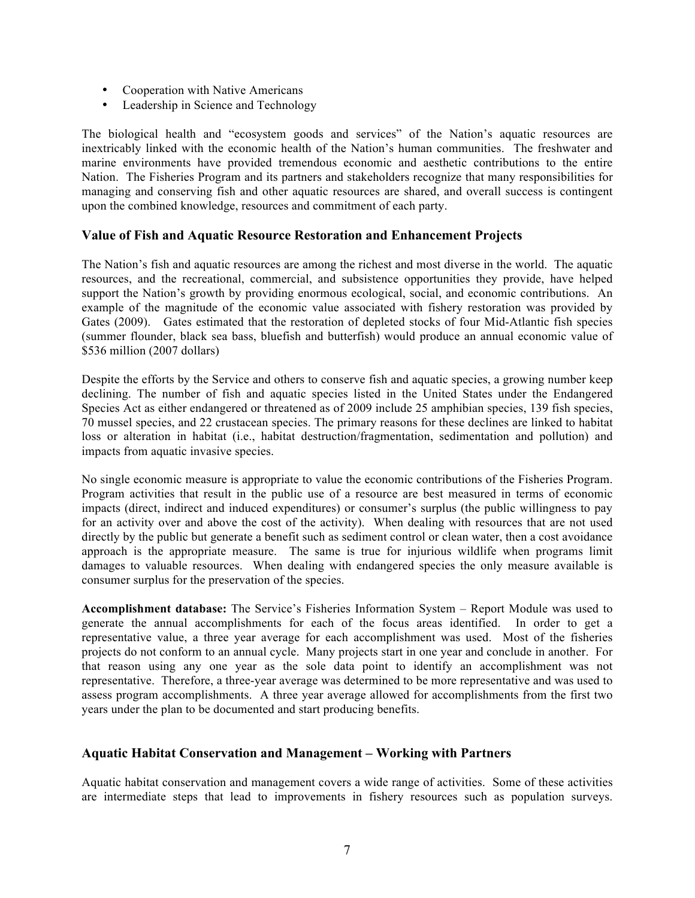- Cooperation with Native Americans
- Leadership in Science and Technology

The biological health and "ecosystem goods and services" of the Nation's aquatic resources are inextricably linked with the economic health of the Nation's human communities. The freshwater and marine environments have provided tremendous economic and aesthetic contributions to the entire Nation. The Fisheries Program and its partners and stakeholders recognize that many responsibilities for managing and conserving fish and other aquatic resources are shared, and overall success is contingent upon the combined knowledge, resources and commitment of each party.

### Value of Fish and Aquatic Resource Restoration and Enhancement Projects

The Nation's fish and aquatic resources are among the richest and most diverse in the world. The aquatic resources, and the recreational, commercial, and subsistence opportunities they provide, have helped support the Nation's growth by providing enormous ecological, social, and economic contributions. An example of the magnitude of the economic value associated with fishery restoration was provided by Gates (2009). Gates estimated that the restoration of depleted stocks of four Mid-Atlantic fish species (summer flounder, black sea bass, bluefish and butterfish) would produce an annual economic value of $536 million (2007 dollars)

Despite the efforts by the Service and others to conserve fish and aquatic species, a growing number keep declining. The number of fish and aquatic species listed in the United States under the Endangered Species Act as either endangered or threatened as of 2009 include 25 amphibian species, 139 fish species, 70 mussel species, and 22 crustacean species. The primary reasons for these declines are linked to habitat loss or alteration in habitat (i.e., habitat destruction/fragmentation, sedimentation and pollution) and impacts from aquatic invasive species.

No single economic measure is appropriate to value the economic contributions of the Fisheries Program. Program activities that result in the public use of a resource are best measured in terms of economic impacts (direct, indirect and induced expenditures) or consumer's surplus (the public willingness to pay for an activity over and above the cost of the activity). When dealing with resources that are not used directly by the public but generate a benefit such as sediment control or clean water, then a cost avoidance approach is the appropriate measure. The same is true for injurious wildlife when programs limit damages to valuable resources. When dealing with endangered species the only measure available is consumer surplus for the preservation of the species.

**Accomplishment database:** The Service's Fisheries Information System – Report Module was used to generate the annual accomplishments for each of the focus areas identified. In order to get a representative value, a three year average for each accomplishment was used. Most of the fisheries projects do not conform to an annual cycle. Many projects start in one year and conclude in another. For that reason using any one year as the sole data point to identify an accomplishment was not representative. Therefore, a three-year average was determined to be more representative and was used to assess program accomplishments. A three year average allowed for accomplishments from the first two years under the plan to be documented and start producing benefits.

### Aquatic Habitat Conservation and Management – Working with Partners

Aquatic habitat conservation and management covers a wide range of activities. Some of these activities are intermediate steps that lead to improvements in fishery resources such as population surveys.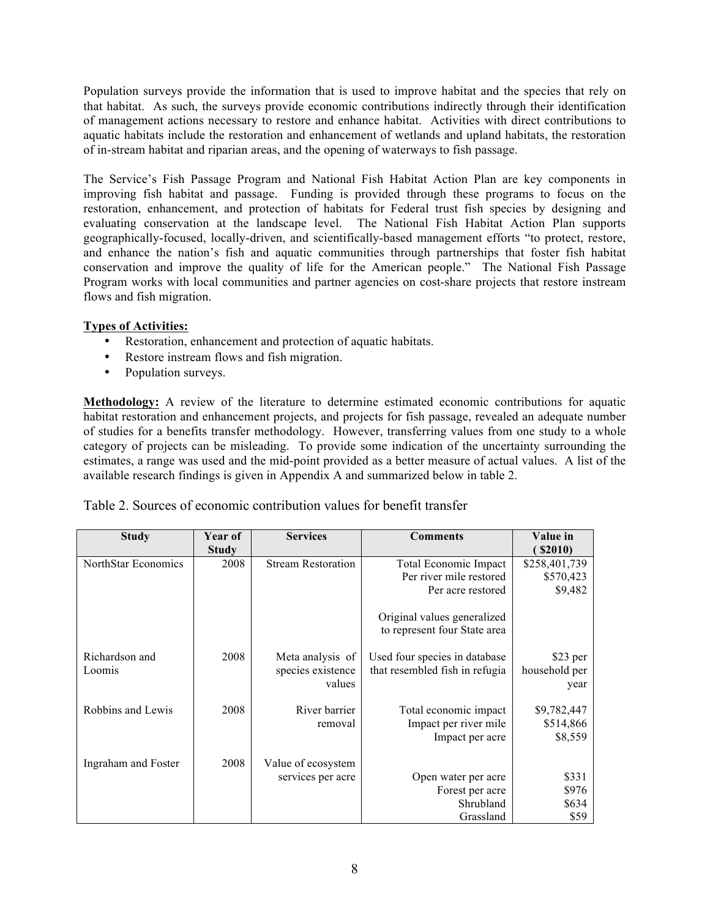Population surveys provide the information that is used to improve habitat and the species that rely on that habitat. As such, the surveys provide economic contributions indirectly through their identification of management actions necessary to restore and enhance habitat. Activities with direct contributions to aquatic habitats include the restoration and enhancement of wetlands and upland habitats, the restoration of in-stream habitat and riparian areas, and the opening of waterways to fish passage.

The Service's Fish Passage Program and National Fish Habitat Action Plan are key components in improving fish habitat and passage. Funding is provided through these programs to focus on the restoration, enhancement, and protection of habitats for Federal trust fish species by designing and evaluating conservation at the landscape level. The National Fish Habitat Action Plan supports geographically-focused, locally-driven, and scientifically-based management efforts "to protect, restore, and enhance the nation's fish and aquatic communities through partnerships that foster fish habitat conservation and improve the quality of life for the American people." The National Fish Passage Program works with local communities and partner agencies on cost-share projects that restore instream flows and fish migration.

**Types of Activities:**

- Restoration, enhancement and protection of aquatic habitats.
- Restore instream flows and fish migration.
- Population surveys.

**Methodology:** A review of the literature to determine estimated economic contributions for aquatic habitat restoration and enhancement projects, and projects for fish passage, revealed an adequate number of studies for a benefits transfer methodology. However, transferring values from one study to a whole category of projects can be misleading. To provide some indication of the uncertainty surrounding the estimates, a range was used and the mid-point provided as a better measure of actual values. A list of the available research findings is given in Appendix A and summarized below in table 2.

Table 2. Sources of economic contribution values for benefit transfer

| Study | Year of Study | Services | Comments | Value in ($2010) |
|---|---|---|---|---|
| NorthStar Economics | 2008 | Stream Restoration | Total Economic Impact | $258,401,739 |
| | | | Per river mile restored | $570,423 |
| | | | Per acre restored | $9,482 |
| | | | Original values generalized to represent four State area | |
| Richardson and Loomis | 2008 | Meta analysis of species existence values | Used four species in database that resembled fish in refugia | $23 per household per year |
| Robbins and Lewis | 2008 | River barrier removal | Total economic impact | $9,782,447 |
| | | | Impact per river mile | $514,866 |
| | | | Impact per acre | $8,559 |
| Ingraham and Foster | 2008 | Value of ecosystem services per acre | | |
| | | | Open water per acre | $331 |
| | | | Forest per acre | $976 |
| | | | Shrubland | $634 |
| | | | Grassland | $59 |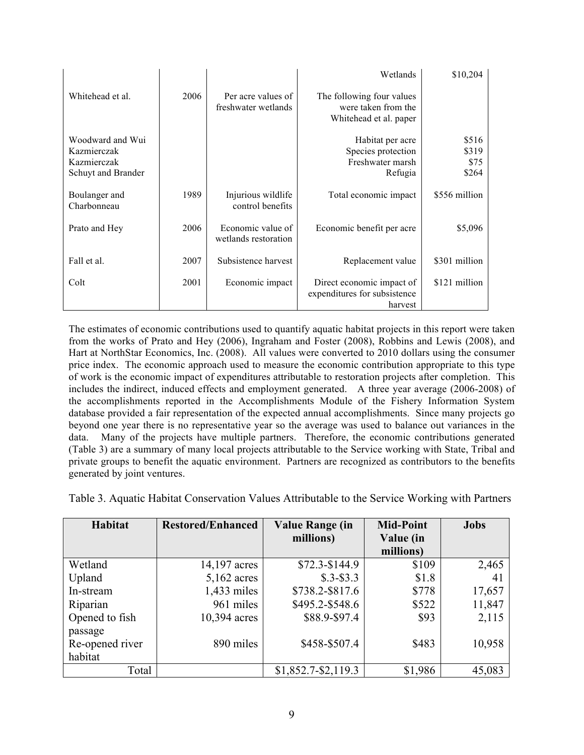| | | | | |
|---|---|---|---|---|
| | | | Wetlands | $10,204 |
| Whitehead et al. | 2006 | Per acre values of freshwater wetlands | The following four values were taken from the Whitehead et al. paper | |
| Woodward and Wui<br>Kazmierczak<br>Kazmierczak<br>Schuyt and Brander | | | Habitat per acre<br>Species protection<br>Freshwater marsh<br>Refugia | $516<br>$319<br>$75<br>$264 |
| Boulanger and Charbonneau | 1989 | Injurious wildlife control benefits | Total economic impact | $556 million |
| Prato and Hey | 2006 | Economic value of wetlands restoration | Economic benefit per acre | $5,096 |
| Fall et al. | 2007 | Subsistence harvest | Replacement value | $301 million |
| Colt | 2001 | Economic impact | Direct economic impact of expenditures for subsistence harvest | $121 million |

The estimates of economic contributions used to quantify aquatic habitat projects in this report were taken from the works of Prato and Hey (2006), Ingraham and Foster (2008), Robbins and Lewis (2008), and Hart at NorthStar Economics, Inc. (2008). All values were converted to 2010 dollars using the consumer price index. The economic approach used to measure the economic contribution appropriate to this type of work is the economic impact of expenditures attributable to restoration projects after completion. This includes the indirect, induced effects and employment generated. A three year average (2006-2008) of the accomplishments reported in the Accomplishments Module of the Fishery Information System database provided a fair representation of the expected annual accomplishments. Since many projects go beyond one year there is no representative year so the average was used to balance out variances in the data. Many of the projects have multiple partners. Therefore, the economic contributions generated (Table 3) are a summary of many local projects attributable to the Service working with State, Tribal and private groups to benefit the aquatic environment. Partners are recognized as contributors to the benefits generated by joint ventures.

Table 3. Aquatic Habitat Conservation Values Attributable to the Service Working with Partners

| Habitat | Restored/Enhanced | Value Range (in millions) | Mid-Point Value (in millions) | Jobs |
|---|---|---|---|---|
| Wetland | 14,197 acres | $72.3-$144.9 | $109 | 2,465 |
| Upland | 5,162 acres | $.3-$3.3 | $1.8 | 41 |
| In-stream | 1,433 miles | $738.2-$817.6 | $778 | 17,657 |
| Riparian | 961 miles | $495.2-$548.6 | $522 | 11,847 |
| Opened to fish passage | 10,394 acres | $88.9-$97.4 | $93 | 2,115 |
| Re-opened river habitat | 890 miles | $458-$507.4 | $483 | 10,958 |
| Total | | $1,852.7-$2,119.3 | $1,986 | 45,083 |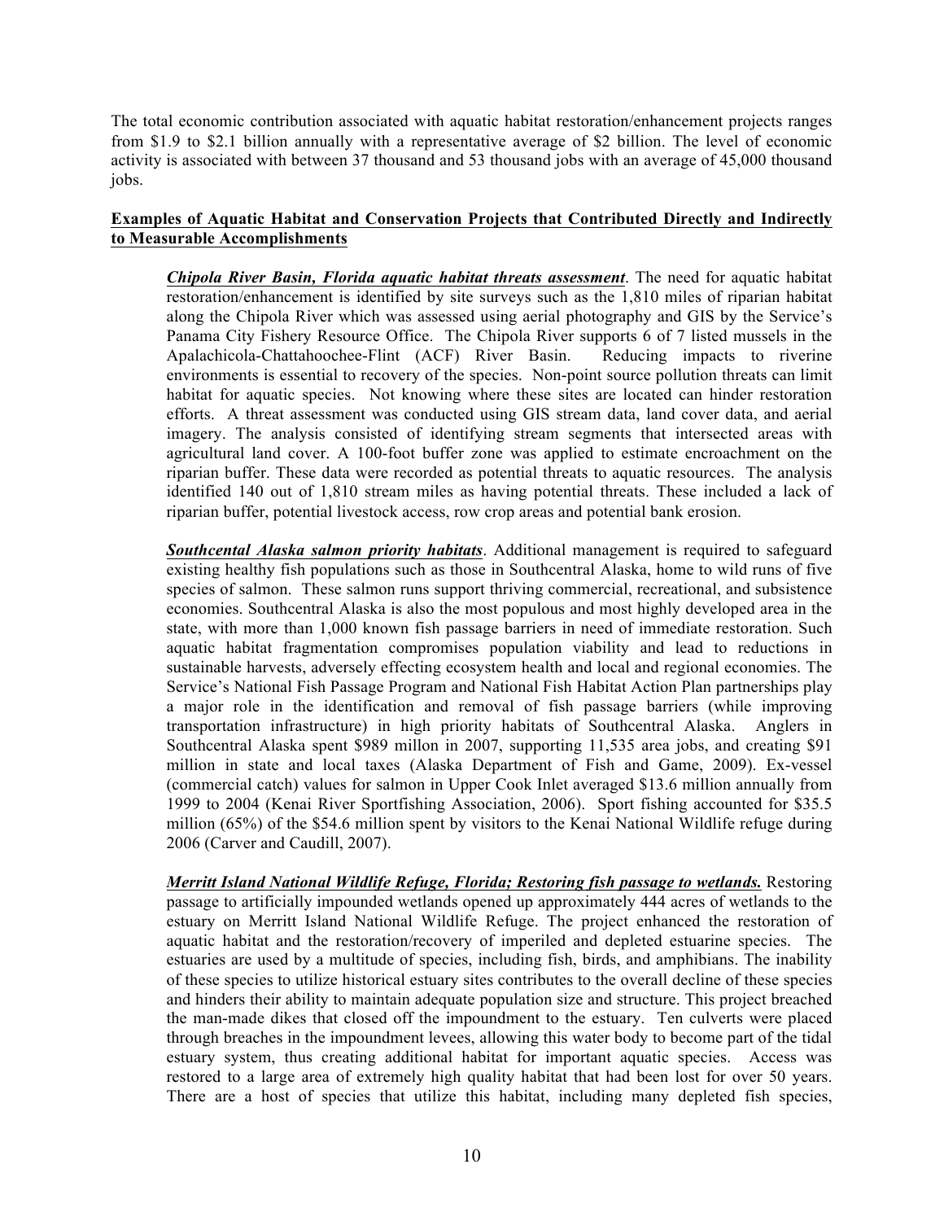The total economic contribution associated with aquatic habitat restoration/enhancement projects ranges from $1.9 to $2.1 billion annually with a representative average of $2 billion. The level of economic activity is associated with between 37 thousand and 53 thousand jobs with an average of 45,000 thousand jobs.

**<u>Examples of Aquatic Habitat and Conservation Projects that Contributed Directly and Indirectly to Measurable Accomplishments</u>**

***<u>Chipola River Basin, Florida aquatic habitat threats assessment</u>***. The need for aquatic habitat restoration/enhancement is identified by site surveys such as the 1,810 miles of riparian habitat along the Chipola River which was assessed using aerial photography and GIS by the Service's Panama City Fishery Resource Office. The Chipola River supports 6 of 7 listed mussels in the Apalachicola-Chattahoochee-Flint (ACF) River Basin. Reducing impacts to riverine environments is essential to recovery of the species. Non-point source pollution threats can limit habitat for aquatic species. Not knowing where these sites are located can hinder restoration efforts. A threat assessment was conducted using GIS stream data, land cover data, and aerial imagery. The analysis consisted of identifying stream segments that intersected areas with agricultural land cover. A 100-foot buffer zone was applied to estimate encroachment on the riparian buffer. These data were recorded as potential threats to aquatic resources. The analysis identified 140 out of 1,810 stream miles as having potential threats. These included a lack of riparian buffer, potential livestock access, row crop areas and potential bank erosion.

***<u>Southcental Alaska salmon priority habitats</u>***. Additional management is required to safeguard existing healthy fish populations such as those in Southcentral Alaska, home to wild runs of five species of salmon. These salmon runs support thriving commercial, recreational, and subsistence economies. Southcentral Alaska is also the most populous and most highly developed area in the state, with more than 1,000 known fish passage barriers in need of immediate restoration. Such aquatic habitat fragmentation compromises population viability and lead to reductions in sustainable harvests, adversely effecting ecosystem health and local and regional economies. The Service's National Fish Passage Program and National Fish Habitat Action Plan partnerships play a major role in the identification and removal of fish passage barriers (while improving transportation infrastructure) in high priority habitats of Southcentral Alaska. Anglers in Southcentral Alaska spent $989 millon in 2007, supporting 11,535 area jobs, and creating $91 million in state and local taxes (Alaska Department of Fish and Game, 2009). Ex-vessel (commercial catch) values for salmon in Upper Cook Inlet averaged $13.6 million annually from 1999 to 2004 (Kenai River Sportfishing Association, 2006). Sport fishing accounted for $35.5 million (65%) of the $54.6 million spent by visitors to the Kenai National Wildlife refuge during 2006 (Carver and Caudill, 2007).

***<u>Merritt Island National Wildlife Refuge, Florida; Restoring fish passage to wetlands.</u>*** Restoring passage to artificially impounded wetlands opened up approximately 444 acres of wetlands to the estuary on Merritt Island National Wildlife Refuge. The project enhanced the restoration of aquatic habitat and the restoration/recovery of imperiled and depleted estuarine species. The estuaries are used by a multitude of species, including fish, birds, and amphibians. The inability of these species to utilize historical estuary sites contributes to the overall decline of these species and hinders their ability to maintain adequate population size and structure. This project breached the man-made dikes that closed off the impoundment to the estuary. Ten culverts were placed through breaches in the impoundment levees, allowing this water body to become part of the tidal estuary system, thus creating additional habitat for important aquatic species. Access was restored to a large area of extremely high quality habitat that had been lost for over 50 years. There are a host of species that utilize this habitat, including many depleted fish species,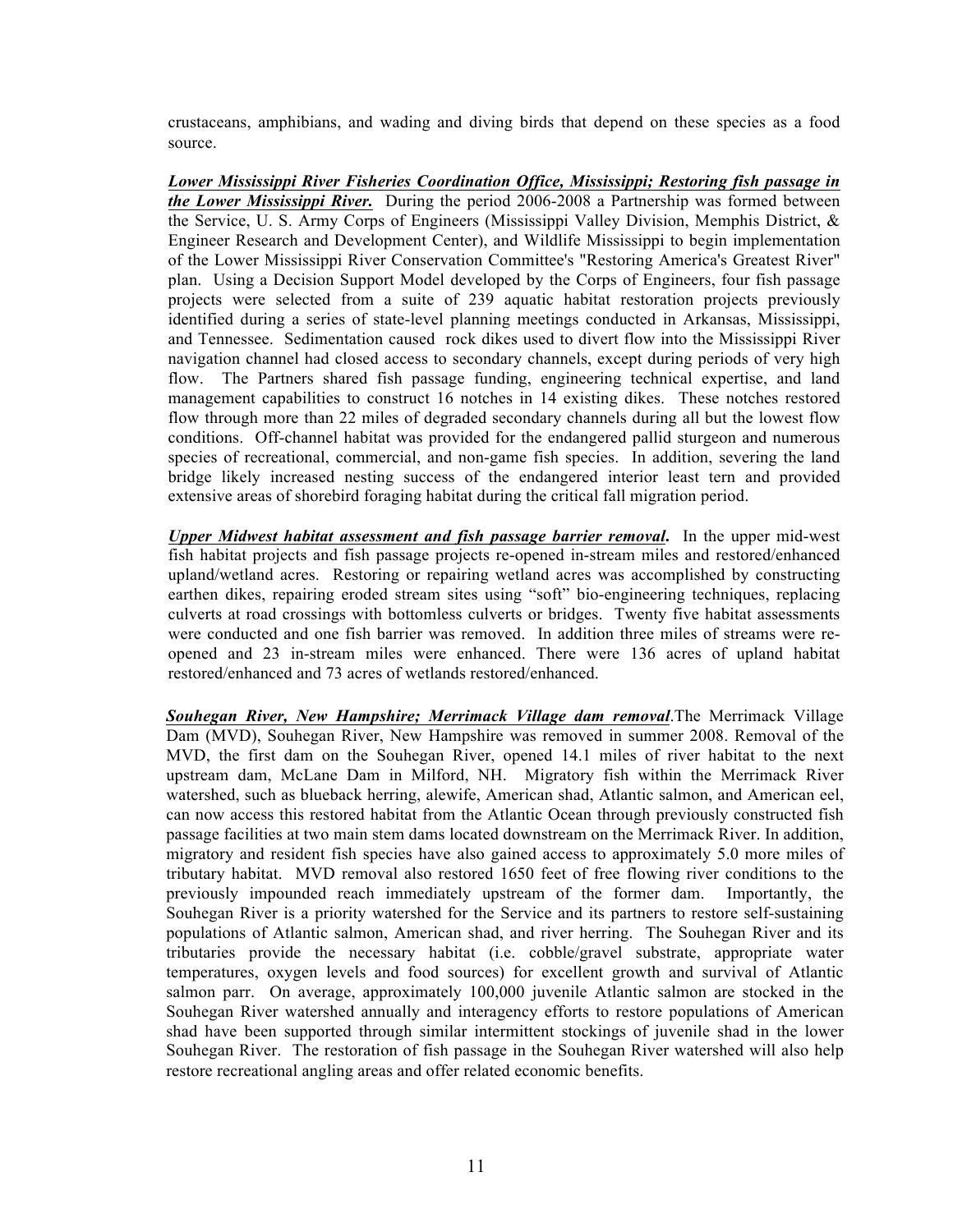crustaceans, amphibians, and wading and diving birds that depend on these species as a food source.

***Lower Mississippi River Fisheries Coordination Office, Mississippi; Restoring fish passage in the Lower Mississippi River.*** During the period 2006-2008 a Partnership was formed between the Service, U. S. Army Corps of Engineers (Mississippi Valley Division, Memphis District, & Engineer Research and Development Center), and Wildlife Mississippi to begin implementation of the Lower Mississippi River Conservation Committee's "Restoring America's Greatest River" plan. Using a Decision Support Model developed by the Corps of Engineers, four fish passage projects were selected from a suite of 239 aquatic habitat restoration projects previously identified during a series of state-level planning meetings conducted in Arkansas, Mississippi, and Tennessee. Sedimentation caused rock dikes used to divert flow into the Mississippi River navigation channel had closed access to secondary channels, except during periods of very high flow. The Partners shared fish passage funding, engineering technical expertise, and land management capabilities to construct 16 notches in 14 existing dikes. These notches restored flow through more than 22 miles of degraded secondary channels during all but the lowest flow conditions. Off-channel habitat was provided for the endangered pallid sturgeon and numerous species of recreational, commercial, and non-game fish species. In addition, severing the land bridge likely increased nesting success of the endangered interior least tern and provided extensive areas of shorebird foraging habitat during the critical fall migration period.

***Upper Midwest habitat assessment and fish passage barrier removal.*** In the upper mid-west fish habitat projects and fish passage projects re-opened in-stream miles and restored/enhanced upland/wetland acres. Restoring or repairing wetland acres was accomplished by constructing earthen dikes, repairing eroded stream sites using "soft" bio-engineering techniques, replacing culverts at road crossings with bottomless culverts or bridges. Twenty five habitat assessments were conducted and one fish barrier was removed. In addition three miles of streams were re-opened and 23 in-stream miles were enhanced. There were 136 acres of upland habitat restored/enhanced and 73 acres of wetlands restored/enhanced.

***Souhegan River, New Hampshire; Merrimack Village dam removal.***The Merrimack Village Dam (MVD), Souhegan River, New Hampshire was removed in summer 2008. Removal of the MVD, the first dam on the Souhegan River, opened 14.1 miles of river habitat to the next upstream dam, McLane Dam in Milford, NH. Migratory fish within the Merrimack River watershed, such as blueback herring, alewife, American shad, Atlantic salmon, and American eel, can now access this restored habitat from the Atlantic Ocean through previously constructed fish passage facilities at two main stem dams located downstream on the Merrimack River. In addition, migratory and resident fish species have also gained access to approximately 5.0 more miles of tributary habitat. MVD removal also restored 1650 feet of free flowing river conditions to the previously impounded reach immediately upstream of the former dam. Importantly, the Souhegan River is a priority watershed for the Service and its partners to restore self-sustaining populations of Atlantic salmon, American shad, and river herring. The Souhegan River and its tributaries provide the necessary habitat (i.e. cobble/gravel substrate, appropriate water temperatures, oxygen levels and food sources) for excellent growth and survival of Atlantic salmon parr. On average, approximately 100,000 juvenile Atlantic salmon are stocked in the Souhegan River watershed annually and interagency efforts to restore populations of American shad have been supported through similar intermittent stockings of juvenile shad in the lower Souhegan River. The restoration of fish passage in the Souhegan River watershed will also help restore recreational angling areas and offer related economic benefits.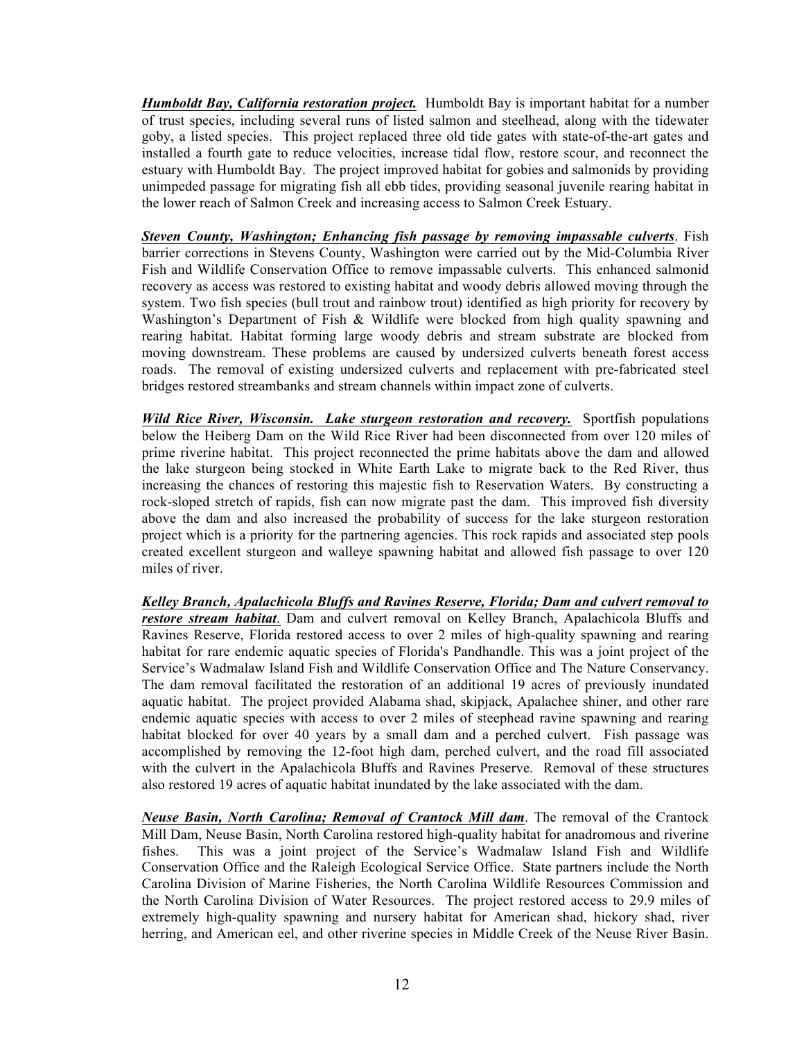***Humboldt Bay, California restoration project.*** Humboldt Bay is important habitat for a number of trust species, including several runs of listed salmon and steelhead, along with the tidewater goby, a listed species. This project replaced three old tide gates with state-of-the-art gates and installed a fourth gate to reduce velocities, increase tidal flow, restore scour, and reconnect the estuary with Humboldt Bay. The project improved habitat for gobies and salmonids by providing unimpeded passage for migrating fish all ebb tides, providing seasonal juvenile rearing habitat in the lower reach of Salmon Creek and increasing access to Salmon Creek Estuary.

***Steven County, Washington; Enhancing fish passage by removing impassable culverts***. Fish barrier corrections in Stevens County, Washington were carried out by the Mid-Columbia River Fish and Wildlife Conservation Office to remove impassable culverts. This enhanced salmonid recovery as access was restored to existing habitat and woody debris allowed moving through the system. Two fish species (bull trout and rainbow trout) identified as high priority for recovery by Washington's Department of Fish & Wildlife were blocked from high quality spawning and rearing habitat. Habitat forming large woody debris and stream substrate are blocked from moving downstream. These problems are caused by undersized culverts beneath forest access roads. The removal of existing undersized culverts and replacement with pre-fabricated steel bridges restored streambanks and stream channels within impact zone of culverts.

***Wild Rice River, Wisconsin. Lake sturgeon restoration and recovery.*** Sportfish populations below the Heiberg Dam on the Wild Rice River had been disconnected from over 120 miles of prime riverine habitat. This project reconnected the prime habitats above the dam and allowed the lake sturgeon being stocked in White Earth Lake to migrate back to the Red River, thus increasing the chances of restoring this majestic fish to Reservation Waters. By constructing a rock-sloped stretch of rapids, fish can now migrate past the dam. This improved fish diversity above the dam and also increased the probability of success for the lake sturgeon restoration project which is a priority for the partnering agencies. This rock rapids and associated step pools created excellent sturgeon and walleye spawning habitat and allowed fish passage to over 120 miles of river.

***Kelley Branch, Apalachicola Bluffs and Ravines Reserve, Florida; Dam and culvert removal to restore stream habitat***. Dam and culvert removal on Kelley Branch, Apalachicola Bluffs and Ravines Reserve, Florida restored access to over 2 miles of high-quality spawning and rearing habitat for rare endemic aquatic species of Florida's Pandhandle. This was a joint project of the Service's Wadmalaw Island Fish and Wildlife Conservation Office and The Nature Conservancy. The dam removal facilitated the restoration of an additional 19 acres of previously inundated aquatic habitat. The project provided Alabama shad, skipjack, Apalachee shiner, and other rare endemic aquatic species with access to over 2 miles of steephead ravine spawning and rearing habitat blocked for over 40 years by a small dam and a perched culvert. Fish passage was accomplished by removing the 12-foot high dam, perched culvert, and the road fill associated with the culvert in the Apalachicola Bluffs and Ravines Preserve. Removal of these structures also restored 19 acres of aquatic habitat inundated by the lake associated with the dam.

***Neuse Basin, North Carolina; Removal of Crantock Mill dam***. The removal of the Crantock Mill Dam, Neuse Basin, North Carolina restored high-quality habitat for anadromous and riverine fishes. This was a joint project of the Service's Wadmalaw Island Fish and Wildlife Conservation Office and the Raleigh Ecological Service Office. State partners include the North Carolina Division of Marine Fisheries, the North Carolina Wildlife Resources Commission and the North Carolina Division of Water Resources. The project restored access to 29.9 miles of extremely high-quality spawning and nursery habitat for American shad, hickory shad, river herring, and American eel, and other riverine species in Middle Creek of the Neuse River Basin.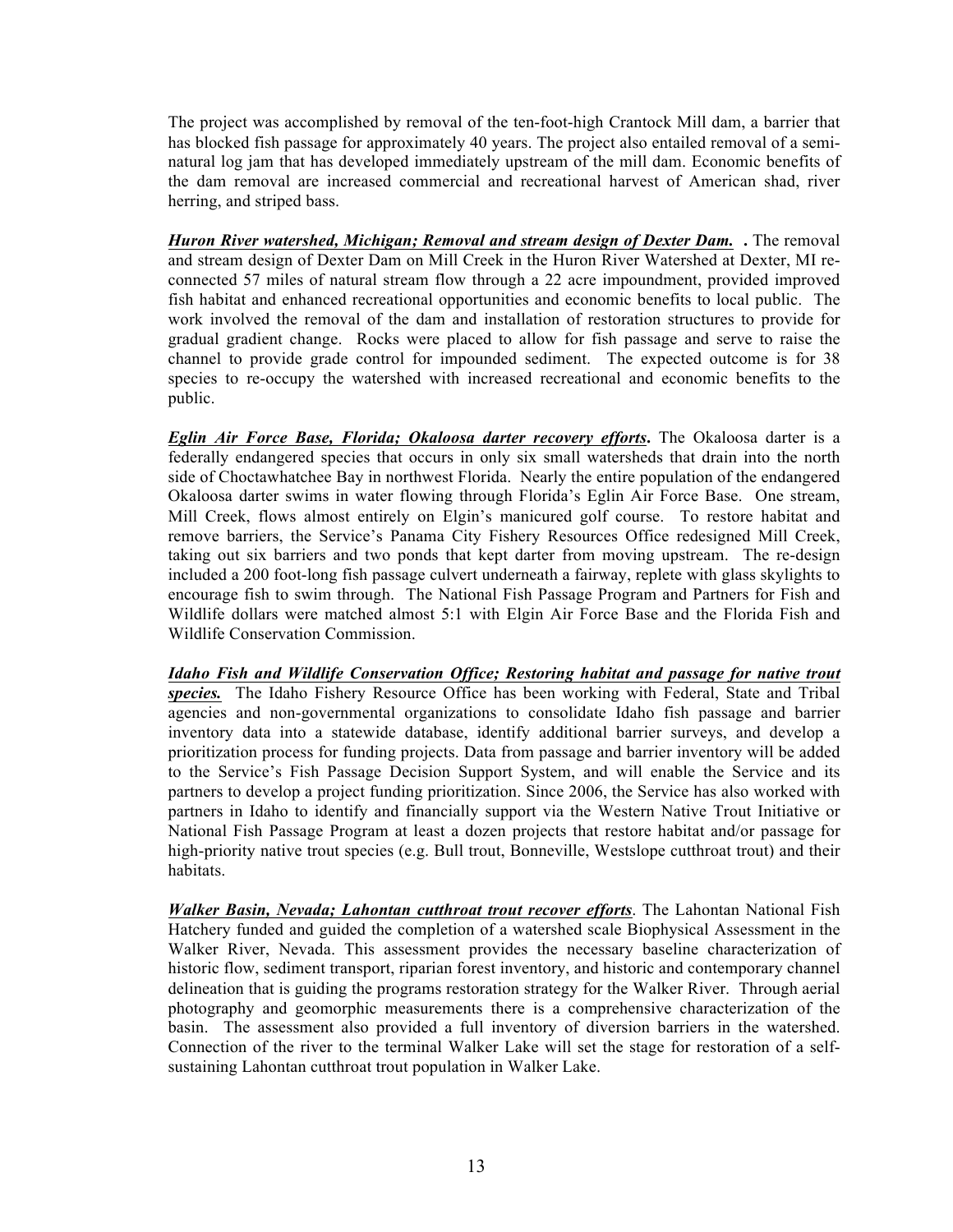The project was accomplished by removal of the ten-foot-high Crantock Mill dam, a barrier that has blocked fish passage for approximately 40 years. The project also entailed removal of a semi-natural log jam that has developed immediately upstream of the mill dam. Economic benefits of the dam removal are increased commercial and recreational harvest of American shad, river herring, and striped bass.

***Huron River watershed, Michigan; Removal and stream design of Dexter Dam.*** **.** The removal and stream design of Dexter Dam on Mill Creek in the Huron River Watershed at Dexter, MI re-connected 57 miles of natural stream flow through a 22 acre impoundment, provided improved fish habitat and enhanced recreational opportunities and economic benefits to local public. The work involved the removal of the dam and installation of restoration structures to provide for gradual gradient change. Rocks were placed to allow for fish passage and serve to raise the channel to provide grade control for impounded sediment. The expected outcome is for 38 species to re-occupy the watershed with increased recreational and economic benefits to the public.

***Eglin Air Force Base, Florida; Okaloosa darter recovery efforts*****.** The Okaloosa darter is a federally endangered species that occurs in only six small watersheds that drain into the north side of Choctawhatchee Bay in northwest Florida. Nearly the entire population of the endangered Okaloosa darter swims in water flowing through Florida's Eglin Air Force Base. One stream, Mill Creek, flows almost entirely on Elgin's manicured golf course. To restore habitat and remove barriers, the Service's Panama City Fishery Resources Office redesigned Mill Creek, taking out six barriers and two ponds that kept darter from moving upstream. The re-design included a 200 foot-long fish passage culvert underneath a fairway, replete with glass skylights to encourage fish to swim through. The National Fish Passage Program and Partners for Fish and Wildlife dollars were matched almost 5:1 with Elgin Air Force Base and the Florida Fish and Wildlife Conservation Commission.

***Idaho Fish and Wildlife Conservation Office; Restoring habitat and passage for native trout species.*** The Idaho Fishery Resource Office has been working with Federal, State and Tribal agencies and non-governmental organizations to consolidate Idaho fish passage and barrier inventory data into a statewide database, identify additional barrier surveys, and develop a prioritization process for funding projects. Data from passage and barrier inventory will be added to the Service's Fish Passage Decision Support System, and will enable the Service and its partners to develop a project funding prioritization. Since 2006, the Service has also worked with partners in Idaho to identify and financially support via the Western Native Trout Initiative or National Fish Passage Program at least a dozen projects that restore habitat and/or passage for high-priority native trout species (e.g. Bull trout, Bonneville, Westslope cutthroat trout) and their habitats.

***Walker Basin, Nevada; Lahontan cutthroat trout recover efforts***. The Lahontan National Fish Hatchery funded and guided the completion of a watershed scale Biophysical Assessment in the Walker River, Nevada. This assessment provides the necessary baseline characterization of historic flow, sediment transport, riparian forest inventory, and historic and contemporary channel delineation that is guiding the programs restoration strategy for the Walker River. Through aerial photography and geomorphic measurements there is a comprehensive characterization of the basin. The assessment also provided a full inventory of diversion barriers in the watershed. Connection of the river to the terminal Walker Lake will set the stage for restoration of a self-sustaining Lahontan cutthroat trout population in Walker Lake.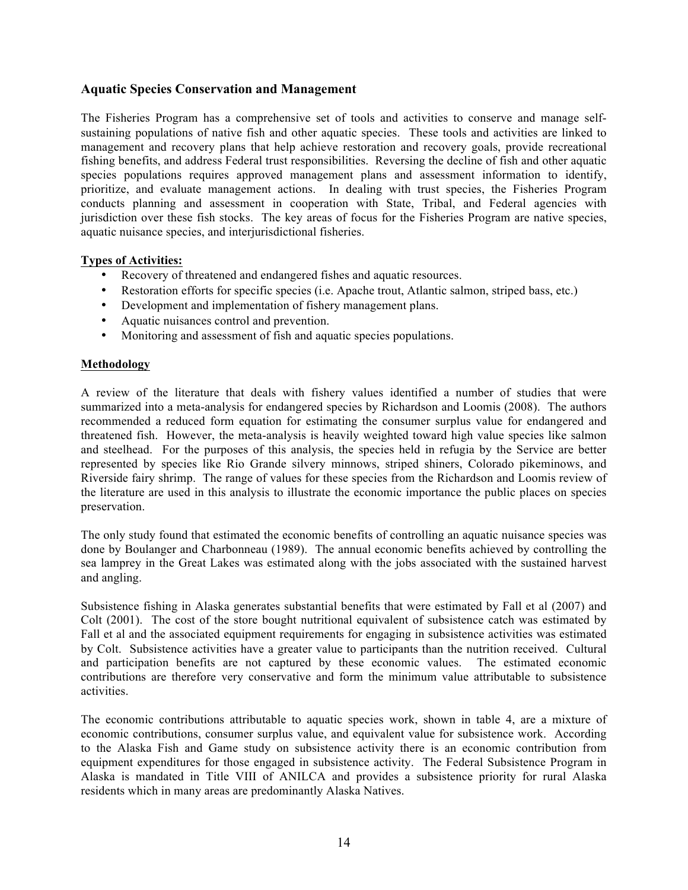## Aquatic Species Conservation and Management

The Fisheries Program has a comprehensive set of tools and activities to conserve and manage self-sustaining populations of native fish and other aquatic species. These tools and activities are linked to management and recovery plans that help achieve restoration and recovery goals, provide recreational fishing benefits, and address Federal trust responsibilities. Reversing the decline of fish and other aquatic species populations requires approved management plans and assessment information to identify, prioritize, and evaluate management actions. In dealing with trust species, the Fisheries Program conducts planning and assessment in cooperation with State, Tribal, and Federal agencies with jurisdiction over these fish stocks. The key areas of focus for the Fisheries Program are native species, aquatic nuisance species, and interjurisdictional fisheries.

**Types of Activities:**

- Recovery of threatened and endangered fishes and aquatic resources.
- Restoration efforts for specific species (i.e. Apache trout, Atlantic salmon, striped bass, etc.)
- Development and implementation of fishery management plans.
- Aquatic nuisances control and prevention.
- Monitoring and assessment of fish and aquatic species populations.

**Methodology**

A review of the literature that deals with fishery values identified a number of studies that were summarized into a meta-analysis for endangered species by Richardson and Loomis (2008). The authors recommended a reduced form equation for estimating the consumer surplus value for endangered and threatened fish. However, the meta-analysis is heavily weighted toward high value species like salmon and steelhead. For the purposes of this analysis, the species held in refugia by the Service are better represented by species like Rio Grande silvery minnows, striped shiners, Colorado pikeminows, and Riverside fairy shrimp. The range of values for these species from the Richardson and Loomis review of the literature are used in this analysis to illustrate the economic importance the public places on species preservation.

The only study found that estimated the economic benefits of controlling an aquatic nuisance species was done by Boulanger and Charbonneau (1989). The annual economic benefits achieved by controlling the sea lamprey in the Great Lakes was estimated along with the jobs associated with the sustained harvest and angling.

Subsistence fishing in Alaska generates substantial benefits that were estimated by Fall et al (2007) and Colt (2001). The cost of the store bought nutritional equivalent of subsistence catch was estimated by Fall et al and the associated equipment requirements for engaging in subsistence activities was estimated by Colt. Subsistence activities have a greater value to participants than the nutrition received. Cultural and participation benefits are not captured by these economic values. The estimated economic contributions are therefore very conservative and form the minimum value attributable to subsistence activities.

The economic contributions attributable to aquatic species work, shown in table 4, are a mixture of economic contributions, consumer surplus value, and equivalent value for subsistence work. According to the Alaska Fish and Game study on subsistence activity there is an economic contribution from equipment expenditures for those engaged in subsistence activity. The Federal Subsistence Program in Alaska is mandated in Title VIII of ANILCA and provides a subsistence priority for rural Alaska residents which in many areas are predominantly Alaska Natives.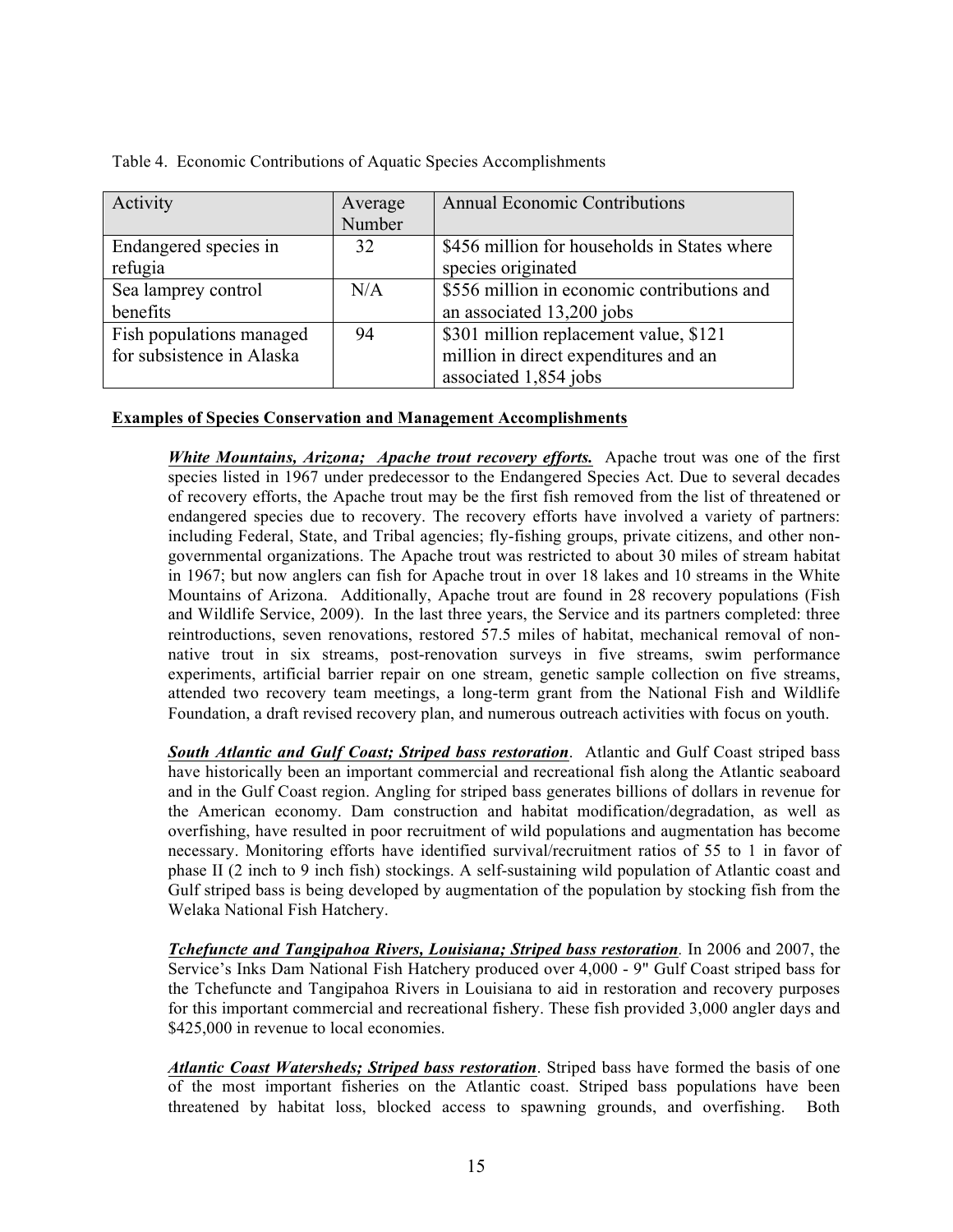Table 4. Economic Contributions of Aquatic Species Accomplishments

| Activity | Average Number | Annual Economic Contributions |
|---|---|---|
| Endangered species in refugia | 32 | $456 million for households in States where species originated |
| Sea lamprey control benefits | N/A | $556 million in economic contributions and an associated 13,200 jobs |
| Fish populations managed for subsistence in Alaska | 94 | $301 million replacement value, $121 million in direct expenditures and an associated 1,854 jobs |

**Examples of Species Conservation and Management Accomplishments**

***White Mountains, Arizona; Apache trout recovery efforts.*** Apache trout was one of the first species listed in 1967 under predecessor to the Endangered Species Act. Due to several decades of recovery efforts, the Apache trout may be the first fish removed from the list of threatened or endangered species due to recovery. The recovery efforts have involved a variety of partners: including Federal, State, and Tribal agencies; fly-fishing groups, private citizens, and other non-governmental organizations. The Apache trout was restricted to about 30 miles of stream habitat in 1967; but now anglers can fish for Apache trout in over 18 lakes and 10 streams in the White Mountains of Arizona. Additionally, Apache trout are found in 28 recovery populations (Fish and Wildlife Service, 2009). In the last three years, the Service and its partners completed: three reintroductions, seven renovations, restored 57.5 miles of habitat, mechanical removal of non-native trout in six streams, post-renovation surveys in five streams, swim performance experiments, artificial barrier repair on one stream, genetic sample collection on five streams, attended two recovery team meetings, a long-term grant from the National Fish and Wildlife Foundation, a draft revised recovery plan, and numerous outreach activities with focus on youth.

***South Atlantic and Gulf Coast; Striped bass restoration***. Atlantic and Gulf Coast striped bass have historically been an important commercial and recreational fish along the Atlantic seaboard and in the Gulf Coast region. Angling for striped bass generates billions of dollars in revenue for the American economy. Dam construction and habitat modification/degradation, as well as overfishing, have resulted in poor recruitment of wild populations and augmentation has become necessary. Monitoring efforts have identified survival/recruitment ratios of 55 to 1 in favor of phase II (2 inch to 9 inch fish) stockings. A self-sustaining wild population of Atlantic coast and Gulf striped bass is being developed by augmentation of the population by stocking fish from the Welaka National Fish Hatchery.

***Tchefuncte and Tangipahoa Rivers, Louisiana; Striped bass restoration***. In 2006 and 2007, the Service's Inks Dam National Fish Hatchery produced over 4,000 - 9" Gulf Coast striped bass for the Tchefuncte and Tangipahoa Rivers in Louisiana to aid in restoration and recovery purposes for this important commercial and recreational fishery. These fish provided 3,000 angler days and $425,000 in revenue to local economies.

***Atlantic Coast Watersheds; Striped bass restoration***. Striped bass have formed the basis of one of the most important fisheries on the Atlantic coast. Striped bass populations have been threatened by habitat loss, blocked access to spawning grounds, and overfishing. Both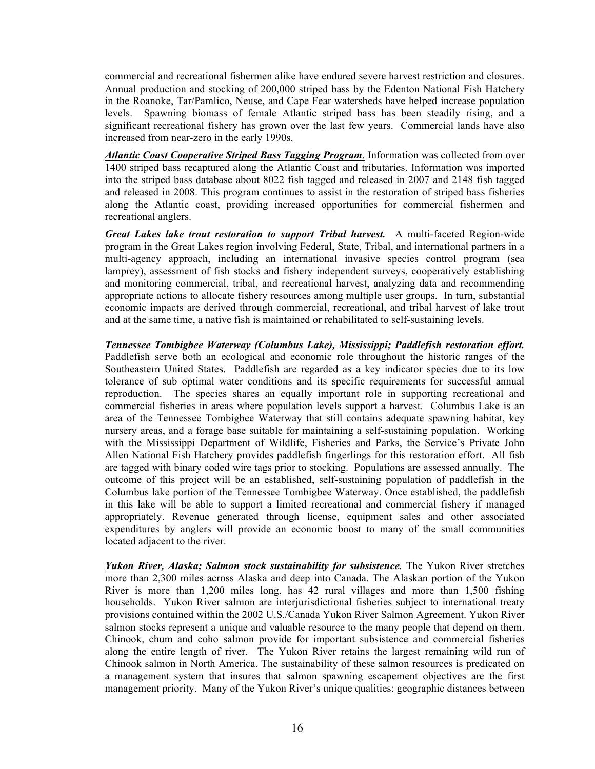commercial and recreational fishermen alike have endured severe harvest restriction and closures. Annual production and stocking of 200,000 striped bass by the Edenton National Fish Hatchery in the Roanoke, Tar/Pamlico, Neuse, and Cape Fear watersheds have helped increase population levels. Spawning biomass of female Atlantic striped bass has been steadily rising, and a significant recreational fishery has grown over the last few years. Commercial lands have also increased from near-zero in the early 1990s.

***Atlantic Coast Cooperative Striped Bass Tagging Program***. Information was collected from over 1400 striped bass recaptured along the Atlantic Coast and tributaries. Information was imported into the striped bass database about 8022 fish tagged and released in 2007 and 2148 fish tagged and released in 2008. This program continues to assist in the restoration of striped bass fisheries along the Atlantic coast, providing increased opportunities for commercial fishermen and recreational anglers.

***Great Lakes lake trout restoration to support Tribal harvest.*** A multi-faceted Region-wide program in the Great Lakes region involving Federal, State, Tribal, and international partners in a multi-agency approach, including an international invasive species control program (sea lamprey), assessment of fish stocks and fishery independent surveys, cooperatively establishing and monitoring commercial, tribal, and recreational harvest, analyzing data and recommending appropriate actions to allocate fishery resources among multiple user groups. In turn, substantial economic impacts are derived through commercial, recreational, and tribal harvest of lake trout and at the same time, a native fish is maintained or rehabilitated to self-sustaining levels.

***Tennessee Tombigbee Waterway (Columbus Lake), Mississippi; Paddlefish restoration effort.*** Paddlefish serve both an ecological and economic role throughout the historic ranges of the Southeastern United States. Paddlefish are regarded as a key indicator species due to its low tolerance of sub optimal water conditions and its specific requirements for successful annual reproduction. The species shares an equally important role in supporting recreational and commercial fisheries in areas where population levels support a harvest. Columbus Lake is an area of the Tennessee Tombigbee Waterway that still contains adequate spawning habitat, key nursery areas, and a forage base suitable for maintaining a self-sustaining population. Working with the Mississippi Department of Wildlife, Fisheries and Parks, the Service's Private John Allen National Fish Hatchery provides paddlefish fingerlings for this restoration effort. All fish are tagged with binary coded wire tags prior to stocking. Populations are assessed annually. The outcome of this project will be an established, self-sustaining population of paddlefish in the Columbus lake portion of the Tennessee Tombigbee Waterway. Once established, the paddlefish in this lake will be able to support a limited recreational and commercial fishery if managed appropriately. Revenue generated through license, equipment sales and other associated expenditures by anglers will provide an economic boost to many of the small communities located adjacent to the river.

***Yukon River, Alaska; Salmon stock sustainability for subsistence.*** The Yukon River stretches more than 2,300 miles across Alaska and deep into Canada. The Alaskan portion of the Yukon River is more than 1,200 miles long, has 42 rural villages and more than 1,500 fishing households. Yukon River salmon are interjurisdictional fisheries subject to international treaty provisions contained within the 2002 U.S./Canada Yukon River Salmon Agreement. Yukon River salmon stocks represent a unique and valuable resource to the many people that depend on them. Chinook, chum and coho salmon provide for important subsistence and commercial fisheries along the entire length of river. The Yukon River retains the largest remaining wild run of Chinook salmon in North America. The sustainability of these salmon resources is predicated on a management system that insures that salmon spawning escapement objectives are the first management priority. Many of the Yukon River's unique qualities: geographic distances between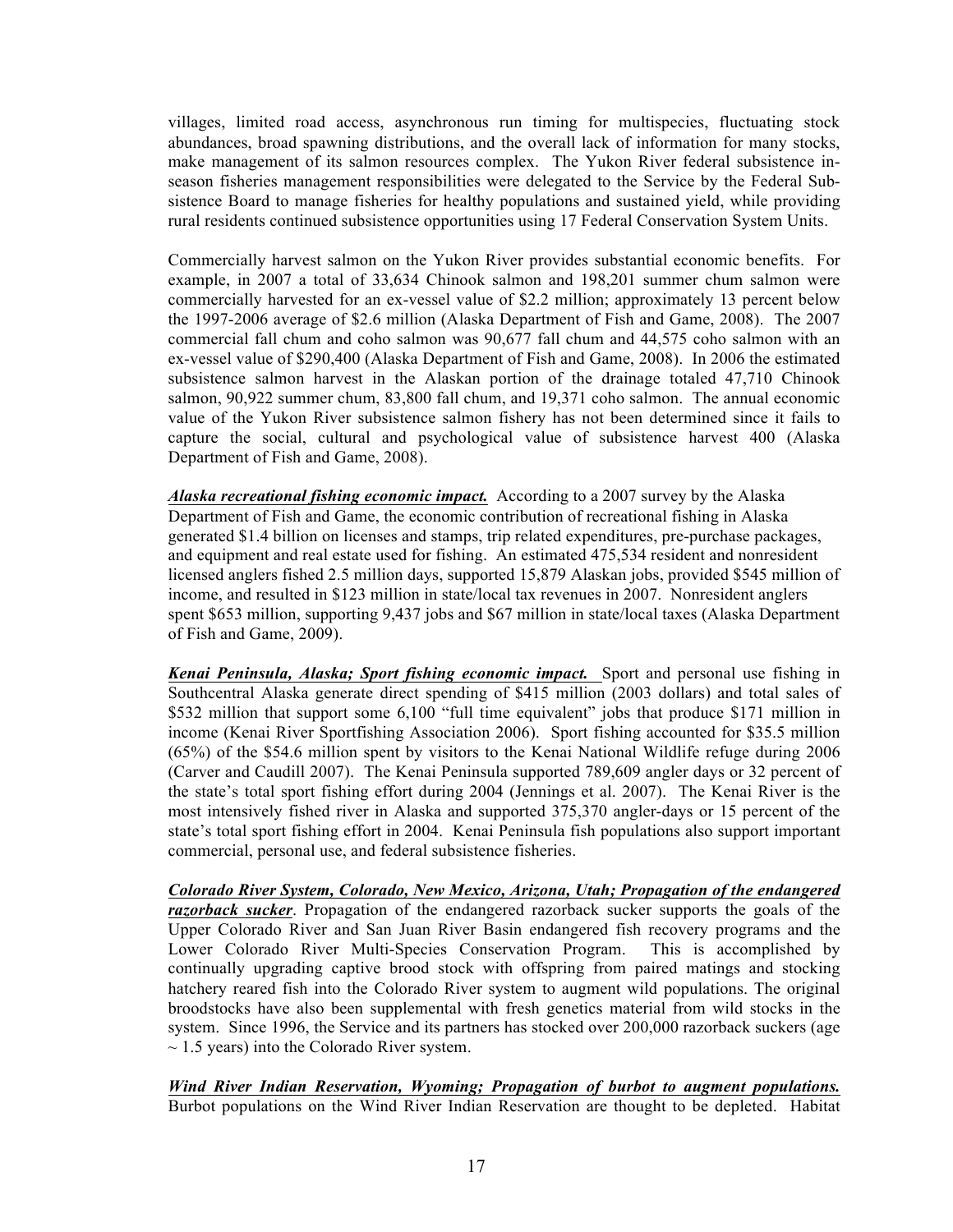villages, limited road access, asynchronous run timing for multispecies, fluctuating stock abundances, broad spawning distributions, and the overall lack of information for many stocks, make management of its salmon resources complex. The Yukon River federal subsistence in-season fisheries management responsibilities were delegated to the Service by the Federal Sub-sistence Board to manage fisheries for healthy populations and sustained yield, while providing rural residents continued subsistence opportunities using 17 Federal Conservation System Units.

Commercially harvest salmon on the Yukon River provides substantial economic benefits. For example, in 2007 a total of 33,634 Chinook salmon and 198,201 summer chum salmon were commercially harvested for an ex-vessel value of $2.2 million; approximately 13 percent below the 1997-2006 average of $2.6 million (Alaska Department of Fish and Game, 2008). The 2007 commercial fall chum and coho salmon was 90,677 fall chum and 44,575 coho salmon with an ex-vessel value of $290,400 (Alaska Department of Fish and Game, 2008). In 2006 the estimated subsistence salmon harvest in the Alaskan portion of the drainage totaled 47,710 Chinook salmon, 90,922 summer chum, 83,800 fall chum, and 19,371 coho salmon. The annual economic value of the Yukon River subsistence salmon fishery has not been determined since it fails to capture the social, cultural and psychological value of subsistence harvest 400 (Alaska Department of Fish and Game, 2008).

***Alaska recreational fishing economic impact.*** According to a 2007 survey by the Alaska Department of Fish and Game, the economic contribution of recreational fishing in Alaska generated $1.4 billion on licenses and stamps, trip related expenditures, pre-purchase packages, and equipment and real estate used for fishing. An estimated 475,534 resident and nonresident licensed anglers fished 2.5 million days, supported 15,879 Alaskan jobs, provided $545 million of income, and resulted in $123 million in state/local tax revenues in 2007. Nonresident anglers spent $653 million, supporting 9,437 jobs and $67 million in state/local taxes (Alaska Department of Fish and Game, 2009).

***Kenai Peninsula, Alaska; Sport fishing economic impact.*** Sport and personal use fishing in Southcentral Alaska generate direct spending of $415 million (2003 dollars) and total sales of $532 million that support some 6,100 "full time equivalent" jobs that produce $171 million in income (Kenai River Sportfishing Association 2006). Sport fishing accounted for $35.5 million (65%) of the $54.6 million spent by visitors to the Kenai National Wildlife refuge during 2006 (Carver and Caudill 2007). The Kenai Peninsula supported 789,609 angler days or 32 percent of the state's total sport fishing effort during 2004 (Jennings et al. 2007). The Kenai River is the most intensively fished river in Alaska and supported 375,370 angler-days or 15 percent of the state's total sport fishing effort in 2004. Kenai Peninsula fish populations also support important commercial, personal use, and federal subsistence fisheries.

***Colorado River System, Colorado, New Mexico, Arizona, Utah; Propagation of the endangered razorback sucker***. Propagation of the endangered razorback sucker supports the goals of the Upper Colorado River and San Juan River Basin endangered fish recovery programs and the Lower Colorado River Multi-Species Conservation Program. This is accomplished by continually upgrading captive brood stock with offspring from paired matings and stocking hatchery reared fish into the Colorado River system to augment wild populations. The original broodstocks have also been supplemental with fresh genetics material from wild stocks in the system. Since 1996, the Service and its partners has stocked over 200,000 razorback suckers (age ~ 1.5 years) into the Colorado River system.

***Wind River Indian Reservation, Wyoming; Propagation of burbot to augment populations.*** Burbot populations on the Wind River Indian Reservation are thought to be depleted. Habitat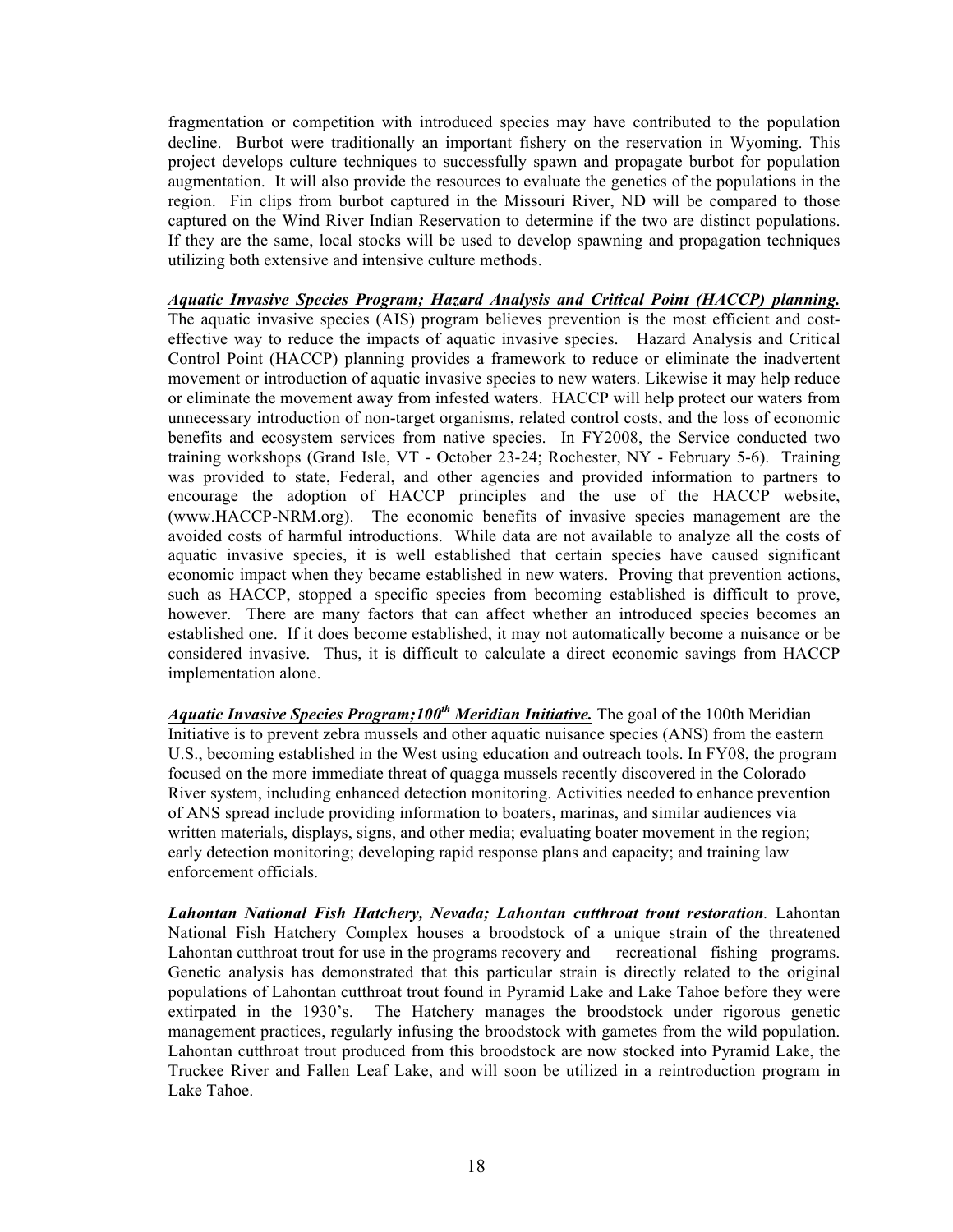fragmentation or competition with introduced species may have contributed to the population decline. Burbot were traditionally an important fishery on the reservation in Wyoming. This project develops culture techniques to successfully spawn and propagate burbot for population augmentation. It will also provide the resources to evaluate the genetics of the populations in the region. Fin clips from burbot captured in the Missouri River, ND will be compared to those captured on the Wind River Indian Reservation to determine if the two are distinct populations. If they are the same, local stocks will be used to develop spawning and propagation techniques utilizing both extensive and intensive culture methods.

***Aquatic Invasive Species Program; Hazard Analysis and Critical Point (HACCP) planning.*** The aquatic invasive species (AIS) program believes prevention is the most efficient and cost-effective way to reduce the impacts of aquatic invasive species. Hazard Analysis and Critical Control Point (HACCP) planning provides a framework to reduce or eliminate the inadvertent movement or introduction of aquatic invasive species to new waters. Likewise it may help reduce or eliminate the movement away from infested waters. HACCP will help protect our waters from unnecessary introduction of non-target organisms, related control costs, and the loss of economic benefits and ecosystem services from native species. In FY2008, the Service conducted two training workshops (Grand Isle, VT - October 23-24; Rochester, NY - February 5-6). Training was provided to state, Federal, and other agencies and provided information to partners to encourage the adoption of HACCP principles and the use of the HACCP website, (www.HACCP-NRM.org). The economic benefits of invasive species management are the avoided costs of harmful introductions. While data are not available to analyze all the costs of aquatic invasive species, it is well established that certain species have caused significant economic impact when they became established in new waters. Proving that prevention actions, such as HACCP, stopped a specific species from becoming established is difficult to prove, however. There are many factors that can affect whether an introduced species becomes an established one. If it does become established, it may not automatically become a nuisance or be considered invasive. Thus, it is difficult to calculate a direct economic savings from HACCP implementation alone.

***Aquatic Invasive Species Program;100th Meridian Initiative.*** The goal of the 100th Meridian Initiative is to prevent zebra mussels and other aquatic nuisance species (ANS) from the eastern U.S., becoming established in the West using education and outreach tools. In FY08, the program focused on the more immediate threat of quagga mussels recently discovered in the Colorado River system, including enhanced detection monitoring. Activities needed to enhance prevention of ANS spread include providing information to boaters, marinas, and similar audiences via written materials, displays, signs, and other media; evaluating boater movement in the region; early detection monitoring; developing rapid response plans and capacity; and training law enforcement officials.

***Lahontan National Fish Hatchery, Nevada; Lahontan cutthroat trout restoration***. Lahontan National Fish Hatchery Complex houses a broodstock of a unique strain of the threatened Lahontan cutthroat trout for use in the programs recovery and recreational fishing programs. Genetic analysis has demonstrated that this particular strain is directly related to the original populations of Lahontan cutthroat trout found in Pyramid Lake and Lake Tahoe before they were extirpated in the 1930's. The Hatchery manages the broodstock under rigorous genetic management practices, regularly infusing the broodstock with gametes from the wild population. Lahontan cutthroat trout produced from this broodstock are now stocked into Pyramid Lake, the Truckee River and Fallen Leaf Lake, and will soon be utilized in a reintroduction program in Lake Tahoe.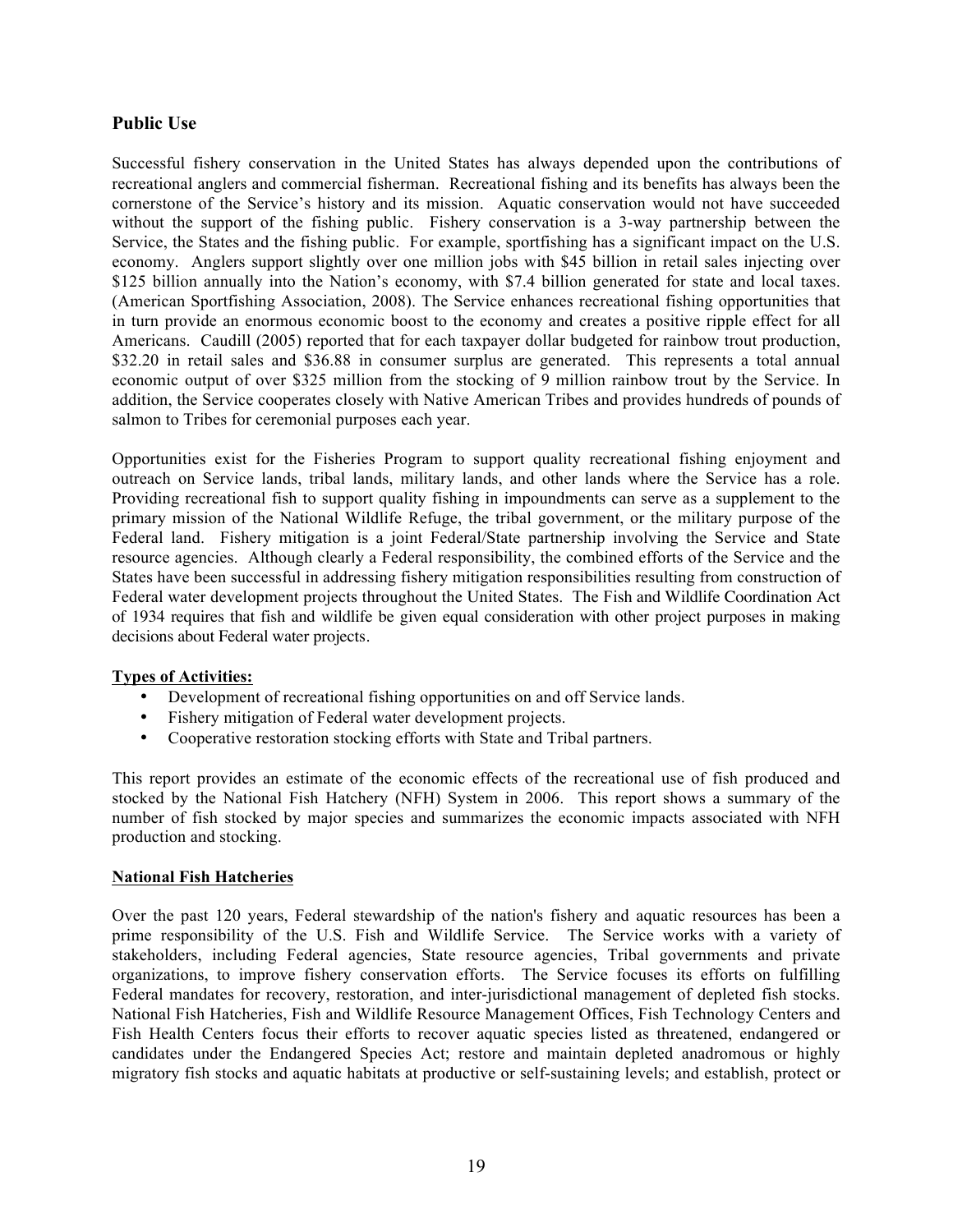## Public Use

Successful fishery conservation in the United States has always depended upon the contributions of recreational anglers and commercial fisherman. Recreational fishing and its benefits has always been the cornerstone of the Service's history and its mission. Aquatic conservation would not have succeeded without the support of the fishing public. Fishery conservation is a 3-way partnership between the Service, the States and the fishing public. For example, sportfishing has a significant impact on the U.S. economy. Anglers support slightly over one million jobs with $45 billion in retail sales injecting over $125 billion annually into the Nation's economy, with $7.4 billion generated for state and local taxes. (American Sportfishing Association, 2008). The Service enhances recreational fishing opportunities that in turn provide an enormous economic boost to the economy and creates a positive ripple effect for all Americans. Caudill (2005) reported that for each taxpayer dollar budgeted for rainbow trout production, $32.20 in retail sales and $36.88 in consumer surplus are generated. This represents a total annual economic output of over $325 million from the stocking of 9 million rainbow trout by the Service. In addition, the Service cooperates closely with Native American Tribes and provides hundreds of pounds of salmon to Tribes for ceremonial purposes each year.

Opportunities exist for the Fisheries Program to support quality recreational fishing enjoyment and outreach on Service lands, tribal lands, military lands, and other lands where the Service has a role. Providing recreational fish to support quality fishing in impoundments can serve as a supplement to the primary mission of the National Wildlife Refuge, the tribal government, or the military purpose of the Federal land. Fishery mitigation is a joint Federal/State partnership involving the Service and State resource agencies. Although clearly a Federal responsibility, the combined efforts of the Service and the States have been successful in addressing fishery mitigation responsibilities resulting from construction of Federal water development projects throughout the United States. The Fish and Wildlife Coordination Act of 1934 requires that fish and wildlife be given equal consideration with other project purposes in making decisions about Federal water projects.

**Types of Activities:**

- Development of recreational fishing opportunities on and off Service lands.
- Fishery mitigation of Federal water development projects.
- Cooperative restoration stocking efforts with State and Tribal partners.

This report provides an estimate of the economic effects of the recreational use of fish produced and stocked by the National Fish Hatchery (NFH) System in 2006. This report shows a summary of the number of fish stocked by major species and summarizes the economic impacts associated with NFH production and stocking.

**National Fish Hatcheries**

Over the past 120 years, Federal stewardship of the nation's fishery and aquatic resources has been a prime responsibility of the U.S. Fish and Wildlife Service. The Service works with a variety of stakeholders, including Federal agencies, State resource agencies, Tribal governments and private organizations, to improve fishery conservation efforts. The Service focuses its efforts on fulfilling Federal mandates for recovery, restoration, and inter-jurisdictional management of depleted fish stocks. National Fish Hatcheries, Fish and Wildlife Resource Management Offices, Fish Technology Centers and Fish Health Centers focus their efforts to recover aquatic species listed as threatened, endangered or candidates under the Endangered Species Act; restore and maintain depleted anadromous or highly migratory fish stocks and aquatic habitats at productive or self-sustaining levels; and establish, protect or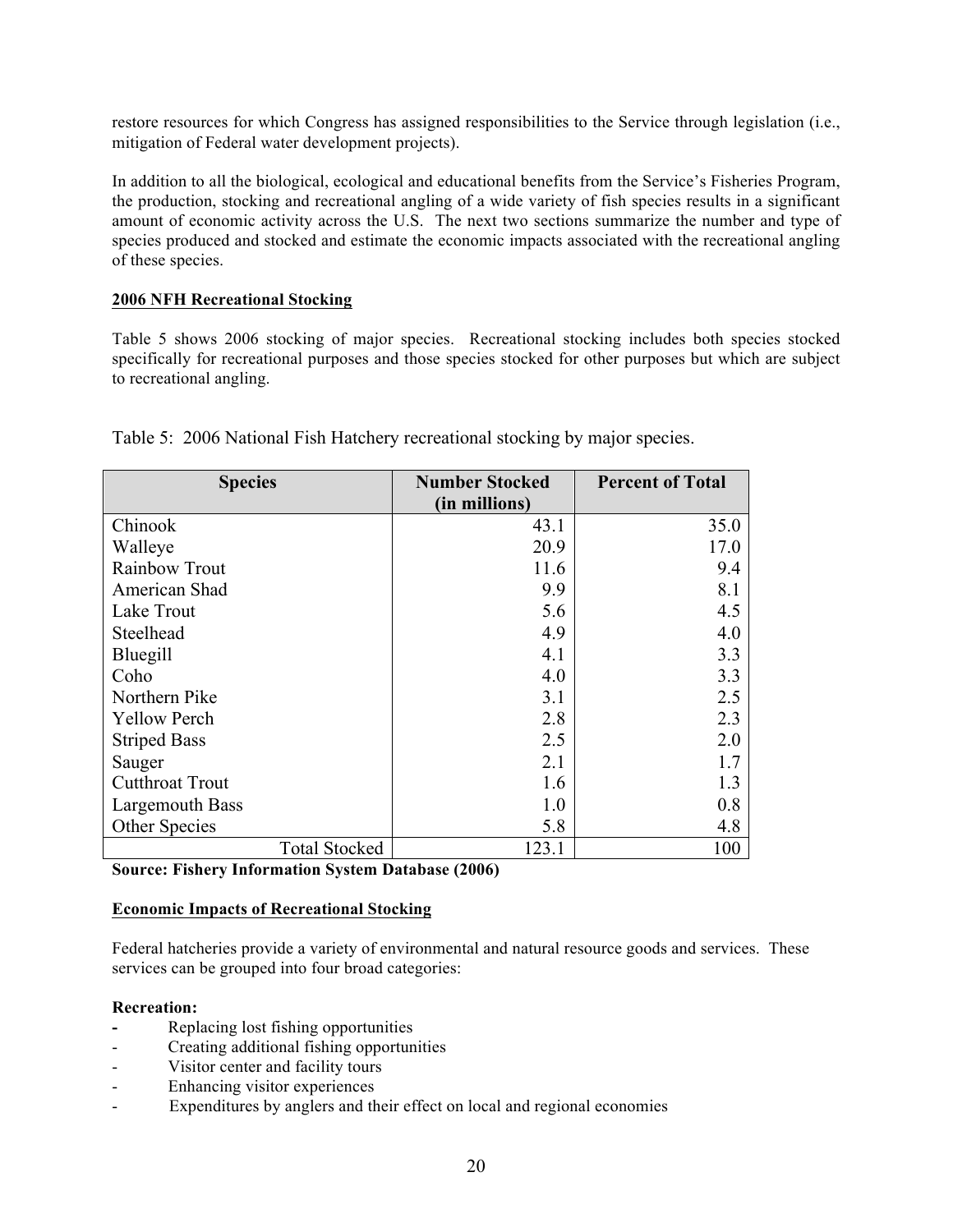restore resources for which Congress has assigned responsibilities to the Service through legislation (i.e., mitigation of Federal water development projects).

In addition to all the biological, ecological and educational benefits from the Service's Fisheries Program, the production, stocking and recreational angling of a wide variety of fish species results in a significant amount of economic activity across the U.S. The next two sections summarize the number and type of species produced and stocked and estimate the economic impacts associated with the recreational angling of these species.

**2006 NFH Recreational Stocking**

Table 5 shows 2006 stocking of major species. Recreational stocking includes both species stocked specifically for recreational purposes and those species stocked for other purposes but which are subject to recreational angling.

Table 5: 2006 National Fish Hatchery recreational stocking by major species.

| Species | Number Stocked (in millions) | Percent of Total |
|---|---|---|
| Chinook | 43.1 | 35.0 |
| Walleye | 20.9 | 17.0 |
| Rainbow Trout | 11.6 | 9.4 |
| American Shad | 9.9 | 8.1 |
| Lake Trout | 5.6 | 4.5 |
| Steelhead | 4.9 | 4.0 |
| Bluegill | 4.1 | 3.3 |
| Coho | 4.0 | 3.3 |
| Northern Pike | 3.1 | 2.5 |
| Yellow Perch | 2.8 | 2.3 |
| Striped Bass | 2.5 | 2.0 |
| Sauger | 2.1 | 1.7 |
| Cutthroat Trout | 1.6 | 1.3 |
| Largemouth Bass | 1.0 | 0.8 |
| Other Species | 5.8 | 4.8 |
| Total Stocked | 123.1 | 100 |

**Source: Fishery Information System Database (2006)**

**Economic Impacts of Recreational Stocking**

Federal hatcheries provide a variety of environmental and natural resource goods and services. These services can be grouped into four broad categories:

**Recreation:**

- Replacing lost fishing opportunities
- Creating additional fishing opportunities
- Visitor center and facility tours
- Enhancing visitor experiences
- Expenditures by anglers and their effect on local and regional economies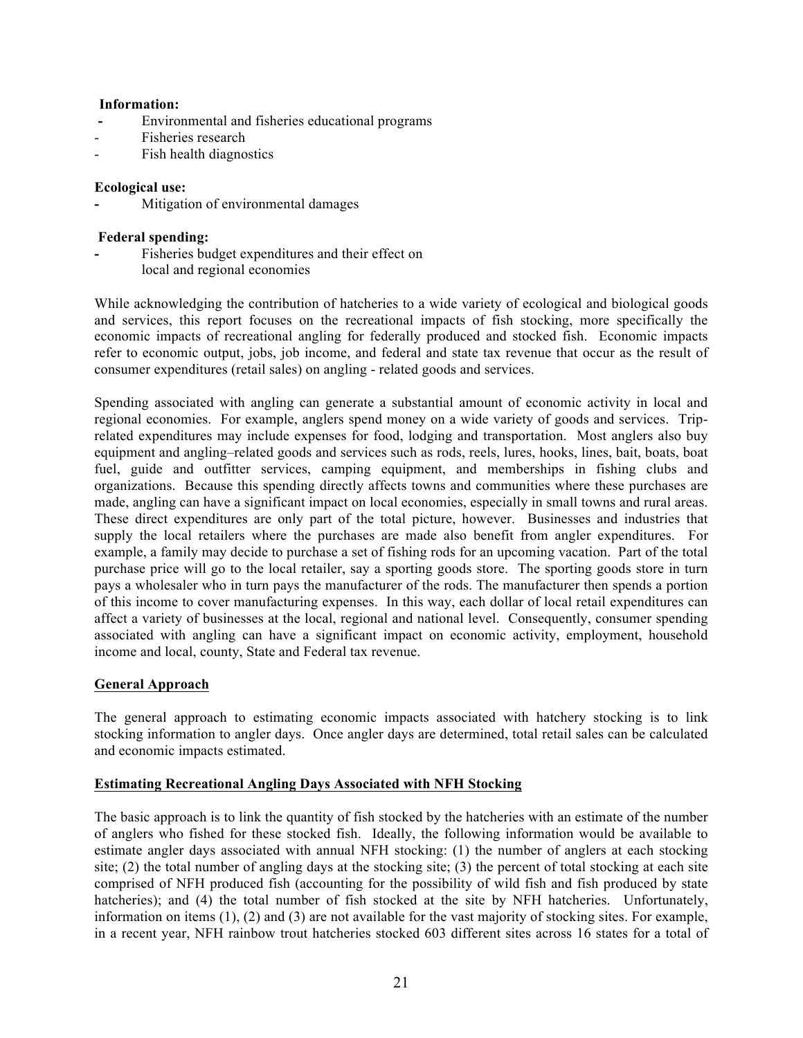**Information:**

- Environmental and fisheries educational programs
- Fisheries research
- Fish health diagnostics

**Ecological use:**

- Mitigation of environmental damages

**Federal spending:**

- Fisheries budget expenditures and their effect on local and regional economies

While acknowledging the contribution of hatcheries to a wide variety of ecological and biological goods and services, this report focuses on the recreational impacts of fish stocking, more specifically the economic impacts of recreational angling for federally produced and stocked fish. Economic impacts refer to economic output, jobs, job income, and federal and state tax revenue that occur as the result of consumer expenditures (retail sales) on angling - related goods and services.

Spending associated with angling can generate a substantial amount of economic activity in local and regional economies. For example, anglers spend money on a wide variety of goods and services. Trip-related expenditures may include expenses for food, lodging and transportation. Most anglers also buy equipment and angling–related goods and services such as rods, reels, lures, hooks, lines, bait, boats, boat fuel, guide and outfitter services, camping equipment, and memberships in fishing clubs and organizations. Because this spending directly affects towns and communities where these purchases are made, angling can have a significant impact on local economies, especially in small towns and rural areas. These direct expenditures are only part of the total picture, however. Businesses and industries that supply the local retailers where the purchases are made also benefit from angler expenditures. For example, a family may decide to purchase a set of fishing rods for an upcoming vacation. Part of the total purchase price will go to the local retailer, say a sporting goods store. The sporting goods store in turn pays a wholesaler who in turn pays the manufacturer of the rods. The manufacturer then spends a portion of this income to cover manufacturing expenses. In this way, each dollar of local retail expenditures can affect a variety of businesses at the local, regional and national level. Consequently, consumer spending associated with angling can have a significant impact on economic activity, employment, household income and local, county, State and Federal tax revenue.

## General Approach

The general approach to estimating economic impacts associated with hatchery stocking is to link stocking information to angler days. Once angler days are determined, total retail sales can be calculated and economic impacts estimated.

## Estimating Recreational Angling Days Associated with NFH Stocking

The basic approach is to link the quantity of fish stocked by the hatcheries with an estimate of the number of anglers who fished for these stocked fish. Ideally, the following information would be available to estimate angler days associated with annual NFH stocking: (1) the number of anglers at each stocking site; (2) the total number of angling days at the stocking site; (3) the percent of total stocking at each site comprised of NFH produced fish (accounting for the possibility of wild fish and fish produced by state hatcheries); and (4) the total number of fish stocked at the site by NFH hatcheries. Unfortunately, information on items (1), (2) and (3) are not available for the vast majority of stocking sites. For example, in a recent year, NFH rainbow trout hatcheries stocked 603 different sites across 16 states for a total of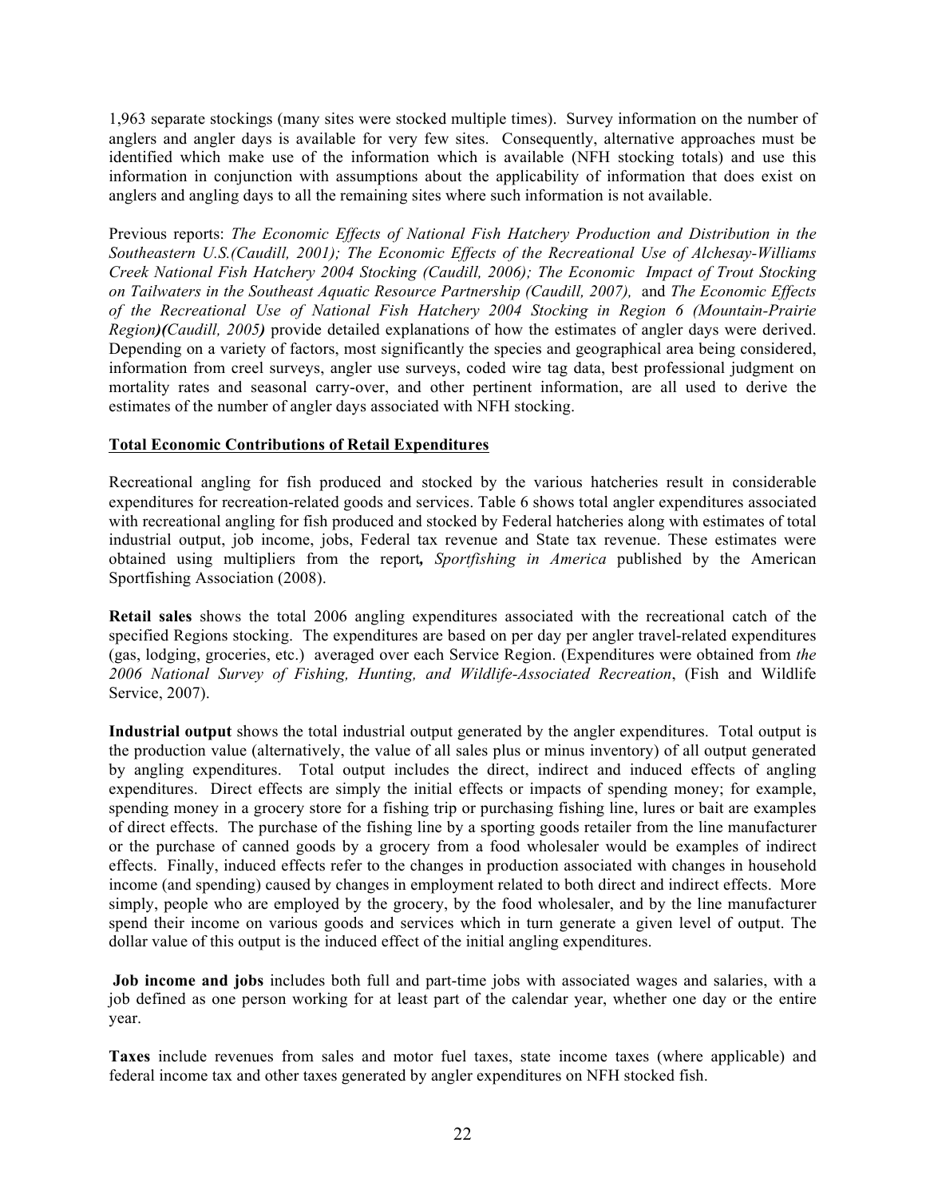1,963 separate stockings (many sites were stocked multiple times). Survey information on the number of anglers and angler days is available for very few sites. Consequently, alternative approaches must be identified which make use of the information which is available (NFH stocking totals) and use this information in conjunction with assumptions about the applicability of information that does exist on anglers and angling days to all the remaining sites where such information is not available.

Previous reports: *The Economic Effects of National Fish Hatchery Production and Distribution in the Southeastern U.S.(Caudill, 2001); The Economic Effects of the Recreational Use of Alchesay-Williams Creek National Fish Hatchery 2004 Stocking (Caudill, 2006); The Economic Impact of Trout Stocking on Tailwaters in the Southeast Aquatic Resource Partnership (Caudill, 2007),* and *The Economic Effects of the Recreational Use of National Fish Hatchery 2004 Stocking in Region 6 (Mountain-Prairie Region)(Caudill, 2005)* provide detailed explanations of how the estimates of angler days were derived. Depending on a variety of factors, most significantly the species and geographical area being considered, information from creel surveys, angler use surveys, coded wire tag data, best professional judgment on mortality rates and seasonal carry-over, and other pertinent information, are all used to derive the estimates of the number of angler days associated with NFH stocking.

## Total Economic Contributions of Retail Expenditures

Recreational angling for fish produced and stocked by the various hatcheries result in considerable expenditures for recreation-related goods and services. Table 6 shows total angler expenditures associated with recreational angling for fish produced and stocked by Federal hatcheries along with estimates of total industrial output, job income, jobs, Federal tax revenue and State tax revenue. These estimates were obtained using multipliers from the report, *Sportfishing in America* published by the American Sportfishing Association (2008).

**Retail sales** shows the total 2006 angling expenditures associated with the recreational catch of the specified Regions stocking. The expenditures are based on per day per angler travel-related expenditures (gas, lodging, groceries, etc.) averaged over each Service Region. (Expenditures were obtained from *the 2006 National Survey of Fishing, Hunting, and Wildlife-Associated Recreation*, (Fish and Wildlife Service, 2007).

**Industrial output** shows the total industrial output generated by the angler expenditures. Total output is the production value (alternatively, the value of all sales plus or minus inventory) of all output generated by angling expenditures. Total output includes the direct, indirect and induced effects of angling expenditures. Direct effects are simply the initial effects or impacts of spending money; for example, spending money in a grocery store for a fishing trip or purchasing fishing line, lures or bait are examples of direct effects. The purchase of the fishing line by a sporting goods retailer from the line manufacturer or the purchase of canned goods by a grocery from a food wholesaler would be examples of indirect effects. Finally, induced effects refer to the changes in production associated with changes in household income (and spending) caused by changes in employment related to both direct and indirect effects. More simply, people who are employed by the grocery, by the food wholesaler, and by the line manufacturer spend their income on various goods and services which in turn generate a given level of output. The dollar value of this output is the induced effect of the initial angling expenditures.

**Job income and jobs** includes both full and part-time jobs with associated wages and salaries, with a job defined as one person working for at least part of the calendar year, whether one day or the entire year.

**Taxes** include revenues from sales and motor fuel taxes, state income taxes (where applicable) and federal income tax and other taxes generated by angler expenditures on NFH stocked fish.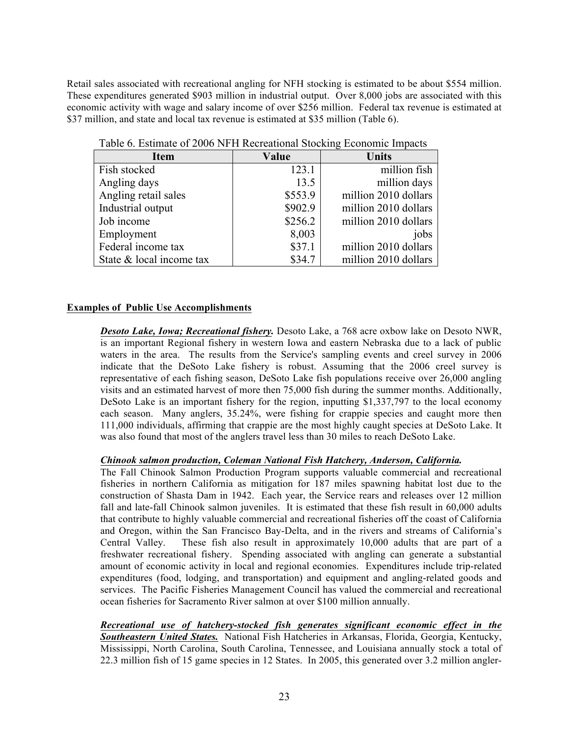Retail sales associated with recreational angling for NFH stocking is estimated to be about \$554 million. These expenditures generated \$903 million in industrial output. Over 8,000 jobs are associated with this economic activity with wage and salary income of over \$256 million. Federal tax revenue is estimated at \$37 million, and state and local tax revenue is estimated at \$35 million (Table 6).

Table 6. Estimate of 2006 NFH Recreational Stocking Economic Impacts

| Item | Value | Units |
|---|---|---|
| Fish stocked | 123.1 | million fish |
| Angling days | 13.5 | million days |
| Angling retail sales | \$553.9 | million 2010 dollars |
| Industrial output | \$902.9 | million 2010 dollars |
| Job income | \$256.2 | million 2010 dollars |
| Employment | 8,003 | jobs |
| Federal income tax | \$37.1 | million 2010 dollars |
| State & local income tax | \$34.7 | million 2010 dollars |

**Examples of Public Use Accomplishments**

***Desoto Lake, Iowa; Recreational fishery.*** Desoto Lake, a 768 acre oxbow lake on Desoto NWR, is an important Regional fishery in western Iowa and eastern Nebraska due to a lack of public waters in the area. The results from the Service's sampling events and creel survey in 2006 indicate that the DeSoto Lake fishery is robust. Assuming that the 2006 creel survey is representative of each fishing season, DeSoto Lake fish populations receive over 26,000 angling visits and an estimated harvest of more then 75,000 fish during the summer months. Additionally, DeSoto Lake is an important fishery for the region, inputting \$1,337,797 to the local economy each season. Many anglers, 35.24%, were fishing for crappie species and caught more then 111,000 individuals, affirming that crappie are the most highly caught species at DeSoto Lake. It was also found that most of the anglers travel less than 30 miles to reach DeSoto Lake.

***Chinook salmon production, Coleman National Fish Hatchery, Anderson, California.*** The Fall Chinook Salmon Production Program supports valuable commercial and recreational fisheries in northern California as mitigation for 187 miles spawning habitat lost due to the construction of Shasta Dam in 1942. Each year, the Service rears and releases over 12 million fall and late-fall Chinook salmon juveniles. It is estimated that these fish result in 60,000 adults that contribute to highly valuable commercial and recreational fisheries off the coast of California and Oregon, within the San Francisco Bay-Delta, and in the rivers and streams of California's Central Valley. These fish also result in approximately 10,000 adults that are part of a freshwater recreational fishery. Spending associated with angling can generate a substantial amount of economic activity in local and regional economies. Expenditures include trip-related expenditures (food, lodging, and transportation) and equipment and angling-related goods and services. The Pacific Fisheries Management Council has valued the commercial and recreational ocean fisheries for Sacramento River salmon at over \$100 million annually.

***Recreational use of hatchery-stocked fish generates significant economic effect in the Southeastern United States.*** National Fish Hatcheries in Arkansas, Florida, Georgia, Kentucky, Mississippi, North Carolina, South Carolina, Tennessee, and Louisiana annually stock a total of 22.3 million fish of 15 game species in 12 States. In 2005, this generated over 3.2 million angler-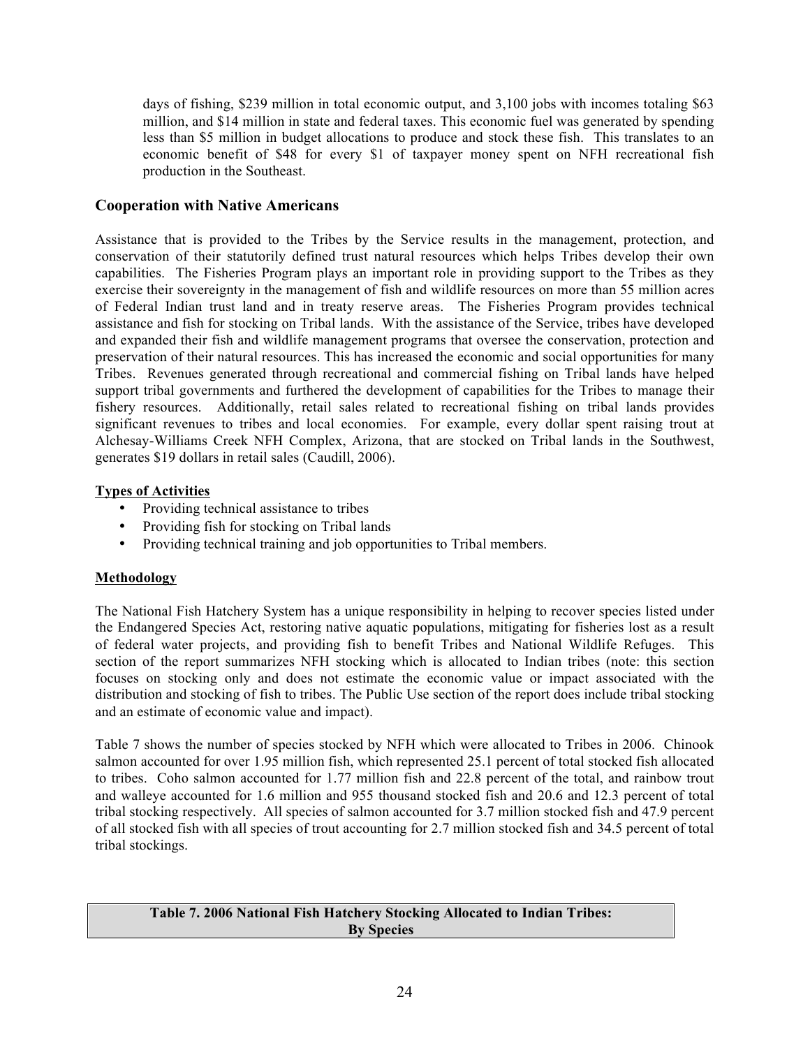days of fishing, $239 million in total economic output, and 3,100 jobs with incomes totaling $63 million, and $14 million in state and federal taxes. This economic fuel was generated by spending less than $5 million in budget allocations to produce and stock these fish. This translates to an economic benefit of $48 for every $1 of taxpayer money spent on NFH recreational fish production in the Southeast.

## Cooperation with Native Americans

Assistance that is provided to the Tribes by the Service results in the management, protection, and conservation of their statutorily defined trust natural resources which helps Tribes develop their own capabilities. The Fisheries Program plays an important role in providing support to the Tribes as they exercise their sovereignty in the management of fish and wildlife resources on more than 55 million acres of Federal Indian trust land and in treaty reserve areas. The Fisheries Program provides technical assistance and fish for stocking on Tribal lands. With the assistance of the Service, tribes have developed and expanded their fish and wildlife management programs that oversee the conservation, protection and preservation of their natural resources. This has increased the economic and social opportunities for many Tribes. Revenues generated through recreational and commercial fishing on Tribal lands have helped support tribal governments and furthered the development of capabilities for the Tribes to manage their fishery resources. Additionally, retail sales related to recreational fishing on tribal lands provides significant revenues to tribes and local economies. For example, every dollar spent raising trout at Alchesay-Williams Creek NFH Complex, Arizona, that are stocked on Tribal lands in the Southwest, generates $19 dollars in retail sales (Caudill, 2006).

**Types of Activities**

- Providing technical assistance to tribes
- Providing fish for stocking on Tribal lands
- Providing technical training and job opportunities to Tribal members.

**Methodology**

The National Fish Hatchery System has a unique responsibility in helping to recover species listed under the Endangered Species Act, restoring native aquatic populations, mitigating for fisheries lost as a result of federal water projects, and providing fish to benefit Tribes and National Wildlife Refuges. This section of the report summarizes NFH stocking which is allocated to Indian tribes (note: this section focuses on stocking only and does not estimate the economic value or impact associated with the distribution and stocking of fish to tribes. The Public Use section of the report does include tribal stocking and an estimate of economic value and impact).

Table 7 shows the number of species stocked by NFH which were allocated to Tribes in 2006. Chinook salmon accounted for over 1.95 million fish, which represented 25.1 percent of total stocked fish allocated to tribes. Coho salmon accounted for 1.77 million fish and 22.8 percent of the total, and rainbow trout and walleye accounted for 1.6 million and 955 thousand stocked fish and 20.6 and 12.3 percent of total tribal stocking respectively. All species of salmon accounted for 3.7 million stocked fish and 47.9 percent of all stocked fish with all species of trout accounting for 2.7 million stocked fish and 34.5 percent of total tribal stockings.

**Table 7. 2006 National Fish Hatchery Stocking Allocated to Indian Tribes: By Species**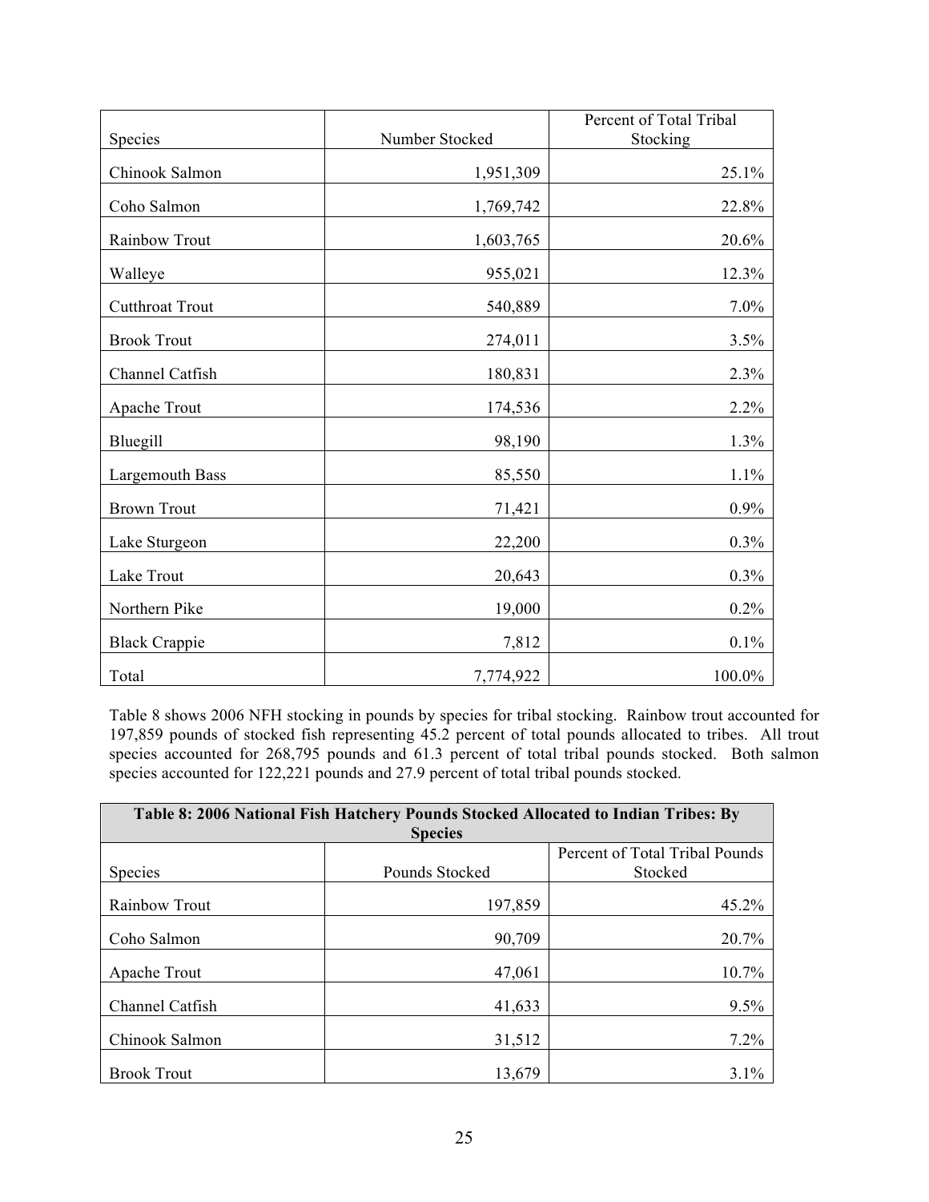| Species | Number Stocked | Percent of Total Tribal Stocking |
|---|---|---|
| Chinook Salmon | 1,951,309 | 25.1% |
| Coho Salmon | 1,769,742 | 22.8% |
| Rainbow Trout | 1,603,765 | 20.6% |
| Walleye | 955,021 | 12.3% |
| Cutthroat Trout | 540,889 | 7.0% |
| Brook Trout | 274,011 | 3.5% |
| Channel Catfish | 180,831 | 2.3% |
| Apache Trout | 174,536 | 2.2% |
| Bluegill | 98,190 | 1.3% |
| Largemouth Bass | 85,550 | 1.1% |
| Brown Trout | 71,421 | 0.9% |
| Lake Sturgeon | 22,200 | 0.3% |
| Lake Trout | 20,643 | 0.3% |
| Northern Pike | 19,000 | 0.2% |
| Black Crappie | 7,812 | 0.1% |
| Total | 7,774,922 | 100.0% |

Table 8 shows 2006 NFH stocking in pounds by species for tribal stocking. Rainbow trout accounted for 197,859 pounds of stocked fish representing 45.2 percent of total pounds allocated to tribes. All trout species accounted for 268,795 pounds and 61.3 percent of total tribal pounds stocked. Both salmon species accounted for 122,221 pounds and 27.9 percent of total tribal pounds stocked.

| **Table 8: 2006 National Fish Hatchery Pounds Stocked Allocated to Indian Tribes: By Species** | | |
|---|---|---|
| Species | Pounds Stocked | Percent of Total Tribal Pounds Stocked |
| Rainbow Trout | 197,859 | 45.2% |
| Coho Salmon | 90,709 | 20.7% |
| Apache Trout | 47,061 | 10.7% |
| Channel Catfish | 41,633 | 9.5% |
| Chinook Salmon | 31,512 | 7.2% |
| Brook Trout | 13,679 | 3.1% |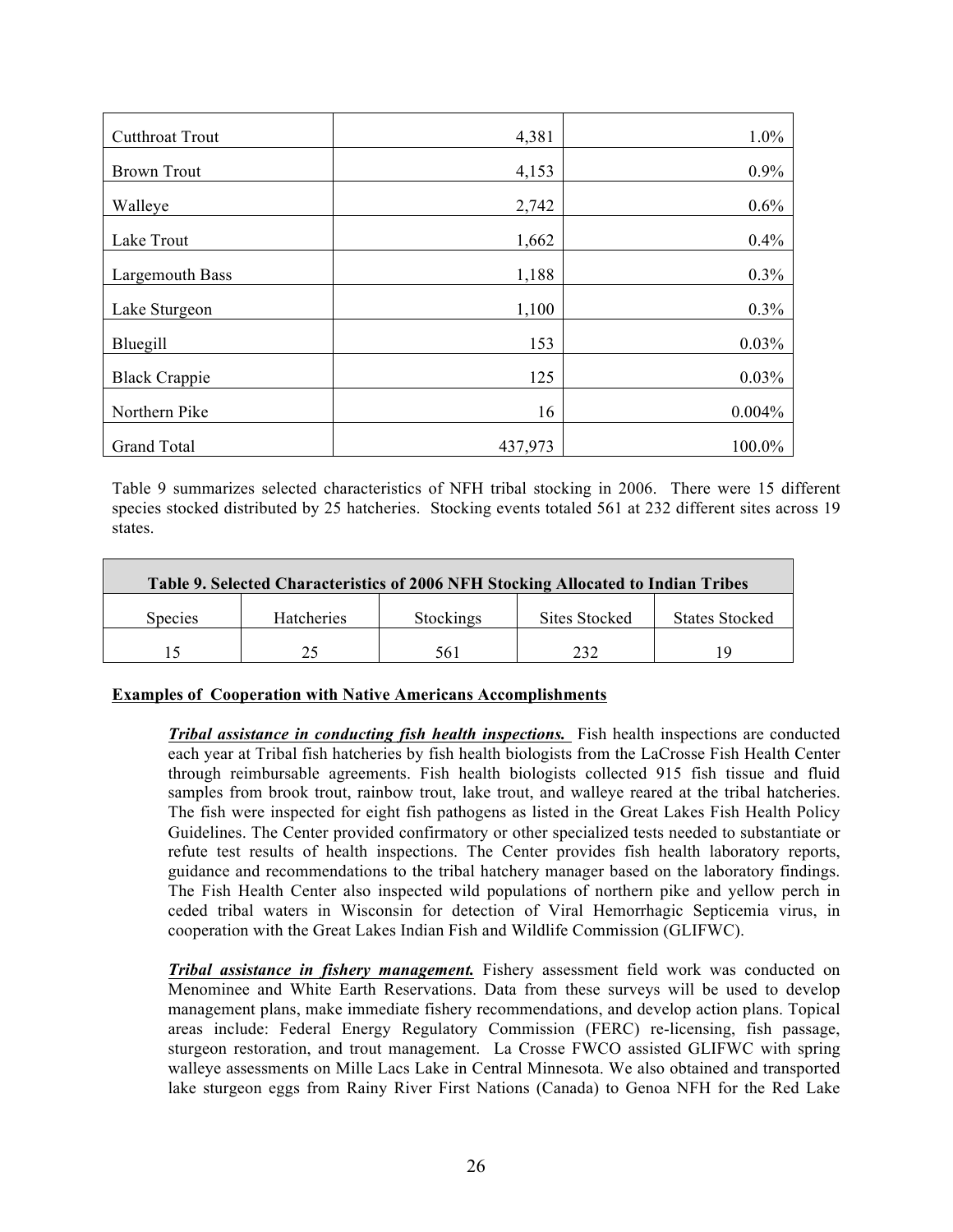| Cutthroat Trout | 4,381 | 1.0% |
|---|---|---|
| Brown Trout | 4,153 | 0.9% |
| Walleye | 2,742 | 0.6% |
| Lake Trout | 1,662 | 0.4% |
| Largemouth Bass | 1,188 | 0.3% |
| Lake Sturgeon | 1,100 | 0.3% |
| Bluegill | 153 | 0.03% |
| Black Crappie | 125 | 0.03% |
| Northern Pike | 16 | 0.004% |
| Grand Total | 437,973 | 100.0% |

Table 9 summarizes selected characteristics of NFH tribal stocking in 2006. There were 15 different species stocked distributed by 25 hatcheries. Stocking events totaled 561 at 232 different sites across 19 states.

**Table 9. Selected Characteristics of 2006 NFH Stocking Allocated to Indian Tribes**

| Species | Hatcheries | Stockings | Sites Stocked | States Stocked |
|---|---|---|---|---|
| 15 | 25 | 561 | 232 | 19 |

**Examples of Cooperation with Native Americans Accomplishments**

***Tribal assistance in conducting fish health inspections.*** Fish health inspections are conducted each year at Tribal fish hatcheries by fish health biologists from the LaCrosse Fish Health Center through reimbursable agreements. Fish health biologists collected 915 fish tissue and fluid samples from brook trout, rainbow trout, lake trout, and walleye reared at the tribal hatcheries. The fish were inspected for eight fish pathogens as listed in the Great Lakes Fish Health Policy Guidelines. The Center provided confirmatory or other specialized tests needed to substantiate or refute test results of health inspections. The Center provides fish health laboratory reports, guidance and recommendations to the tribal hatchery manager based on the laboratory findings. The Fish Health Center also inspected wild populations of northern pike and yellow perch in ceded tribal waters in Wisconsin for detection of Viral Hemorrhagic Septicemia virus, in cooperation with the Great Lakes Indian Fish and Wildlife Commission (GLIFWC).

***Tribal assistance in fishery management.*** Fishery assessment field work was conducted on Menominee and White Earth Reservations. Data from these surveys will be used to develop management plans, make immediate fishery recommendations, and develop action plans. Topical areas include: Federal Energy Regulatory Commission (FERC) re-licensing, fish passage, sturgeon restoration, and trout management. La Crosse FWCO assisted GLIFWC with spring walleye assessments on Mille Lacs Lake in Central Minnesota. We also obtained and transported lake sturgeon eggs from Rainy River First Nations (Canada) to Genoa NFH for the Red Lake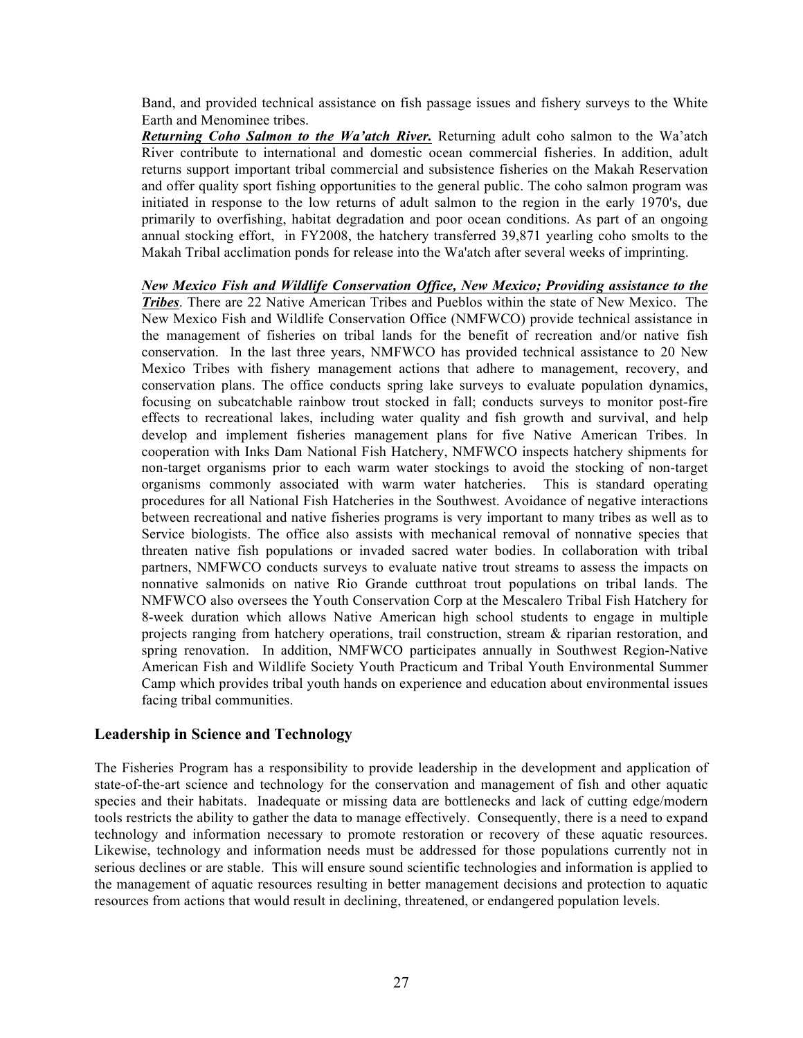Band, and provided technical assistance on fish passage issues and fishery surveys to the White Earth and Menominee tribes.

***Returning Coho Salmon to the Wa'atch River.*** Returning adult coho salmon to the Wa'atch River contribute to international and domestic ocean commercial fisheries. In addition, adult returns support important tribal commercial and subsistence fisheries on the Makah Reservation and offer quality sport fishing opportunities to the general public. The coho salmon program was initiated in response to the low returns of adult salmon to the region in the early 1970's, due primarily to overfishing, habitat degradation and poor ocean conditions. As part of an ongoing annual stocking effort, in FY2008, the hatchery transferred 39,871 yearling coho smolts to the Makah Tribal acclimation ponds for release into the Wa'atch after several weeks of imprinting.

***New Mexico Fish and Wildlife Conservation Office, New Mexico; Providing assistance to the Tribes***. There are 22 Native American Tribes and Pueblos within the state of New Mexico. The New Mexico Fish and Wildlife Conservation Office (NMFWCO) provide technical assistance in the management of fisheries on tribal lands for the benefit of recreation and/or native fish conservation. In the last three years, NMFWCO has provided technical assistance to 20 New Mexico Tribes with fishery management actions that adhere to management, recovery, and conservation plans. The office conducts spring lake surveys to evaluate population dynamics, focusing on subcatchable rainbow trout stocked in fall; conducts surveys to monitor post-fire effects to recreational lakes, including water quality and fish growth and survival, and help develop and implement fisheries management plans for five Native American Tribes. In cooperation with Inks Dam National Fish Hatchery, NMFWCO inspects hatchery shipments for non-target organisms prior to each warm water stockings to avoid the stocking of non-target organisms commonly associated with warm water hatcheries. This is standard operating procedures for all National Fish Hatcheries in the Southwest. Avoidance of negative interactions between recreational and native fisheries programs is very important to many tribes as well as to Service biologists. The office also assists with mechanical removal of nonnative species that threaten native fish populations or invaded sacred water bodies. In collaboration with tribal partners, NMFWCO conducts surveys to evaluate native trout streams to assess the impacts on nonnative salmonids on native Rio Grande cutthroat trout populations on tribal lands. The NMFWCO also oversees the Youth Conservation Corp at the Mescalero Tribal Fish Hatchery for 8-week duration which allows Native American high school students to engage in multiple projects ranging from hatchery operations, trail construction, stream & riparian restoration, and spring renovation. In addition, NMFWCO participates annually in Southwest Region-Native American Fish and Wildlife Society Youth Practicum and Tribal Youth Environmental Summer Camp which provides tribal youth hands on experience and education about environmental issues facing tribal communities.

## Leadership in Science and Technology

The Fisheries Program has a responsibility to provide leadership in the development and application of state-of-the-art science and technology for the conservation and management of fish and other aquatic species and their habitats. Inadequate or missing data are bottlenecks and lack of cutting edge/modern tools restricts the ability to gather the data to manage effectively. Consequently, there is a need to expand technology and information necessary to promote restoration or recovery of these aquatic resources. Likewise, technology and information needs must be addressed for those populations currently not in serious declines or are stable. This will ensure sound scientific technologies and information is applied to the management of aquatic resources resulting in better management decisions and protection to aquatic resources from actions that would result in declining, threatened, or endangered population levels.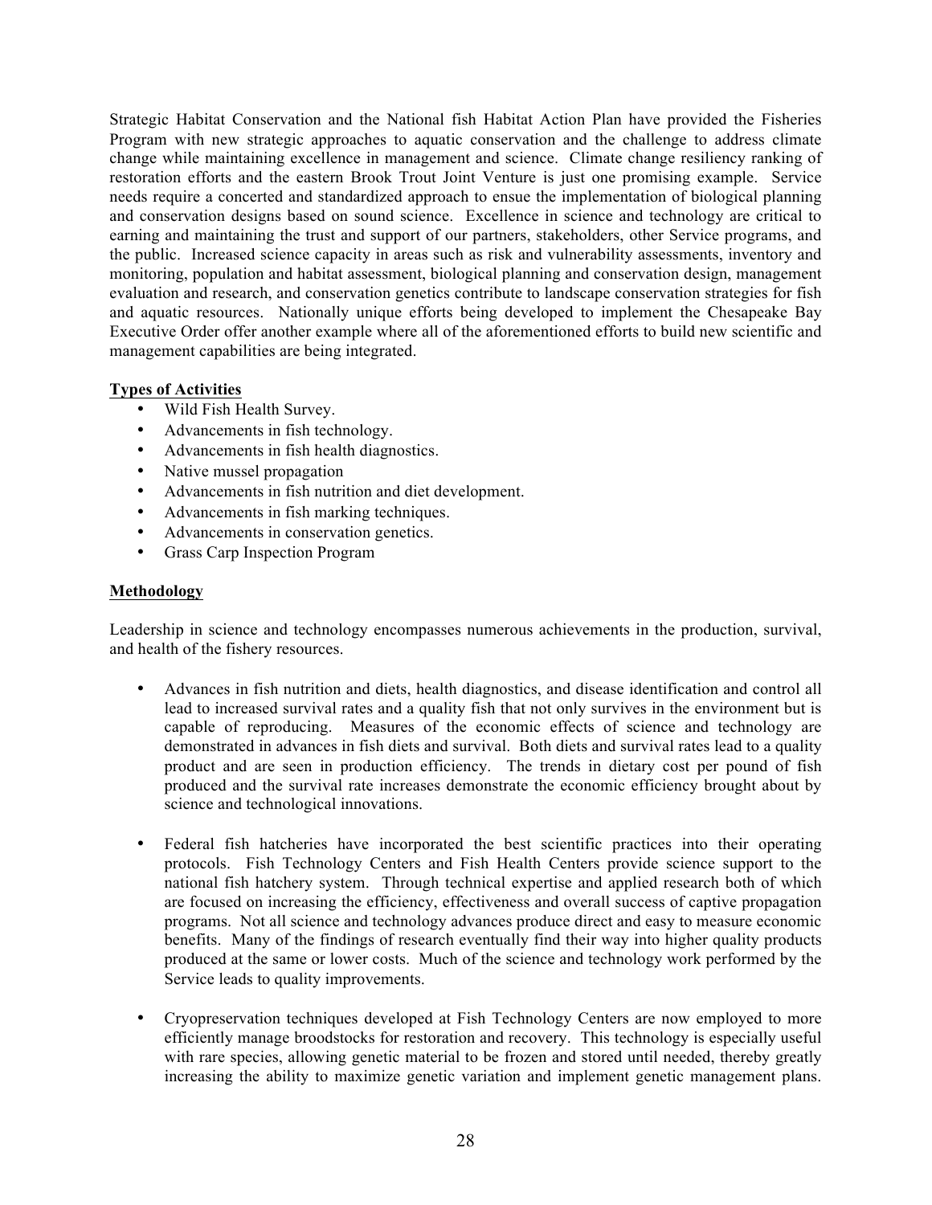Strategic Habitat Conservation and the National fish Habitat Action Plan have provided the Fisheries Program with new strategic approaches to aquatic conservation and the challenge to address climate change while maintaining excellence in management and science. Climate change resiliency ranking of restoration efforts and the eastern Brook Trout Joint Venture is just one promising example. Service needs require a concerted and standardized approach to ensue the implementation of biological planning and conservation designs based on sound science. Excellence in science and technology are critical to earning and maintaining the trust and support of our partners, stakeholders, other Service programs, and the public. Increased science capacity in areas such as risk and vulnerability assessments, inventory and monitoring, population and habitat assessment, biological planning and conservation design, management evaluation and research, and conservation genetics contribute to landscape conservation strategies for fish and aquatic resources. Nationally unique efforts being developed to implement the Chesapeake Bay Executive Order offer another example where all of the aforementioned efforts to build new scientific and management capabilities are being integrated.

**Types of Activities**

- Wild Fish Health Survey.
- Advancements in fish technology.
- Advancements in fish health diagnostics.
- Native mussel propagation
- Advancements in fish nutrition and diet development.
- Advancements in fish marking techniques.
- Advancements in conservation genetics.
- Grass Carp Inspection Program

**Methodology**

Leadership in science and technology encompasses numerous achievements in the production, survival, and health of the fishery resources.

- Advances in fish nutrition and diets, health diagnostics, and disease identification and control all lead to increased survival rates and a quality fish that not only survives in the environment but is capable of reproducing. Measures of the economic effects of science and technology are demonstrated in advances in fish diets and survival. Both diets and survival rates lead to a quality product and are seen in production efficiency. The trends in dietary cost per pound of fish produced and the survival rate increases demonstrate the economic efficiency brought about by science and technological innovations.

- Federal fish hatcheries have incorporated the best scientific practices into their operating protocols. Fish Technology Centers and Fish Health Centers provide science support to the national fish hatchery system. Through technical expertise and applied research both of which are focused on increasing the efficiency, effectiveness and overall success of captive propagation programs. Not all science and technology advances produce direct and easy to measure economic benefits. Many of the findings of research eventually find their way into higher quality products produced at the same or lower costs. Much of the science and technology work performed by the Service leads to quality improvements.

- Cryopreservation techniques developed at Fish Technology Centers are now employed to more efficiently manage broodstocks for restoration and recovery. This technology is especially useful with rare species, allowing genetic material to be frozen and stored until needed, thereby greatly increasing the ability to maximize genetic variation and implement genetic management plans.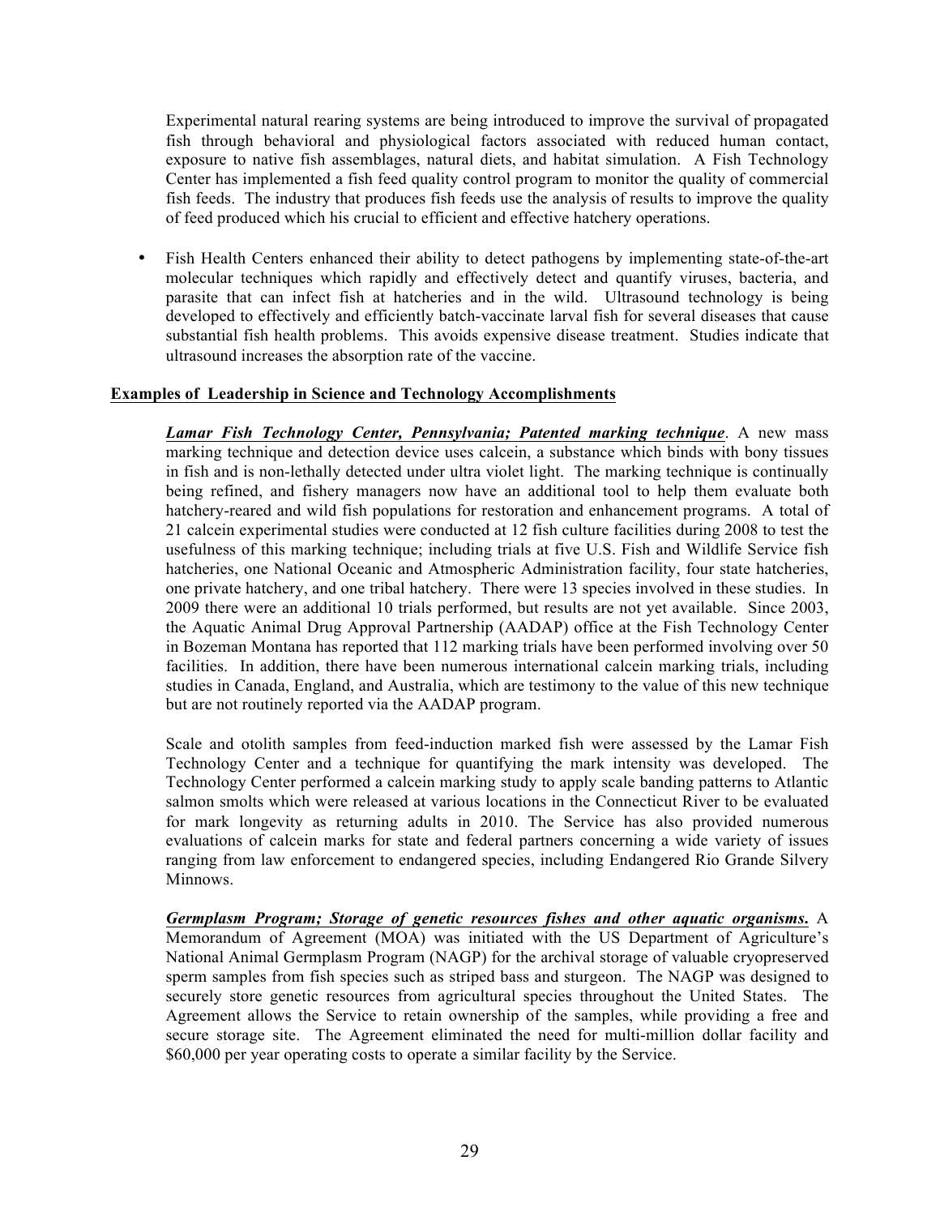Experimental natural rearing systems are being introduced to improve the survival of propagated fish through behavioral and physiological factors associated with reduced human contact, exposure to native fish assemblages, natural diets, and habitat simulation. A Fish Technology Center has implemented a fish feed quality control program to monitor the quality of commercial fish feeds. The industry that produces fish feeds use the analysis of results to improve the quality of feed produced which his crucial to efficient and effective hatchery operations.

- Fish Health Centers enhanced their ability to detect pathogens by implementing state-of-the-art molecular techniques which rapidly and effectively detect and quantify viruses, bacteria, and parasite that can infect fish at hatcheries and in the wild. Ultrasound technology is being developed to effectively and efficiently batch-vaccinate larval fish for several diseases that cause substantial fish health problems. This avoids expensive disease treatment. Studies indicate that ultrasound increases the absorption rate of the vaccine.

**Examples of Leadership in Science and Technology Accomplishments**

***Lamar Fish Technology Center, Pennsylvania; Patented marking technique*.** A new mass marking technique and detection device uses calcein, a substance which binds with bony tissues in fish and is non-lethally detected under ultra violet light. The marking technique is continually being refined, and fishery managers now have an additional tool to help them evaluate both hatchery-reared and wild fish populations for restoration and enhancement programs. A total of 21 calcein experimental studies were conducted at 12 fish culture facilities during 2008 to test the usefulness of this marking technique; including trials at five U.S. Fish and Wildlife Service fish hatcheries, one National Oceanic and Atmospheric Administration facility, four state hatcheries, one private hatchery, and one tribal hatchery. There were 13 species involved in these studies. In 2009 there were an additional 10 trials performed, but results are not yet available. Since 2003, the Aquatic Animal Drug Approval Partnership (AADAP) office at the Fish Technology Center in Bozeman Montana has reported that 112 marking trials have been performed involving over 50 facilities. In addition, there have been numerous international calcein marking trials, including studies in Canada, England, and Australia, which are testimony to the value of this new technique but are not routinely reported via the AADAP program.

Scale and otolith samples from feed-induction marked fish were assessed by the Lamar Fish Technology Center and a technique for quantifying the mark intensity was developed. The Technology Center performed a calcein marking study to apply scale banding patterns to Atlantic salmon smolts which were released at various locations in the Connecticut River to be evaluated for mark longevity as returning adults in 2010. The Service has also provided numerous evaluations of calcein marks for state and federal partners concerning a wide variety of issues ranging from law enforcement to endangered species, including Endangered Rio Grande Silvery Minnows.

***Germplasm Program; Storage of genetic resources fishes and other aquatic organisms.*** A Memorandum of Agreement (MOA) was initiated with the US Department of Agriculture's National Animal Germplasm Program (NAGP) for the archival storage of valuable cryopreserved sperm samples from fish species such as striped bass and sturgeon. The NAGP was designed to securely store genetic resources from agricultural species throughout the United States. The Agreement allows the Service to retain ownership of the samples, while providing a free and secure storage site. The Agreement eliminated the need for multi-million dollar facility and $60,000 per year operating costs to operate a similar facility by the Service.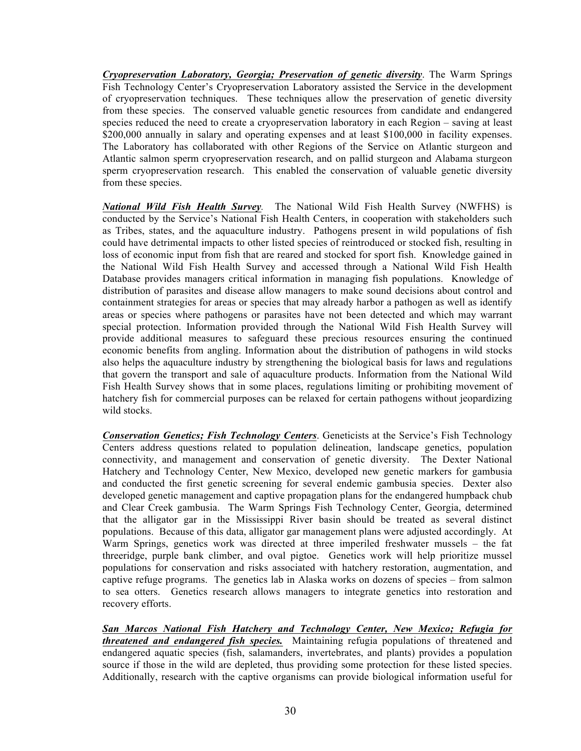***Cryopreservation Laboratory, Georgia; Preservation of genetic diversity***. The Warm Springs Fish Technology Center's Cryopreservation Laboratory assisted the Service in the development of cryopreservation techniques. These techniques allow the preservation of genetic diversity from these species. The conserved valuable genetic resources from candidate and endangered species reduced the need to create a cryopreservation laboratory in each Region – saving at least $200,000 annually in salary and operating expenses and at least $100,000 in facility expenses. The Laboratory has collaborated with other Regions of the Service on Atlantic sturgeon and Atlantic salmon sperm cryopreservation research, and on pallid sturgeon and Alabama sturgeon sperm cryopreservation research. This enabled the conservation of valuable genetic diversity from these species.

***National Wild Fish Health Survey***. The National Wild Fish Health Survey (NWFHS) is conducted by the Service's National Fish Health Centers, in cooperation with stakeholders such as Tribes, states, and the aquaculture industry. Pathogens present in wild populations of fish could have detrimental impacts to other listed species of reintroduced or stocked fish, resulting in loss of economic input from fish that are reared and stocked for sport fish. Knowledge gained in the National Wild Fish Health Survey and accessed through a National Wild Fish Health Database provides managers critical information in managing fish populations. Knowledge of distribution of parasites and disease allow managers to make sound decisions about control and containment strategies for areas or species that may already harbor a pathogen as well as identify areas or species where pathogens or parasites have not been detected and which may warrant special protection. Information provided through the National Wild Fish Health Survey will provide additional measures to safeguard these precious resources ensuring the continued economic benefits from angling. Information about the distribution of pathogens in wild stocks also helps the aquaculture industry by strengthening the biological basis for laws and regulations that govern the transport and sale of aquaculture products. Information from the National Wild Fish Health Survey shows that in some places, regulations limiting or prohibiting movement of hatchery fish for commercial purposes can be relaxed for certain pathogens without jeopardizing wild stocks.

***Conservation Genetics; Fish Technology Centers***. Geneticists at the Service's Fish Technology Centers address questions related to population delineation, landscape genetics, population connectivity, and management and conservation of genetic diversity. The Dexter National Hatchery and Technology Center, New Mexico, developed new genetic markers for gambusia and conducted the first genetic screening for several endemic gambusia species. Dexter also developed genetic management and captive propagation plans for the endangered humpback chub and Clear Creek gambusia. The Warm Springs Fish Technology Center, Georgia, determined that the alligator gar in the Mississippi River basin should be treated as several distinct populations. Because of this data, alligator gar management plans were adjusted accordingly. At Warm Springs, genetics work was directed at three imperiled freshwater mussels – the fat threeridge, purple bank climber, and oval pigtoe. Genetics work will help prioritize mussel populations for conservation and risks associated with hatchery restoration, augmentation, and captive refuge programs. The genetics lab in Alaska works on dozens of species – from salmon to sea otters. Genetics research allows managers to integrate genetics into restoration and recovery efforts.

***San Marcos National Fish Hatchery and Technology Center, New Mexico; Refugia for threatened and endangered fish species.*** Maintaining refugia populations of threatened and endangered aquatic species (fish, salamanders, invertebrates, and plants) provides a population source if those in the wild are depleted, thus providing some protection for these listed species. Additionally, research with the captive organisms can provide biological information useful for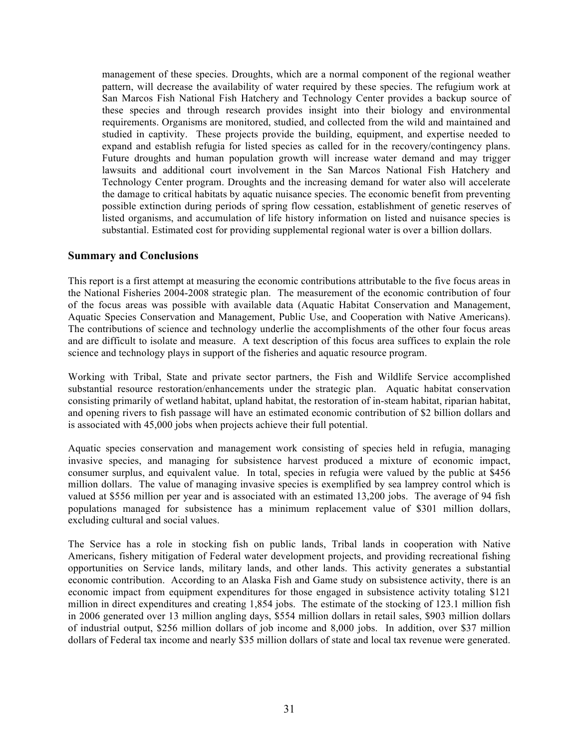management of these species. Droughts, which are a normal component of the regional weather pattern, will decrease the availability of water required by these species. The refugium work at San Marcos Fish National Fish Hatchery and Technology Center provides a backup source of these species and through research provides insight into their biology and environmental requirements. Organisms are monitored, studied, and collected from the wild and maintained and studied in captivity. These projects provide the building, equipment, and expertise needed to expand and establish refugia for listed species as called for in the recovery/contingency plans. Future droughts and human population growth will increase water demand and may trigger lawsuits and additional court involvement in the San Marcos National Fish Hatchery and Technology Center program. Droughts and the increasing demand for water also will accelerate the damage to critical habitats by aquatic nuisance species. The economic benefit from preventing possible extinction during periods of spring flow cessation, establishment of genetic reserves of listed organisms, and accumulation of life history information on listed and nuisance species is substantial. Estimated cost for providing supplemental regional water is over a billion dollars.

## Summary and Conclusions

This report is a first attempt at measuring the economic contributions attributable to the five focus areas in the National Fisheries 2004-2008 strategic plan. The measurement of the economic contribution of four of the focus areas was possible with available data (Aquatic Habitat Conservation and Management, Aquatic Species Conservation and Management, Public Use, and Cooperation with Native Americans). The contributions of science and technology underlie the accomplishments of the other four focus areas and are difficult to isolate and measure. A text description of this focus area suffices to explain the role science and technology plays in support of the fisheries and aquatic resource program.

Working with Tribal, State and private sector partners, the Fish and Wildlife Service accomplished substantial resource restoration/enhancements under the strategic plan. Aquatic habitat conservation consisting primarily of wetland habitat, upland habitat, the restoration of in-steam habitat, riparian habitat, and opening rivers to fish passage will have an estimated economic contribution of $2 billion dollars and is associated with 45,000 jobs when projects achieve their full potential.

Aquatic species conservation and management work consisting of species held in refugia, managing invasive species, and managing for subsistence harvest produced a mixture of economic impact, consumer surplus, and equivalent value. In total, species in refugia were valued by the public at $456 million dollars. The value of managing invasive species is exemplified by sea lamprey control which is valued at $556 million per year and is associated with an estimated 13,200 jobs. The average of 94 fish populations managed for subsistence has a minimum replacement value of $301 million dollars, excluding cultural and social values.

The Service has a role in stocking fish on public lands, Tribal lands in cooperation with Native Americans, fishery mitigation of Federal water development projects, and providing recreational fishing opportunities on Service lands, military lands, and other lands. This activity generates a substantial economic contribution. According to an Alaska Fish and Game study on subsistence activity, there is an economic impact from equipment expenditures for those engaged in subsistence activity totaling $121 million in direct expenditures and creating 1,854 jobs. The estimate of the stocking of 123.1 million fish in 2006 generated over 13 million angling days, $554 million dollars in retail sales, $903 million dollars of industrial output, $256 million dollars of job income and 8,000 jobs. In addition, over $37 million dollars of Federal tax income and nearly $35 million dollars of state and local tax revenue were generated.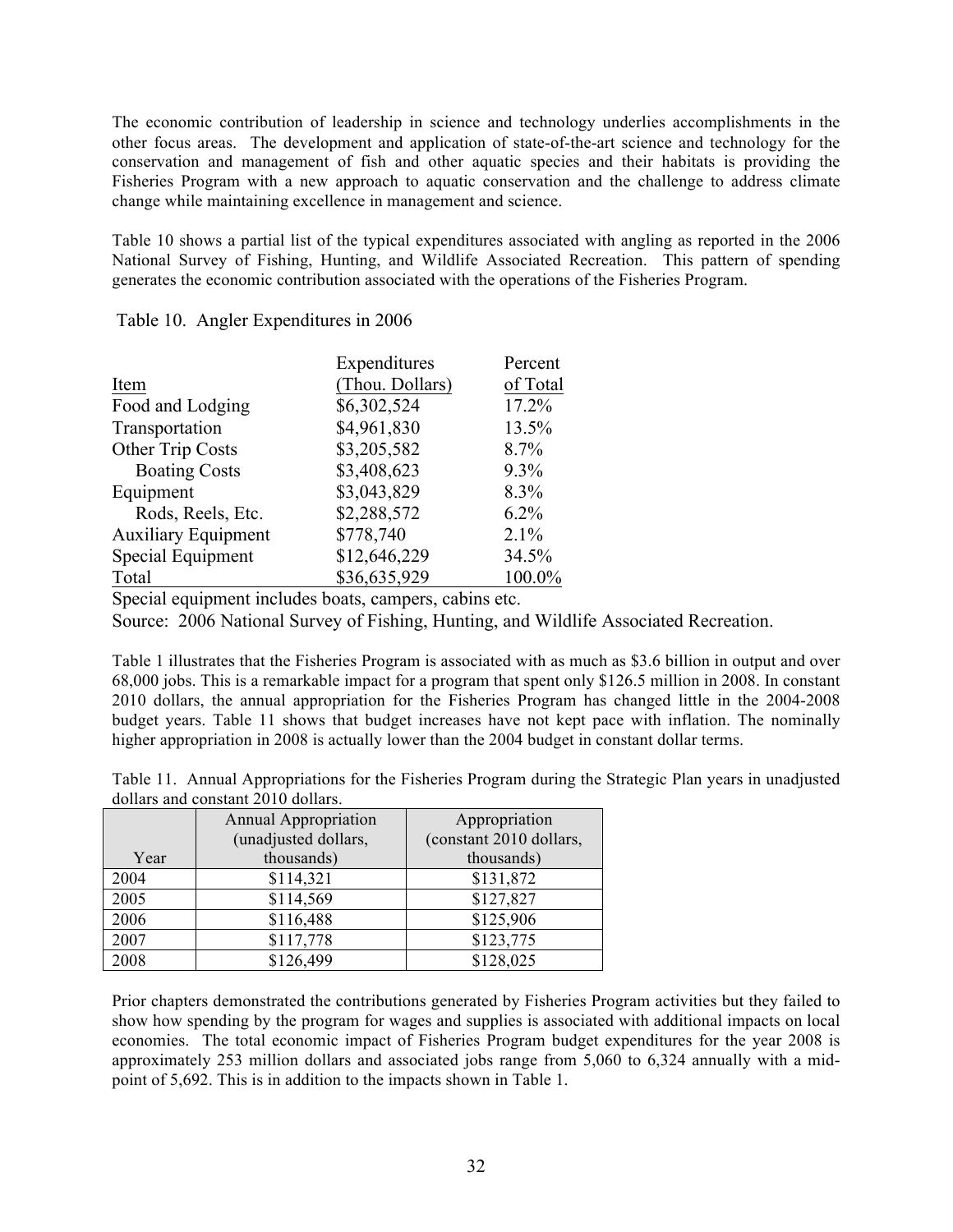The economic contribution of leadership in science and technology underlies accomplishments in the other focus areas. The development and application of state-of-the-art science and technology for the conservation and management of fish and other aquatic species and their habitats is providing the Fisheries Program with a new approach to aquatic conservation and the challenge to address climate change while maintaining excellence in management and science.

Table 10 shows a partial list of the typical expenditures associated with angling as reported in the 2006 National Survey of Fishing, Hunting, and Wildlife Associated Recreation. This pattern of spending generates the economic contribution associated with the operations of the Fisheries Program.

Table 10. Angler Expenditures in 2006

| Item | Expenditures (Thou. Dollars) | Percent of Total |
|---|---|---|
| Food and Lodging | $6,302,524 | 17.2% |
| Transportation | $4,961,830 | 13.5% |
| Other Trip Costs | $3,205,582 | 8.7% |
| Boating Costs | $3,408,623 | 9.3% |
| Equipment | $3,043,829 | 8.3% |
| Rods, Reels, Etc. | $2,288,572 | 6.2% |
| Auxiliary Equipment | $778,740 | 2.1% |
| Special Equipment | $12,646,229 | 34.5% |
| Total | $36,635,929 | 100.0% |

Special equipment includes boats, campers, cabins etc.

Source: 2006 National Survey of Fishing, Hunting, and Wildlife Associated Recreation.

Table 1 illustrates that the Fisheries Program is associated with as much as $3.6 billion in output and over 68,000 jobs. This is a remarkable impact for a program that spent only $126.5 million in 2008. In constant 2010 dollars, the annual appropriation for the Fisheries Program has changed little in the 2004-2008 budget years. Table 11 shows that budget increases have not kept pace with inflation. The nominally higher appropriation in 2008 is actually lower than the 2004 budget in constant dollar terms.

Table 11. Annual Appropriations for the Fisheries Program during the Strategic Plan years in unadjusted dollars and constant 2010 dollars.

| Year | Annual Appropriation (unadjusted dollars, thousands) | Appropriation (constant 2010 dollars, thousands) |
|---|---|---|
| 2004 | $114,321 | $131,872 |
| 2005 | $114,569 | $127,827 |
| 2006 | $116,488 | $125,906 |
| 2007 | $117,778 | $123,775 |
| 2008 | $126,499 | $128,025 |

Prior chapters demonstrated the contributions generated by Fisheries Program activities but they failed to show how spending by the program for wages and supplies is associated with additional impacts on local economies. The total economic impact of Fisheries Program budget expenditures for the year 2008 is approximately 253 million dollars and associated jobs range from 5,060 to 6,324 annually with a mid-point of 5,692. This is in addition to the impacts shown in Table 1.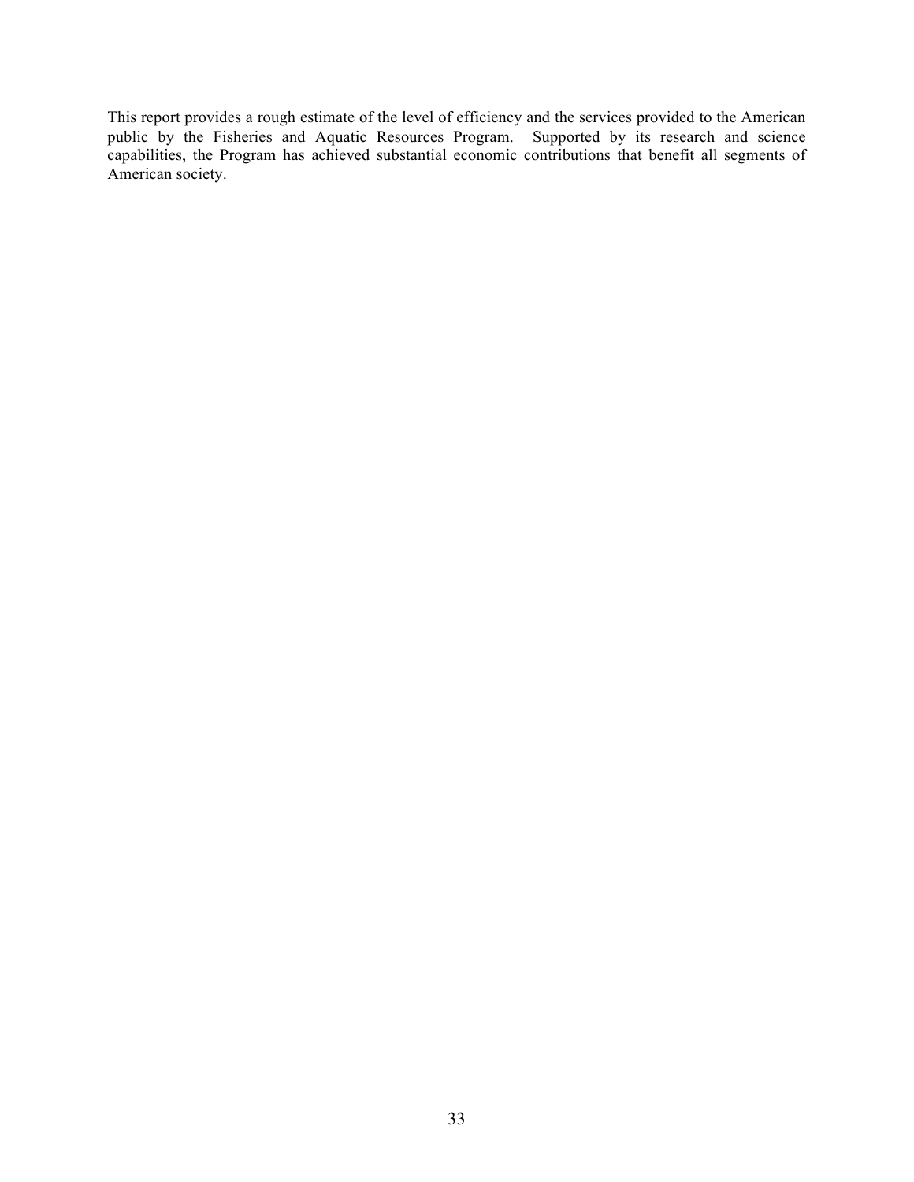This report provides a rough estimate of the level of efficiency and the services provided to the American public by the Fisheries and Aquatic Resources Program. Supported by its research and science capabilities, the Program has achieved substantial economic contributions that benefit all segments of American society.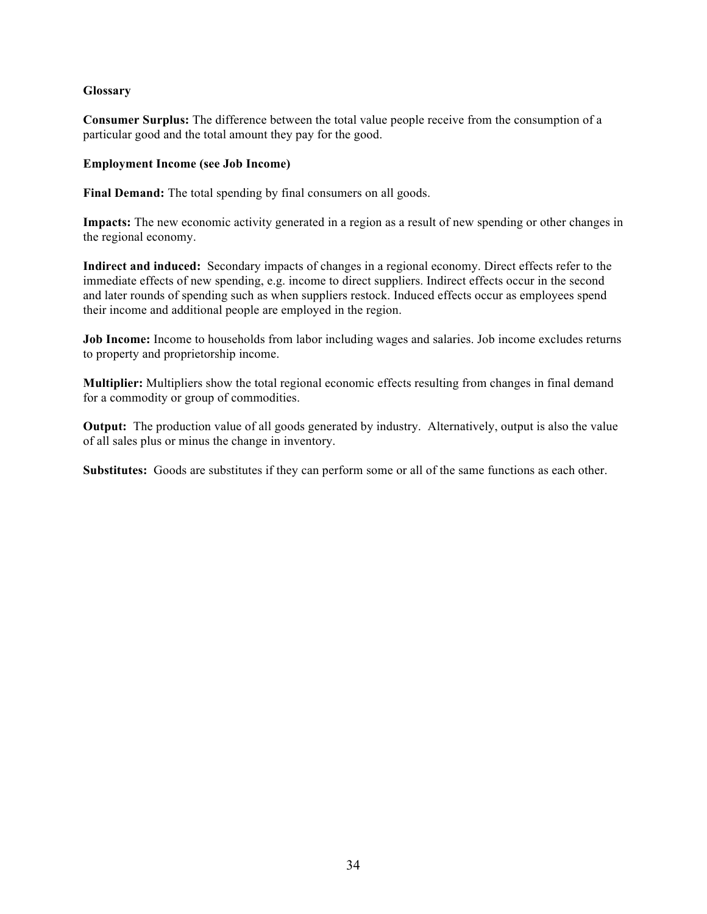## Glossary

**Consumer Surplus:** The difference between the total value people receive from the consumption of a particular good and the total amount they pay for the good.

**Employment Income (see Job Income)**

**Final Demand:** The total spending by final consumers on all goods.

**Impacts:** The new economic activity generated in a region as a result of new spending or other changes in the regional economy.

**Indirect and induced:** Secondary impacts of changes in a regional economy. Direct effects refer to the immediate effects of new spending, e.g. income to direct suppliers. Indirect effects occur in the second and later rounds of spending such as when suppliers restock. Induced effects occur as employees spend their income and additional people are employed in the region.

**Job Income:** Income to households from labor including wages and salaries. Job income excludes returns to property and proprietorship income.

**Multiplier:** Multipliers show the total regional economic effects resulting from changes in final demand for a commodity or group of commodities.

**Output:** The production value of all goods generated by industry. Alternatively, output is also the value of all sales plus or minus the change in inventory.

**Substitutes:** Goods are substitutes if they can perform some or all of the same functions as each other.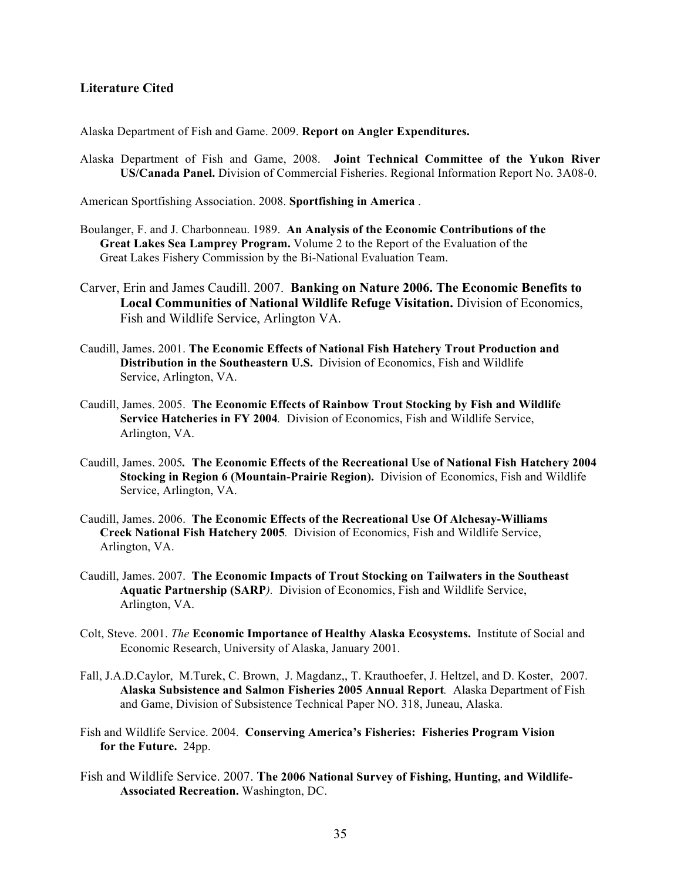## Literature Cited

Alaska Department of Fish and Game. 2009. **Report on Angler Expenditures.**

Alaska Department of Fish and Game, 2008. **Joint Technical Committee of the Yukon River US/Canada Panel.** Division of Commercial Fisheries. Regional Information Report No. 3A08-0.

American Sportfishing Association. 2008. **Sportfishing in America** .

Boulanger, F. and J. Charbonneau. 1989. **An Analysis of the Economic Contributions of the Great Lakes Sea Lamprey Program.** Volume 2 to the Report of the Evaluation of the Great Lakes Fishery Commission by the Bi-National Evaluation Team.

Carver, Erin and James Caudill. 2007. **Banking on Nature 2006. The Economic Benefits to Local Communities of National Wildlife Refuge Visitation.** Division of Economics, Fish and Wildlife Service, Arlington VA.

Caudill, James. 2001. **The Economic Effects of National Fish Hatchery Trout Production and Distribution in the Southeastern U.S.** Division of Economics, Fish and Wildlife Service, Arlington, VA.

Caudill, James. 2005. **The Economic Effects of Rainbow Trout Stocking by Fish and Wildlife Service Hatcheries in FY 2004***.* Division of Economics, Fish and Wildlife Service, Arlington, VA.

Caudill, James. 2005**. The Economic Effects of the Recreational Use of National Fish Hatchery 2004 Stocking in Region 6 (Mountain-Prairie Region).** Division of Economics, Fish and Wildlife Service, Arlington, VA.

Caudill, James. 2006. **The Economic Effects of the Recreational Use Of Alchesay-Williams Creek National Fish Hatchery 2005***.* Division of Economics, Fish and Wildlife Service, Arlington, VA.

Caudill, James. 2007. **The Economic Impacts of Trout Stocking on Tailwaters in the Southeast Aquatic Partnership (SARP***)*. Division of Economics, Fish and Wildlife Service, Arlington, VA.

Colt, Steve. 2001. *The* **Economic Importance of Healthy Alaska Ecosystems.** Institute of Social and Economic Research, University of Alaska, January 2001.

Fall, J.A.D.Caylor, M.Turek, C. Brown, J. Magdanz,, T. Krauthoefer, J. Heltzel, and D. Koster, 2007. **Alaska Subsistence and Salmon Fisheries 2005 Annual Report***.* Alaska Department of Fish and Game, Division of Subsistence Technical Paper NO. 318, Juneau, Alaska.

Fish and Wildlife Service. 2004. **Conserving America's Fisheries: Fisheries Program Vision for the Future.** 24pp.

Fish and Wildlife Service. 2007. **The 2006 National Survey of Fishing, Hunting, and Wildlife-Associated Recreation.** Washington, DC.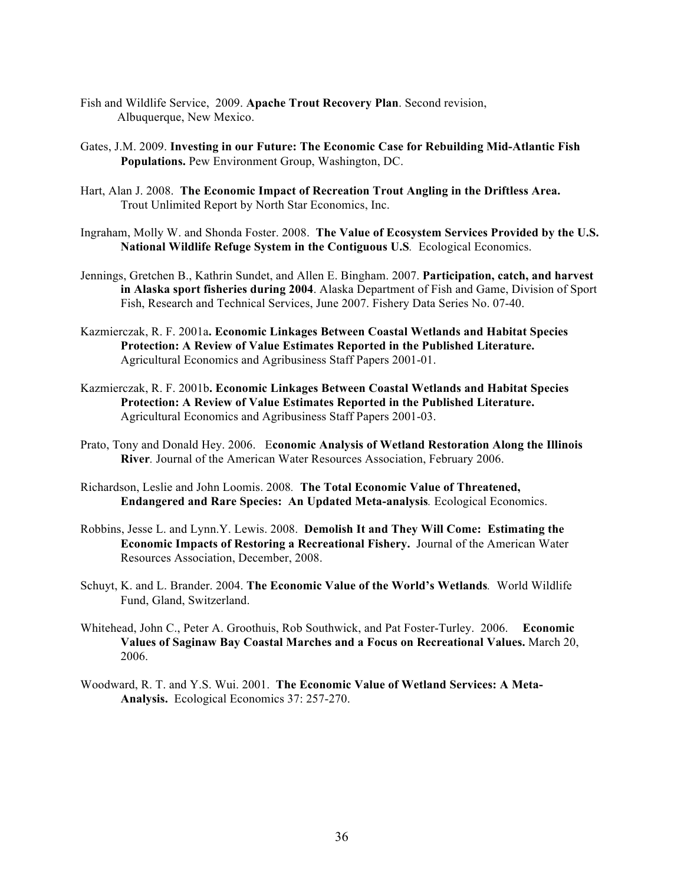Fish and Wildlife Service, 2009. **Apache Trout Recovery Plan**. Second revision, Albuquerque, New Mexico.

Gates, J.M. 2009. **Investing in our Future: The Economic Case for Rebuilding Mid-Atlantic Fish Populations.** Pew Environment Group, Washington, DC.

Hart, Alan J. 2008. **The Economic Impact of Recreation Trout Angling in the Driftless Area.** Trout Unlimited Report by North Star Economics, Inc.

Ingraham, Molly W. and Shonda Foster. 2008. **The Value of Ecosystem Services Provided by the U.S. National Wildlife Refuge System in the Contiguous U.S***.* Ecological Economics.

Jennings, Gretchen B., Kathrin Sundet, and Allen E. Bingham. 2007. **Participation, catch, and harvest in Alaska sport fisheries during 2004**. Alaska Department of Fish and Game, Division of Sport Fish, Research and Technical Services, June 2007. Fishery Data Series No. 07-40.

Kazmierczak, R. F. 2001a**. Economic Linkages Between Coastal Wetlands and Habitat Species Protection: A Review of Value Estimates Reported in the Published Literature.** Agricultural Economics and Agribusiness Staff Papers 2001-01.

Kazmierczak, R. F. 2001b**. Economic Linkages Between Coastal Wetlands and Habitat Species Protection: A Review of Value Estimates Reported in the Published Literature.** Agricultural Economics and Agribusiness Staff Papers 2001-03.

Prato, Tony and Donald Hey. 2006. E**conomic Analysis of Wetland Restoration Along the Illinois River**. Journal of the American Water Resources Association, February 2006.

Richardson, Leslie and John Loomis. 2008*.* **The Total Economic Value of Threatened, Endangered and Rare Species: An Updated Meta-analysis***.* Ecological Economics.

Robbins, Jesse L. and Lynn.Y. Lewis. 2008. **Demolish It and They Will Come: Estimating the Economic Impacts of Restoring a Recreational Fishery.** Journal of the American Water Resources Association, December, 2008.

Schuyt, K. and L. Brander. 2004. **The Economic Value of the World's Wetlands***.* World Wildlife Fund, Gland, Switzerland.

Whitehead, John C., Peter A. Groothuis, Rob Southwick, and Pat Foster-Turley. 2006. **Economic Values of Saginaw Bay Coastal Marches and a Focus on Recreational Values.** March 20, 2006.

Woodward, R. T. and Y.S. Wui. 2001. **The Economic Value of Wetland Services: A Meta-Analysis.** Ecological Economics 37: 257-270.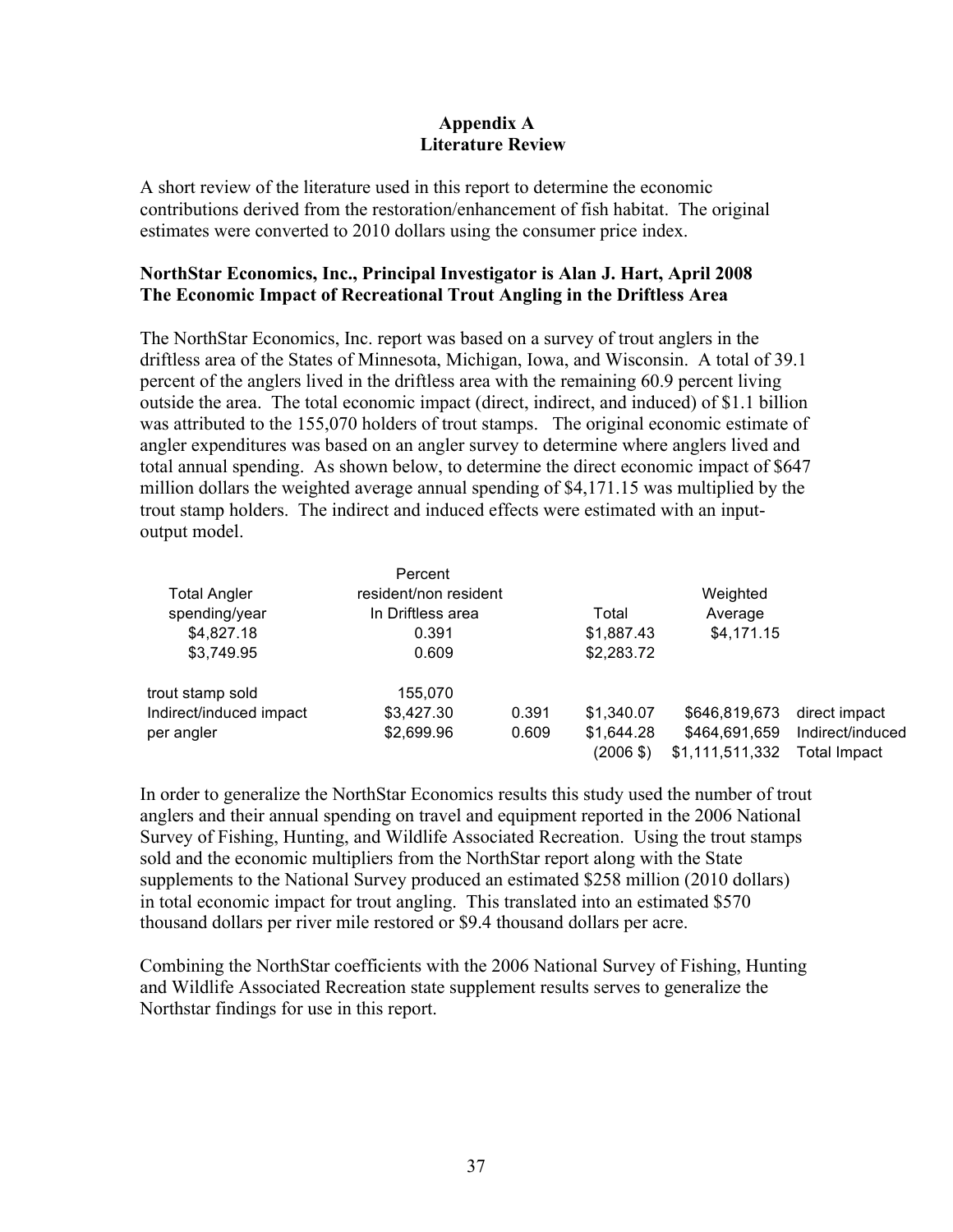## Appendix A
## Literature Review

A short review of the literature used in this report to determine the economic contributions derived from the restoration/enhancement of fish habitat. The original estimates were converted to 2010 dollars using the consumer price index.

**NorthStar Economics, Inc., Principal Investigator is Alan J. Hart, April 2008**
**The Economic Impact of Recreational Trout Angling in the Driftless Area**

The NorthStar Economics, Inc. report was based on a survey of trout anglers in the driftless area of the States of Minnesota, Michigan, Iowa, and Wisconsin. A total of 39.1 percent of the anglers lived in the driftless area with the remaining 60.9 percent living outside the area. The total economic impact (direct, indirect, and induced) of $1.1 billion was attributed to the 155,070 holders of trout stamps. The original economic estimate of angler expenditures was based on an angler survey to determine where anglers lived and total annual spending. As shown below, to determine the direct economic impact of $647 million dollars the weighted average annual spending of $4,171.15 was multiplied by the trout stamp holders. The indirect and induced effects were estimated with an input-output model.

| Total Angler spending/year | Percent resident/non resident In Driftless area | | Total | Weighted Average | |
|---|---|---|---|---|---|
| $4,827.18 | 0.391 | | $1,887.43 | $4,171.15 | |
| $3,749.95 | 0.609 | | $2,283.72 | | |
| trout stamp sold | 155,070 | | | | |
| Indirect/induced impact | $3,427.30 | 0.391 | $1,340.07 | $646,819,673 | direct impact |
| per angler | $2,699.96 | 0.609 | $1,644.28 | $464,691,659 | Indirect/induced |
| | | | (2006 $) | $1,111,511,332 | Total Impact |

In order to generalize the NorthStar Economics results this study used the number of trout anglers and their annual spending on travel and equipment reported in the 2006 National Survey of Fishing, Hunting, and Wildlife Associated Recreation. Using the trout stamps sold and the economic multipliers from the NorthStar report along with the State supplements to the National Survey produced an estimated $258 million (2010 dollars) in total economic impact for trout angling. This translated into an estimated $570 thousand dollars per river mile restored or $9.4 thousand dollars per acre.

Combining the NorthStar coefficients with the 2006 National Survey of Fishing, Hunting and Wildlife Associated Recreation state supplement results serves to generalize the Northstar findings for use in this report.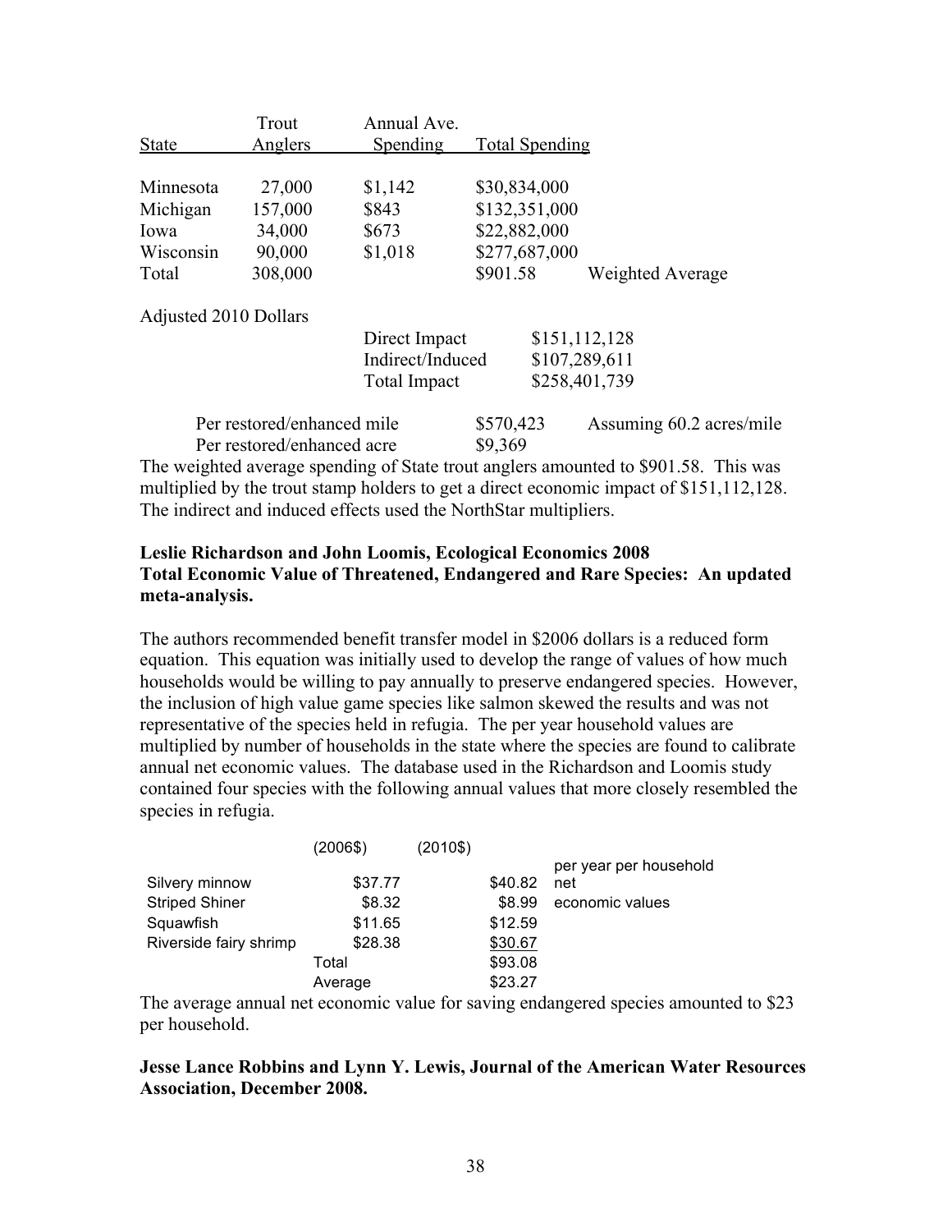| State | Trout Anglers | Annual Ave. Spending | Total Spending | |
|---|---|---|---|---|
| Minnesota | 27,000 | $1,142 | $30,834,000 | |
| Michigan | 157,000 | $843 | $132,351,000 | |
| Iowa | 34,000 | $673 | $22,882,000 | |
| Wisconsin | 90,000 | $1,018 | $277,687,000 | |
| Total | 308,000 | | $901.58 | Weighted Average |

Adjusted 2010 Dollars

| | |
|---|---|
| Direct Impact | $151,112,128 |
| Indirect/Induced | $107,289,611 |
| Total Impact | $258,401,739 |

| | | |
|---|---|---|
| Per restored/enhanced mile | $570,423 | Assuming 60.2 acres/mile |
| Per restored/enhanced acre | $9,369 | |

The weighted average spending of State trout anglers amounted to $901.58. This was multiplied by the trout stamp holders to get a direct economic impact of $151,112,128. The indirect and induced effects used the NorthStar multipliers.

**Leslie Richardson and John Loomis, Ecological Economics 2008**
**Total Economic Value of Threatened, Endangered and Rare Species: An updated meta-analysis.**

The authors recommended benefit transfer model in $2006 dollars is a reduced form equation. This equation was initially used to develop the range of values of how much households would be willing to pay annually to preserve endangered species. However, the inclusion of high value game species like salmon skewed the results and was not representative of the species held in refugia. The per year household values are multiplied by number of households in the state where the species are found to calibrate annual net economic values. The database used in the Richardson and Loomis study contained four species with the following annual values that more closely resembled the species in refugia.

| | (2006$) | (2010$) | |
|---|---|---|---|
| Silvery minnow | $37.77 | $40.82 | per year per household net |
| Striped Shiner | $8.32 | $8.99 | economic values |
| Squawfish | $11.65 | $12.59 | |
| Riverside fairy shrimp | $28.38 | $30.67 | |
| | Total | $93.08 | |
| | Average | $23.27 | |

The average annual net economic value for saving endangered species amounted to $23 per household.

**Jesse Lance Robbins and Lynn Y. Lewis, Journal of the American Water Resources Association, December 2008.**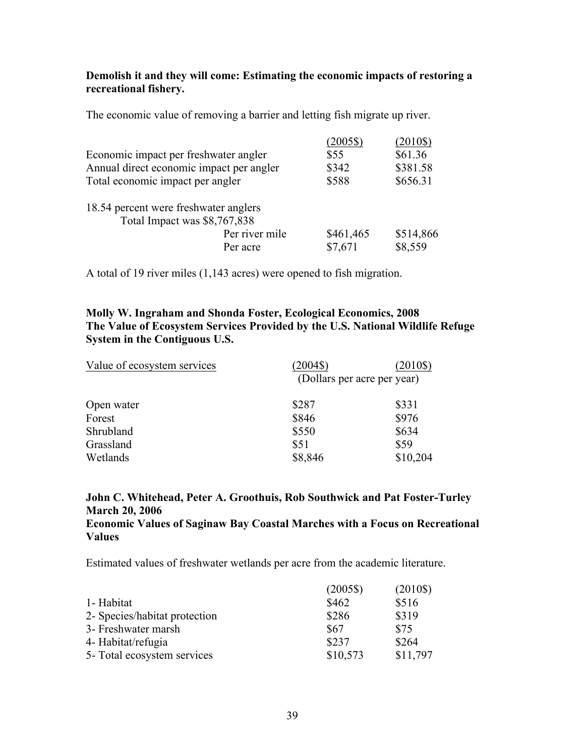**Demolish it and they will come: Estimating the economic impacts of restoring a recreational fishery.**

The economic value of removing a barrier and letting fish migrate up river.

| | (2005$) | (2010$) |
|---|---|---|
| Economic impact per freshwater angler | $55 | $61.36 |
| Annual direct economic impact per angler | $342 | $381.58 |
| Total economic impact per angler | $588 | $656.31 |

18.54 percent were freshwater anglers

Total Impact was $8,767,838

| | (2005$) | (2010$) |
|---|---|---|
| Per river mile | $461,465 | $514,866 |
| Per acre | $7,671 | $8,559 |

A total of 19 river miles (1,143 acres) were opened to fish migration.

**Molly W. Ingraham and Shonda Foster, Ecological Economics, 2008**
**The Value of Ecosystem Services Provided by the U.S. National Wildlife Refuge System in the Contiguous U.S.**

| Value of ecosystem services | (2004$) | (2010$) |
|---|---|---|
| | (Dollars per acre per year) | |
| Open water | $287 | $331 |
| Forest | $846 | $976 |
| Shrubland | $550 | $634 |
| Grassland | $51 | $59 |
| Wetlands | $8,846 | $10,204 |

**John C. Whitehead, Peter A. Groothuis, Rob Southwick and Pat Foster-Turley**
**March 20, 2006**
**Economic Values of Saginaw Bay Coastal Marches with a Focus on Recreational Values**

Estimated values of freshwater wetlands per acre from the academic literature.

| | (2005$) | (2010$) |
|---|---|---|
| 1- Habitat | $462 | $516 |
| 2- Species/habitat protection | $286 | $319 |
| 3- Freshwater marsh | $67 | $75 |
| 4- Habitat/refugia | $237 | $264 |
| 5- Total ecosystem services | $10,573 | $11,797 |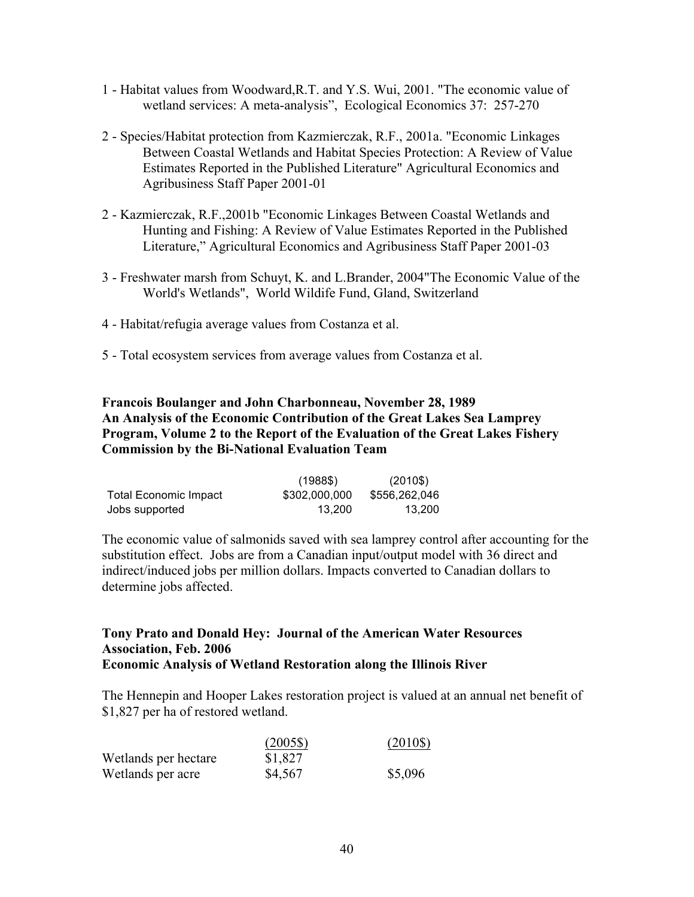1 - Habitat values from Woodward,R.T. and Y.S. Wui, 2001. "The economic value of wetland services: A meta-analysis", Ecological Economics 37: 257-270

2 - Species/Habitat protection from Kazmierczak, R.F., 2001a. "Economic Linkages Between Coastal Wetlands and Habitat Species Protection: A Review of Value Estimates Reported in the Published Literature" Agricultural Economics and Agribusiness Staff Paper 2001-01

2 - Kazmierczak, R.F.,2001b "Economic Linkages Between Coastal Wetlands and Hunting and Fishing: A Review of Value Estimates Reported in the Published Literature," Agricultural Economics and Agribusiness Staff Paper 2001-03

3 - Freshwater marsh from Schuyt, K. and L.Brander, 2004"The Economic Value of the World's Wetlands", World Wildife Fund, Gland, Switzerland

4 - Habitat/refugia average values from Costanza et al.

5 - Total ecosystem services from average values from Costanza et al.

**Francois Boulanger and John Charbonneau, November 28, 1989**
**An Analysis of the Economic Contribution of the Great Lakes Sea Lamprey Program, Volume 2 to the Report of the Evaluation of the Great Lakes Fishery Commission by the Bi-National Evaluation Team**

| | (1988$) | (2010$) |
|---|---|---|
| Total Economic Impact | $302,000,000 | $556,262,046 |
| Jobs supported | 13,200 | 13,200 |

The economic value of salmonids saved with sea lamprey control after accounting for the substitution effect. Jobs are from a Canadian input/output model with 36 direct and indirect/induced jobs per million dollars. Impacts converted to Canadian dollars to determine jobs affected.

**Tony Prato and Donald Hey: Journal of the American Water Resources Association, Feb. 2006**
**Economic Analysis of Wetland Restoration along the Illinois River**

The Hennepin and Hooper Lakes restoration project is valued at an annual net benefit of $1,827 per ha of restored wetland.

| | (2005$) | (2010$) |
|---|---|---|
| Wetlands per hectare | $1,827 | |
| Wetlands per acre | $4,567 | $5,096 |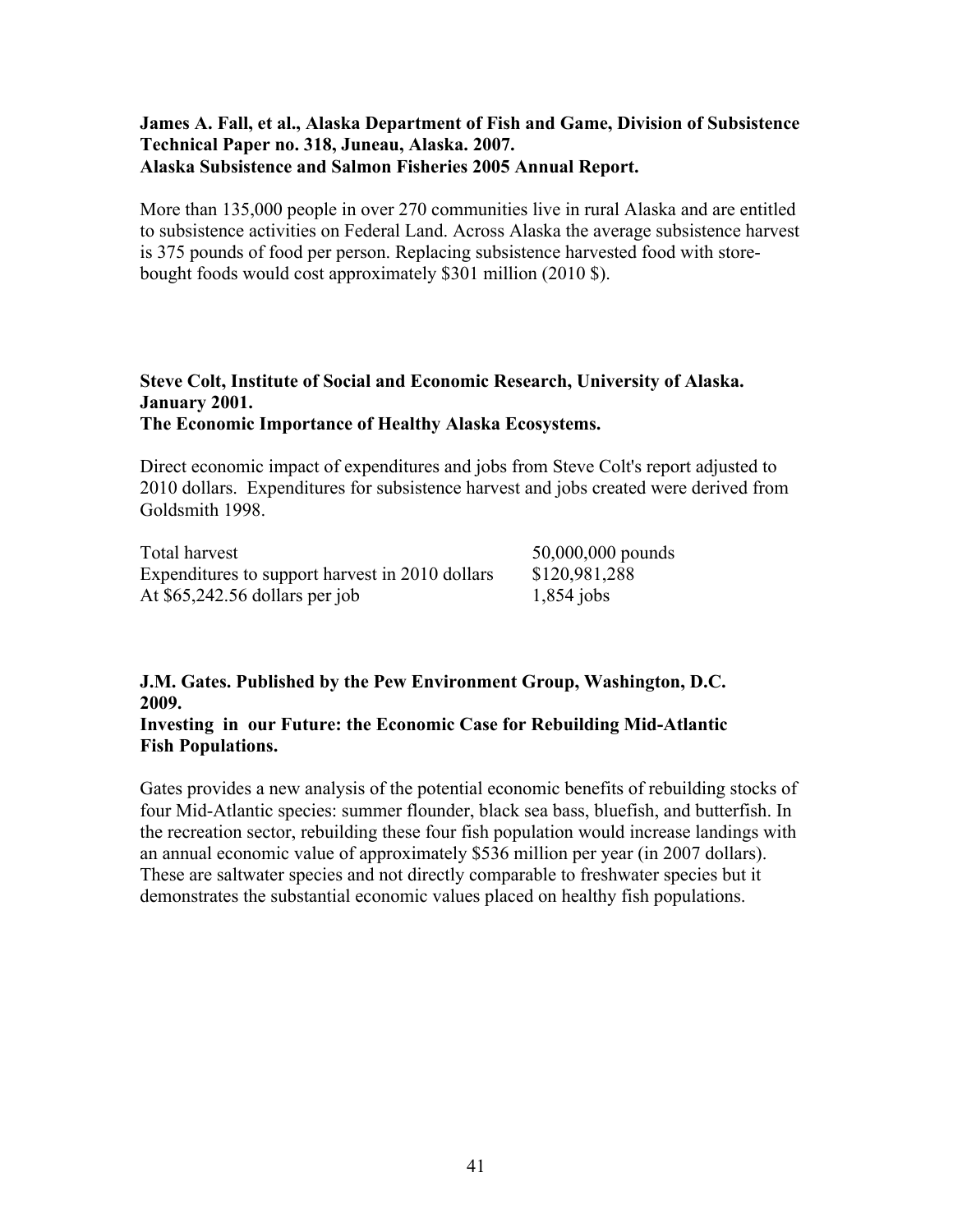**James A. Fall, et al., Alaska Department of Fish and Game, Division of Subsistence Technical Paper no. 318, Juneau, Alaska. 2007.**
**Alaska Subsistence and Salmon Fisheries 2005 Annual Report.**

More than 135,000 people in over 270 communities live in rural Alaska and are entitled to subsistence activities on Federal Land. Across Alaska the average subsistence harvest is 375 pounds of food per person. Replacing subsistence harvested food with store-bought foods would cost approximately $301 million (2010 $).

**Steve Colt, Institute of Social and Economic Research, University of Alaska. January 2001.**
**The Economic Importance of Healthy Alaska Ecosystems.**

Direct economic impact of expenditures and jobs from Steve Colt's report adjusted to 2010 dollars. Expenditures for subsistence harvest and jobs created were derived from Goldsmith 1998.

| | |
|---|---|
| Total harvest | 50,000,000 pounds |
| Expenditures to support harvest in 2010 dollars | $120,981,288 |
| At $65,242.56 dollars per job | 1,854 jobs |

**J.M. Gates. Published by the Pew Environment Group, Washington, D.C. 2009.**
**Investing in our Future: the Economic Case for Rebuilding Mid-Atlantic Fish Populations.**

Gates provides a new analysis of the potential economic benefits of rebuilding stocks of four Mid-Atlantic species: summer flounder, black sea bass, bluefish, and butterfish. In the recreation sector, rebuilding these four fish population would increase landings with an annual economic value of approximately $536 million per year (in 2007 dollars). These are saltwater species and not directly comparable to freshwater species but it demonstrates the substantial economic values placed on healthy fish populations.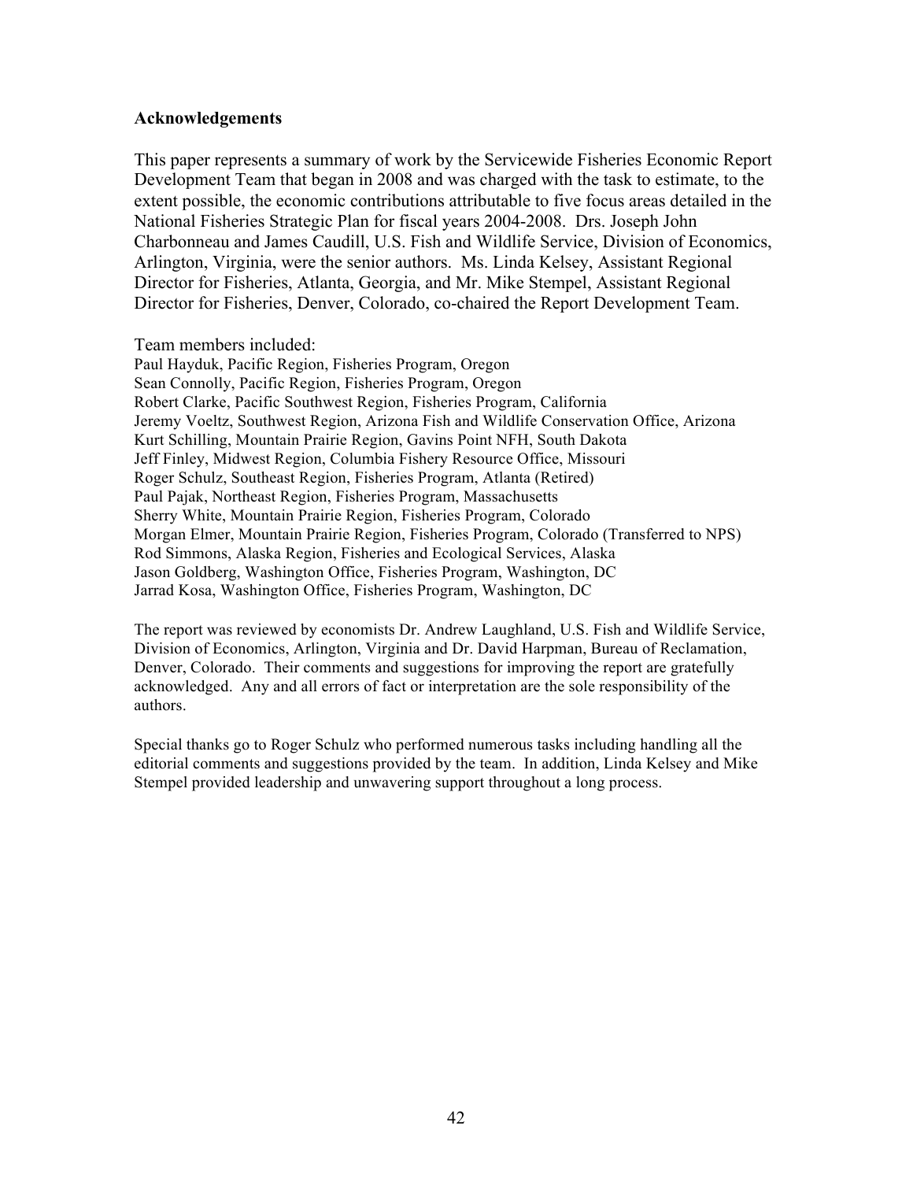## Acknowledgements

This paper represents a summary of work by the Servicewide Fisheries Economic Report Development Team that began in 2008 and was charged with the task to estimate, to the extent possible, the economic contributions attributable to five focus areas detailed in the National Fisheries Strategic Plan for fiscal years 2004-2008. Drs. Joseph John Charbonneau and James Caudill, U.S. Fish and Wildlife Service, Division of Economics, Arlington, Virginia, were the senior authors. Ms. Linda Kelsey, Assistant Regional Director for Fisheries, Atlanta, Georgia, and Mr. Mike Stempel, Assistant Regional Director for Fisheries, Denver, Colorado, co-chaired the Report Development Team.

Team members included:
Paul Hayduk, Pacific Region, Fisheries Program, Oregon
Sean Connolly, Pacific Region, Fisheries Program, Oregon
Robert Clarke, Pacific Southwest Region, Fisheries Program, California
Jeremy Voeltz, Southwest Region, Arizona Fish and Wildlife Conservation Office, Arizona
Kurt Schilling, Mountain Prairie Region, Gavins Point NFH, South Dakota
Jeff Finley, Midwest Region, Columbia Fishery Resource Office, Missouri
Roger Schulz, Southeast Region, Fisheries Program, Atlanta (Retired)
Paul Pajak, Northeast Region, Fisheries Program, Massachusetts
Sherry White, Mountain Prairie Region, Fisheries Program, Colorado
Morgan Elmer, Mountain Prairie Region, Fisheries Program, Colorado (Transferred to NPS)
Rod Simmons, Alaska Region, Fisheries and Ecological Services, Alaska
Jason Goldberg, Washington Office, Fisheries Program, Washington, DC
Jarrad Kosa, Washington Office, Fisheries Program, Washington, DC

The report was reviewed by economists Dr. Andrew Laughland, U.S. Fish and Wildlife Service, Division of Economics, Arlington, Virginia and Dr. David Harpman, Bureau of Reclamation, Denver, Colorado. Their comments and suggestions for improving the report are gratefully acknowledged. Any and all errors of fact or interpretation are the sole responsibility of the authors.

Special thanks go to Roger Schulz who performed numerous tasks including handling all the editorial comments and suggestions provided by the team. In addition, Linda Kelsey and Mike Stempel provided leadership and unwavering support throughout a long process.